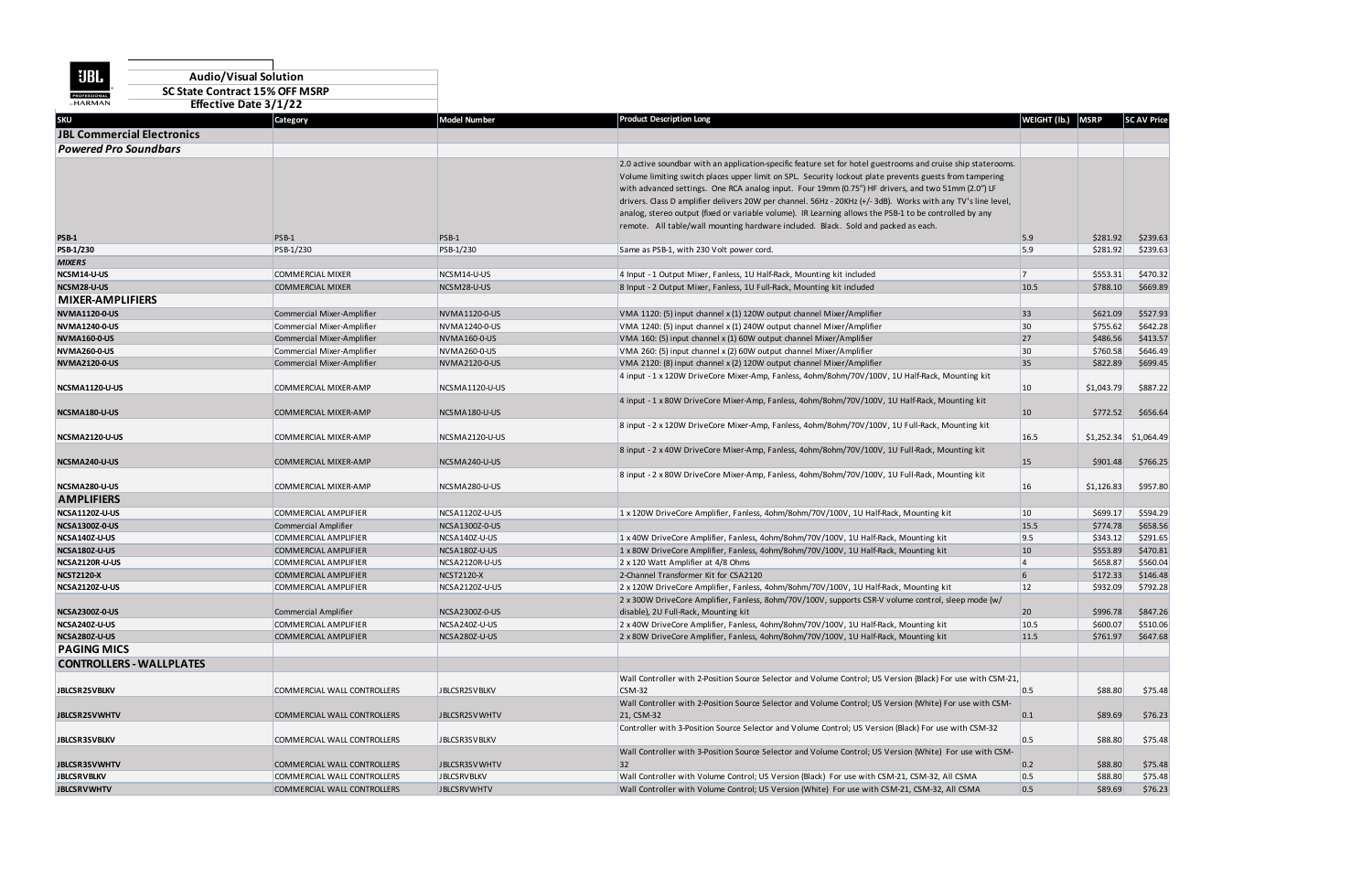**Audio/Visual Solution**
**SC State Contract 15% OFF MSRP**
**Effective Date 3/1/22**

| SKU | Category | Model Number | Product Description Long | WEIGHT (lb.) | MSRP | SC AV Price |
|---|---|---|---|---|---|---|
| **JBL Commercial Electronics** | | | | | | |
| ***Powered Pro Soundbars*** | | | | | | |
| **PSB-1** | PSB-1 | PSB-1 | 2.0 active soundbar with an application-specific feature set for hotel guestrooms and cruise ship staterooms. Volume limiting switch places upper limit on SPL. Security lockout plate prevents guests from tampering with advanced settings. One RCA analog input. Four 19mm (0.75") HF drivers, and two 51mm (2.0") LF drivers. Class D amplifier delivers 20W per channel. 56Hz - 20KHz (+/- 3dB). Works with any TV's line level, analog, stereo output (fixed or variable volume). IR Learning allows the PSB-1 to be controlled by any remote. All table/wall mounting hardware included. Black. Sold and packed as each. | 5.9 | $281.92 | $239.63 |
| **PSB-1/230** | PSB-1/230 | PSB-1/230 | Same as PSB-1, with 230 Volt power cord. | 5.9 | $281.92 | $239.63 |
| ***MIXERS*** | | | | | | |
| **NCSM14-U-US** | COMMERCIAL MIXER | NCSM14-U-US | 4 Input - 1 Output Mixer, Fanless, 1U Half-Rack, Mounting kit included | 7 | $553.31 | $470.32 |
| **NCSM28-U-US** | COMMERCIAL MIXER | NCSM28-U-US | 8 Input - 2 Output Mixer, Fanless, 1U Full-Rack, Mounting kit included | 10.5 | $788.10 | $669.89 |
| **MIXER-AMPLIFIERS** | | | | | | |
| **NVMA1120-0-US** | Commercial Mixer-Amplifier | NVMA1120-0-US | VMA 1120: (5) input channel x (1) 120W output channel Mixer/Amplifier | 33 | $621.09 | $527.93 |
| **NVMA1240-0-US** | Commercial Mixer-Amplifier | NVMA1240-0-US | VMA 1240: (5) input channel x (1) 240W output channel Mixer/Amplifier | 30 | $755.62 | $642.28 |
| **NVMA160-0-US** | Commercial Mixer-Amplifier | NVMA160-0-US | VMA 160: (5) input channel x (1) 60W output channel Mixer/Amplifier | 27 | $486.56 | $413.57 |
| **NVMA260-0-US** | Commercial Mixer-Amplifier | NVMA260-0-US | VMA 260: (5) input channel x (2) 60W output channel Mixer/Amplifier | 30 | $760.58 | $646.49 |
| **NVMA2120-0-US** | Commercial Mixer-Amplifier | NVMA2120-0-US | VMA 2120: (8) input channel x (2) 120W output channel Mixer/Amplifier | 35 | $822.89 | $699.45 |
| **NCSMA1120-U-US** | COMMERCIAL MIXER-AMP | NCSMA1120-U-US | 4 input - 1 x 120W DriveCore Mixer-Amp, Fanless, 4ohm/8ohm/70V/100V, 1U Half-Rack, Mounting kit | 10 | $1,043.79 | $887.22 |
| **NCSMA180-U-US** | COMMERCIAL MIXER-AMP | NCSMA180-U-US | 4 input - 1 x 80W DriveCore Mixer-Amp, Fanless, 4ohm/8ohm/70V/100V, 1U Half-Rack, Mounting kit | 10 | $772.52 | $656.64 |
| **NCSMA2120-U-US** | COMMERCIAL MIXER-AMP | NCSMA2120-U-US | 8 input - 2 x 120W DriveCore Mixer-Amp, Fanless, 4ohm/8ohm/70V/100V, 1U Full-Rack, Mounting kit | 16.5 | $1,252.34 | $1,064.49 |
| **NCSMA240-U-US** | COMMERCIAL MIXER-AMP | NCSMA240-U-US | 8 input - 2 x 40W DriveCore Mixer-Amp, Fanless, 4ohm/8ohm/70V/100V, 1U Full-Rack, Mounting kit | 15 | $901.48 | $766.25 |
| **NCSMA280-U-US** | COMMERCIAL MIXER-AMP | NCSMA280-U-US | 8 input - 2 x 80W DriveCore Mixer-Amp, Fanless, 4ohm/8ohm/70V/100V, 1U Full-Rack, Mounting kit | 16 | $1,126.83 | $957.80 |
| **AMPLIFIERS** | | | | | | |
| **NCSA1120Z-U-US** | COMMERCIAL AMPLIFIER | NCSA1120Z-U-US | 1 x 120W DriveCore Amplifier, Fanless, 4ohm/8ohm/70V/100V, 1U Half-Rack, Mounting kit | 10 | $699.17 | $594.29 |
| **NCSA1300Z-0-US** | Commercial Amplifier | NCSA1300Z-0-US | | 15.5 | $774.78 | $658.56 |
| **NCSA140Z-U-US** | COMMERCIAL AMPLIFIER | NCSA140Z-U-US | 1 x 40W DriveCore Amplifier, Fanless, 4ohm/8ohm/70V/100V, 1U Half-Rack, Mounting kit | 9.5 | $343.12 | $291.65 |
| **NCSA180Z-U-US** | COMMERCIAL AMPLIFIER | NCSA180Z-U-US | 1 x 80W DriveCore Amplifier, Fanless, 4ohm/8ohm/70V/100V, 1U Half-Rack, Mounting kit | 10 | $553.89 | $470.81 |
| **NCSA2120R-U-US** | COMMERCIAL AMPLIFIER | NCSA2120R-U-US | 2 x 120 Watt Amplifier at 4/8 Ohms | 4 | $658.87 | $560.04 |
| **NCST2120-X** | COMMERCIAL AMPLIFIER | NCST2120-X | 2-Channel Transformer Kit for CSA2120 | 6 | $172.33 | $146.48 |
| **NCSA2120Z-U-US** | COMMERCIAL AMPLIFIER | NCSA2120Z-U-US | 2 x 120W DriveCore Amplifier, Fanless, 4ohm/8ohm/70V/100V, 1U Half-Rack, Mounting kit | 12 | $932.09 | $792.28 |
| **NCSA2300Z-0-US** | Commercial Amplifier | NCSA2300Z-0-US | 2 x 300W DriveCore Amplifier, Fanless, 8ohm/70V/100V, supports CSR-V volume control, sleep mode (w/ disable), 2U Full-Rack, Mounting kit | 20 | $996.78 | $847.26 |
| **NCSA240Z-U-US** | COMMERCIAL AMPLIFIER | NCSA240Z-U-US | 2 x 40W DriveCore Amplifier, Fanless, 4ohm/8ohm/70V/100V, 1U Half-Rack, Mounting kit | 10.5 | $600.07 | $510.06 |
| **NCSA280Z-U-US** | COMMERCIAL AMPLIFIER | NCSA280Z-U-US | 2 x 80W DriveCore Amplifier, Fanless, 4ohm/8ohm/70V/100V, 1U Half-Rack, Mounting kit | 11.5 | $761.97 | $647.68 |
| **PAGING MICS** | | | | | | |
| **CONTROLLERS - WALLPLATES** | | | | | | |
| **JBLCSR2SVBLKV** | COMMERCIAL WALL CONTROLLERS | JBLCSR2SVBLKV | Wall Controller with 2-Position Source Selector and Volume Control; US Version (Black) For use with CSM-21, CSM-32 | 0.5 | $88.80 | $75.48 |
| **JBLCSR2SVWHTV** | COMMERCIAL WALL CONTROLLERS | JBLCSR2SVWHTV | Wall Controller with 2-Position Source Selector and Volume Control; US Version (White) For use with CSM-21, CSM-32 | 0.1 | $89.69 | $76.23 |
| **JBLCSR3SVBLKV** | COMMERCIAL WALL CONTROLLERS | JBLCSR3SVBLKV | Controller with 3-Position Source Selector and Volume Control; US Version (Black) For use with CSM-32 | 0.5 | $88.80 | $75.48 |
| **JBLCSR3SVWHTV** | COMMERCIAL WALL CONTROLLERS | JBLCSR3SVWHTV | Wall Controller with 3-Position Source Selector and Volume Control; US Version (White) For use with CSM-32 | 0.2 | $88.80 | $75.48 |
| **JBLCSRVBLKV** | COMMERCIAL WALL CONTROLLERS | JBLCSRVBLKV | Wall Controller with Volume Control; US Version (Black) For use with CSM-21, CSM-32, All CSMA | 0.5 | $88.80 | $75.48 |
| **JBLCSRVWHTV** | COMMERCIAL WALL CONTROLLERS | JBLCSRVWHTV | Wall Controller with Volume Control; US Version (White) For use with CSM-21, CSM-32, All CSMA | 0.5 | $89.69 | $76.23 |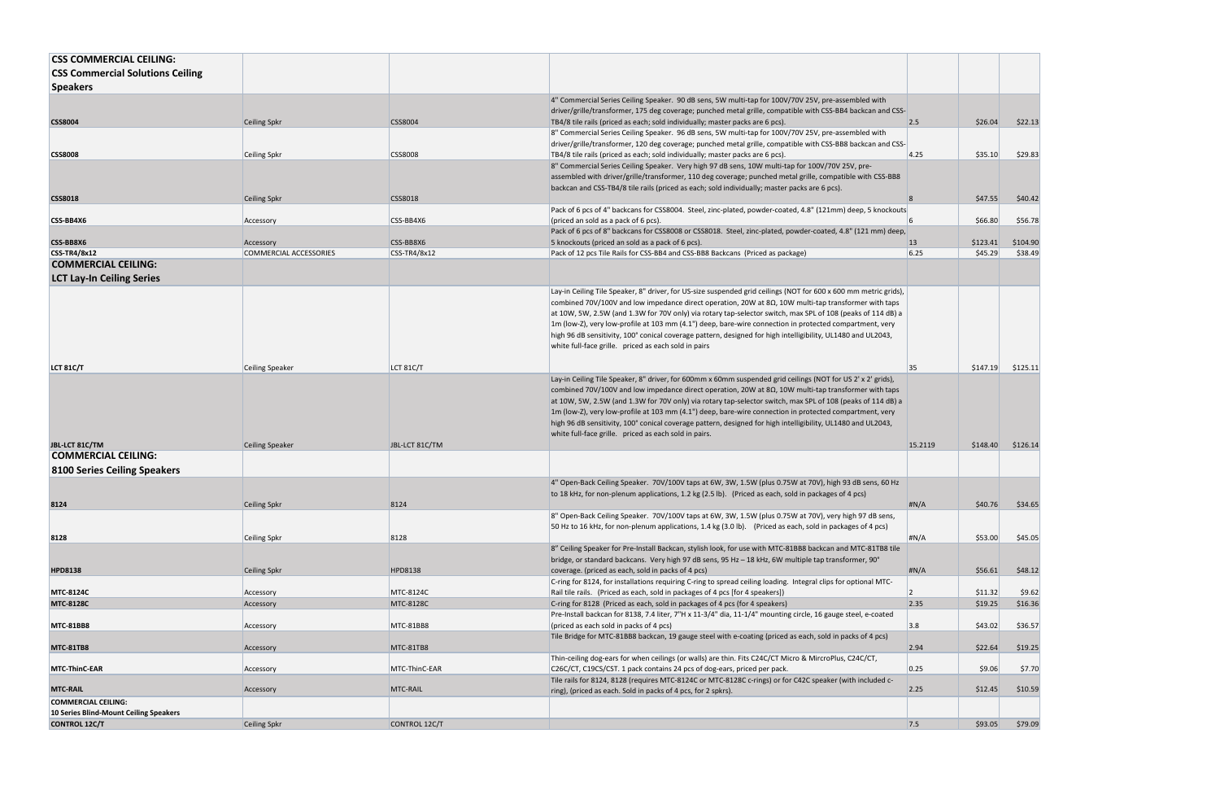| | | | | | | |
|---|---|---|---|---|---|---|
| **CSS COMMERCIAL CEILING:**<br>**CSS Commercial Solutions Ceiling Speakers** | | | | | | |
| **CSS8004** | Ceiling Spkr | CSS8004 | 4" Commercial Series Ceiling Speaker. 90 dB sens, 5W multi-tap for 100V/70V 25V, pre-assembled with driver/grille/transformer, 175 deg coverage; punched metal grille, compatible with CSS-BB4 backcan and CSS-TB4/8 tile rails (priced as each; sold individually; master packs are 6 pcs). | 2.5 | $26.04 | $22.13 |
| **CSS8008** | Ceiling Spkr | CSS8008 | 8" Commercial Series Ceiling Speaker. 96 dB sens, 5W multi-tap for 100V/70V 25V, pre-assembled with driver/grille/transformer, 120 deg coverage; punched metal grille, compatible with CSS-BB8 backcan and CSS-TB4/8 tile rails (priced as each; sold individually; master packs are 6 pcs). | 4.25 | $35.10 | $29.83 |
| **CSS8018** | Ceiling Spkr | CSS8018 | 8" Commercial Series Ceiling Speaker. Very high 97 dB sens, 10W multi-tap for 100V/70V 25V, pre-assembled with driver/grille/transformer, 110 deg coverage; punched metal grille, compatible with CSS-BB8 backcan and CSS-TB4/8 tile rails (priced as each; sold individually; master packs are 6 pcs). | 8 | $47.55 | $40.42 |
| **CSS-BB4X6** | Accessory | CSS-BB4X6 | Pack of 6 pcs of 4" backcans for CSS8004. Steel, zinc-plated, powder-coated, 4.8" (121mm) deep, 5 knockouts (priced an sold as a pack of 6 pcs). | 6 | $66.80 | $56.78 |
| **CSS-BB8X6** | Accessory | CSS-BB8X6 | Pack of 6 pcs of 8" backcans for CSS8008 or CSS8018. Steel, zinc-plated, powder-coated, 4.8" (121 mm) deep, 5 knockouts (priced an sold as a pack of 6 pcs). | 13 | $123.41 | $104.90 |
| **CSS-TR4/8x12** | COMMERCIAL ACCESSORIES | CSS-TR4/8x12 | Pack of 12 pcs Tile Rails for CSS-BB4 and CSS-BB8 Backcans (Priced as package) | 6.25 | $45.29 | $38.49 |
| **COMMERCIAL CEILING:**<br>**LCT Lay-In Ceiling Series** | | | | | | |
| **LCT 81C/T** | Ceiling Speaker | LCT 81C/T | Lay-in Ceiling Tile Speaker, 8" driver, for US-size suspended grid ceilings (NOT for 600 x 600 mm metric grids), combined 70V/100V and low impedance direct operation, 20W at 8Ω, 10W multi-tap transformer with taps at 10W, 5W, 2.5W (and 1.3W for 70V only) via rotary tap-selector switch, max SPL of 108 (peaks of 114 dB) a 1m (low-Z), very low-profile at 103 mm (4.1") deep, bare-wire connection in protected compartment, very high 96 dB sensitivity, 100° conical coverage pattern, designed for high intelligibility, UL1480 and UL2043, white full-face grille. priced as each sold in pairs | 35 | $147.19 | $125.11 |
| **JBL-LCT 81C/TM** | Ceiling Speaker | JBL-LCT 81C/TM | Lay-in Ceiling Tile Speaker, 8" driver, for 600mm x 60mm suspended grid ceilings (NOT for US 2' x 2' grids), combined 70V/100V and low impedance direct operation, 20W at 8Ω, 10W multi-tap transformer with taps at 10W, 5W, 2.5W (and 1.3W for 70V only) via rotary tap-selector switch, max SPL of 108 (peaks of 114 dB) a 1m (low-Z), very low-profile at 103 mm (4.1") deep, bare-wire connection in protected compartment, very high 96 dB sensitivity, 100° conical coverage pattern, designed for high intelligibility, UL1480 and UL2043, white full-face grille. priced as each sold in pairs. | 15.2119 | $148.40 | $126.14 |
| **COMMERCIAL CEILING:**<br>**8100 Series Ceiling Speakers** | | | | | | |
| **8124** | Ceiling Spkr | 8124 | 4" Open-Back Ceiling Speaker. 70V/100V taps at 6W, 3W, 1.5W (plus 0.75W at 70V), high 93 dB sens, 60 Hz to 18 kHz, for non-plenum applications, 1.2 kg (2.5 lb). (Priced as each, sold in packages of 4 pcs) | #N/A | $40.76 | $34.65 |
| **8128** | Ceiling Spkr | 8128 | 8" Open-Back Ceiling Speaker. 70V/100V taps at 6W, 3W, 1.5W (plus 0.75W at 70V), very high 97 dB sens, 50 Hz to 16 kHz, for non-plenum applications, 1.4 kg (3.0 lb). (Priced as each, sold in packages of 4 pcs) | #N/A | $53.00 | $45.05 |
| **HPD8138** | Ceiling Spkr | HPD8138 | 8" Ceiling Speaker for Pre-Install Backcan, stylish look, for use with MTC-81BB8 backcan and MTC-81TB8 tile bridge, or standard backcans. Very high 97 dB sens, 95 Hz – 18 kHz, 6W multiple tap transformer, 90° coverage. (priced as each, sold in packs of 4 pcs) | #N/A | $56.61 | $48.12 |
| **MTC-8124C** | Accessory | MTC-8124C | C-ring for 8124, for installations requiring C-ring to spread ceiling loading. Integral clips for optional MTC-Rail tile rails. (Priced as each, sold in packages of 4 pcs [for 4 speakers]) | 2 | $11.32 | $9.62 |
| **MTC-8128C** | Accessory | MTC-8128C | C-ring for 8128 (Priced as each, sold in packages of 4 pcs (for 4 speakers) | 2.35 | $19.25 | $16.36 |
| **MTC-81BB8** | Accessory | MTC-81BB8 | Pre-Install backcan for 8138, 7.4 liter, 7"H x 11-3/4" dia, 11-1/4" mounting circle, 16 gauge steel, e-coated (priced as each sold in packs of 4 pcs) | 3.8 | $43.02 | $36.57 |
| **MTC-81TB8** | Accessory | MTC-81TB8 | Tile Bridge for MTC-81BB8 backcan, 19 gauge steel with e-coating (priced as each, sold in packs of 4 pcs) | 2.94 | $22.64 | $19.25 |
| **MTC-ThinC-EAR** | Accessory | MTC-ThinC-EAR | Thin-ceiling dog-ears for when ceilings (or walls) are thin. Fits C24C/CT Micro & MircroPlus, C24C/CT, C26C/CT, C19CS/CST. 1 pack contains 24 pcs of dog-ears, priced per pack. | 0.25 | $9.06 | $7.70 |
| **MTC-RAIL** | Accessory | MTC-RAIL | Tile rails for 8124, 8128 (requires MTC-8124C or MTC-8128C c-rings) or for C42C speaker (with included c-ring), (priced as each. Sold in packs of 4 pcs, for 2 spkrs). | 2.25 | $12.45 | $10.59 |
| **COMMERCIAL CEILING:**<br>**10 Series Blind-Mount Ceiling Speakers** | | | | | | |
| **CONTROL 12C/T** | Ceiling Spkr | CONTROL 12C/T | | 7.5 | $93.05 | $79.09 |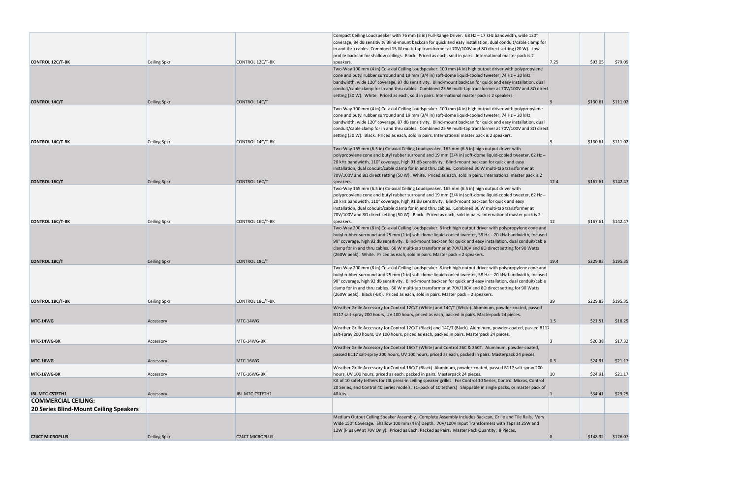| | | | | | | |
|---|---|---|---|---|---|---|
| **CONTROL 12C/T-BK** | Ceiling Spkr | CONTROL 12C/T-BK | Compact Ceiling Loudspeaker with 76 mm (3 in) Full-Range Driver. 68 Hz – 17 kHz bandwidth, wide 130° coverage, 84 dB sensitivity Blind-mount backcan for quick and easy installation, dual conduit/cable clamp for in and thru cables. Combined 15 W multi-tap transformer at 70V/100V and 8Ω direct setting (20 W). Low profile backcan for shallow ceilings. Black. Priced as each, sold in pairs. International master pack is 2 speakers. | 7.25 | $93.05 | $79.09 |
| **CONTROL 14C/T** | Ceiling Spkr | CONTROL 14C/T | Two-Way 100 mm (4 in) Co-axial Ceiling Loudspeaker. 100 mm (4 in) high output driver with polypropylene cone and butyl rubber surround and 19 mm (3/4 in) soft-dome liquid-cooled tweeter, 74 Hz – 20 kHz bandwidth, wide 120° coverage, 87 dB sensitivity. Blind-mount backcan for quick and easy installation, dual conduit/cable clamp for in and thru cables. Combined 25 W multi-tap transformer at 70V/100V and 8Ω direct setting (30 W). White. Priced as each, sold in pairs. International master pack is 2 speakers. | 9 | $130.61 | $111.02 |
| **CONTROL 14C/T-BK** | Ceiling Spkr | CONTROL 14C/T-BK | Two-Way 100 mm (4 in) Co-axial Ceiling Loudspeaker. 100 mm (4 in) high output driver with polypropylene cone and butyl rubber surround and 19 mm (3/4 in) soft-dome liquid-cooled tweeter, 74 Hz – 20 kHz bandwidth, wide 120° coverage, 87 dB sensitivity. Blind-mount backcan for quick and easy installation, dual conduit/cable clamp for in and thru cables. Combined 25 W multi-tap transformer at 70V/100V and 8Ω direct setting (30 W). Black. Priced as each, sold in pairs. International master pack is 2 speakers. | 9 | $130.61 | $111.02 |
| **CONTROL 16C/T** | Ceiling Spkr | CONTROL 16C/T | Two-Way 165 mm (6.5 in) Co-axial Ceiling Loudspeaker. 165 mm (6.5 in) high output driver with polypropylene cone and butyl rubber surround and 19 mm (3/4 in) soft-dome liquid-cooled tweeter, 62 Hz – 20 kHz bandwidth, 110° coverage, high 91 dB sensitivity. Blind-mount backcan for quick and easy installation, dual conduit/cable clamp for in and thru cables. Combined 30 W multi-tap transformer at 70V/100V and 8Ω direct setting (50 W). White. Priced as each, sold in pairs. International master pack is 2 speakers. | 12.4 | $167.61 | $142.47 |
| **CONTROL 16C/T-BK** | Ceiling Spkr | CONTROL 16C/T-BK | Two-Way 165 mm (6.5 in) Co-axial Ceiling Loudspeaker. 165 mm (6.5 in) high output driver with polypropylene cone and butyl rubber surround and 19 mm (3/4 in) soft-dome liquid-cooled tweeter, 62 Hz – 20 kHz bandwidth, 110° coverage, high 91 dB sensitivity. Blind-mount backcan for quick and easy installation, dual conduit/cable clamp for in and thru cables. Combined 30 W multi-tap transformer at 70V/100V and 8Ω direct setting (50 W). Black. Priced as each, sold in pairs. International master pack is 2 speakers. | 12 | $167.61 | $142.47 |
| **CONTROL 18C/T** | Ceiling Spkr | CONTROL 18C/T | Two-Way 200 mm (8 in) Co-axial Ceiling Loudspeaker. 8 inch high output driver with polypropylene cone and butyl rubber surround and 25 mm (1 in) soft-dome liquid-cooled tweeter, 58 Hz – 20 kHz bandwidth, focused 90° coverage, high 92 dB sensitivity. Blind-mount backcan for quick and easy installation, dual conduit/cable clamp for in and thru cables. 60 W multi-tap transformer at 70V/100V and 8Ω direct setting for 90 Watts (260W peak). White. Priced as each, sold in pairs. Master pack = 2 speakers. | 19.4 | $229.83 | $195.35 |
| **CONTROL 18C/T-BK** | Ceiling Spkr | CONTROL 18C/T-BK | Two-Way 200 mm (8 in) Co-axial Ceiling Loudspeaker. 8 inch high output driver with polypropylene cone and butyl rubber surround and 25 mm (1 in) soft-dome liquid-cooled tweeter, 58 Hz – 20 kHz bandwidth, focused 90° coverage, high 92 dB sensitivity. Blind-mount backcan for quick and easy installation, dual conduit/cable clamp for in and thru cables. 60 W multi-tap transformer at 70V/100V and 8Ω direct setting for 90 Watts (260W peak). Black (-BK). Priced as each, sold in pairs. Master pack = 2 speakers. | 39 | $229.83 | $195.35 |
| **MTC-14WG** | Accessory | MTC-14WG | Weather Grille Accessory for Control 12C/T (White) and 14C/T (White). Aluminum, powder-coated, passed B117 salt-spray 200 hours, UV 100 hours, priced as each, packed in pairs. Masterpack 24 pieces. | 1.5 | $21.51 | $18.29 |
| **MTC-14WG-BK** | Accessory | MTC-14WG-BK | Weather Grille Accessory for Control 12C/T (Black) and 14C/T (Black). Aluminum, powder-coated, passed B117 salt-spray 200 hours, UV 100 hours, priced as each, packed in pairs. Masterpack 24 pieces. | 3 | $20.38 | $17.32 |
| **MTC-16WG** | Accessory | MTC-16WG | Weather Grille Accessory for Control 16C/T (White) and Control 26C & 26CT. Aluminum, powder-coated, passed B117 salt-spray 200 hours, UV 100 hours, priced as each, packed in pairs. Masterpack 24 pieces. | 0.3 | $24.91 | $21.17 |
| **MTC-16WG-BK** | Accessory | MTC-16WG-BK | Weather Grille Accessory for Control 16C/T (Black). Aluminum, powder-coated, passed B117 salt-spray 200 hours, UV 100 hours, priced as each, packed in pairs. Masterpack 24 pieces. | 10 | $24.91 | $21.17 |
| **JBL-MTC-CSTETH1** | Accessory | JBL-MTC-CSTETH1 | Kit of 10 safety tethers for JBL press-in ceiling speaker grilles. For Control 10 Series, Control Micros, Control 20 Series, and Control 40 Series models. (1=pack of 10 tethers) Shippable in single packs, or master pack of 40 kits. | 1 | $34.41 | $29.25 |
| **COMMERCIAL CEILING: 20 Series Blind-Mount Ceiling Speakers** | | | | | | |
| **C24CT MICROPLUS** | Ceiling Spkr | C24CT MICROPLUS | Medium Output Ceiling Speaker Assembly. Complete Assembly Includes Backcan, Grille and Tile Rails. Very Wide 150° Coverage. Shallow 100 mm (4 in) Depth. 70V/100V Input Transformers with Taps at 25W and 12W (Plus 6W at 70V Only). Priced as Each, Packed as Pairs. Master Pack Quantity: 8 Pieces. | 8 | $148.32 | $126.07 |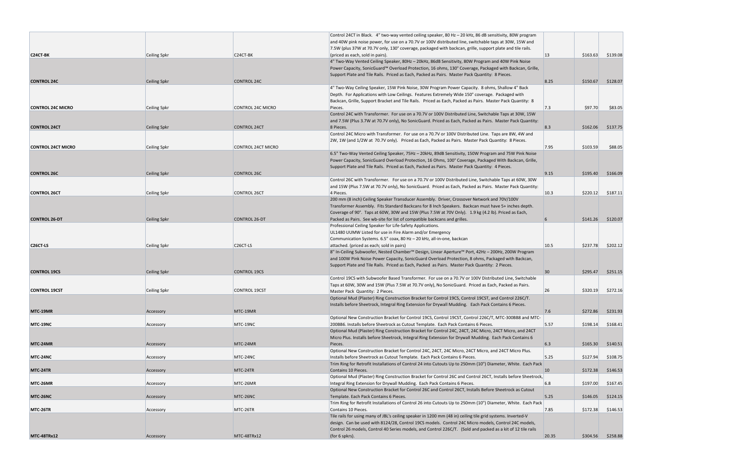| | | | | | | |
|---|---|---|---|---|---|---|
| **C24CT-BK** | Ceiling Spkr | C24CT-BK | Control 24CT in Black. 4" two-way vented ceiling speaker, 80 Hz – 20 kHz, 86 dB sensitivity, 80W program and 40W pink noise power, for use on a 70.7V or 100V distributed line, switchable taps at 30W, 15W and 7.5W (plus 37W at 70.7V only, 130° coverage, packaged with backcan, grille, support plate and tile rails. (priced as each, sold in pairs). | 13 | $163.63 | $139.08 |
| **CONTROL 24C** | Ceiling Spkr | CONTROL 24C | 4" Two-Way Vented Ceiling Speaker, 80Hz – 20kHz, 86dB Sensitivity, 80W Program and 40W Pink Noise Power Capacity, SonicGuard™ Overload Protection, 16 ohms, 130° Coverage, Packaged with Backcan, Grille, Support Plate and Tile Rails. Priced as Each, Packed as Pairs. Master Pack Quantity: 8 Pieces. | 8.25 | $150.67 | $128.07 |
| **CONTROL 24C MICRO** | Ceiling Spkr | CONTROL 24C MICRO | 4" Two-Way Ceiling Speaker, 15W Pink Noise, 30W Program Power Capacity. 8 ohms, Shallow 4" Back Depth. For Applications with Low Ceilings. Features Extremely Wide 150° coverage. Packaged with Backcan, Grille, Support Bracket and Tile Rails. Priced as Each, Packed as Pairs. Master Pack Quantity: 8 Pieces. | 7.3 | $97.70 | $83.05 |
| **CONTROL 24CT** | Ceiling Spkr | CONTROL 24CT | Control 24C with Transformer. For use on a 70.7V or 100V Distributed Line, Switchable Taps at 30W, 15W and 7.5W (Plus 3.7W at 70.7V only), No SonicGuard. Priced as Each, Packed as Pairs. Master Pack Quantity: 8 Pieces. | 8.3 | $162.06 | $137.75 |
| **CONTROL 24CT MICRO** | Ceiling Spkr | CONTROL 24CT MICRO | Control 24C Micro with Transformer. For use on a 70.7V or 100V Distributed Line. Taps are 8W, 4W and 2W, 1W (and 1/2W at 70.7V only). Priced as Each, Packed as Pairs. Master Pack Quantity: 8 Pieces. | 7.95 | $103.59 | $88.05 |
| **CONTROL 26C** | Ceiling Spkr | CONTROL 26C | 6.5" Two-Way Vented Ceiling Speaker, 75Hz – 20kHz, 89dB Sensitivity, 150W Program and 75W Pink Noise Power Capacity, SonicGuard Overload Protection, 16 Ohms, 100° Coverage, Packaged With Backcan, Grille, Support Plate and Tile Rails. Priced as Each, Packed as Pairs. Master Pack Quantity: 4 Pieces. | 9.15 | $195.40 | $166.09 |
| **CONTROL 26CT** | Ceiling Spkr | CONTROL 26CT | Control 26C with Transformer. For use on a 70.7V or 100V Distributed Line, Switchable Taps at 60W, 30W and 15W (Plus 7.5W at 70.7V only), No SonicGuard. Priced as Each, Packed as Pairs. Master Pack Quantity: 4 Pieces. | 10.3 | $220.12 | $187.11 |
| **CONTROL 26-DT** | Ceiling Spkr | CONTROL 26-DT | 200 mm (8 inch) Ceiling Speaker Transducer Assembly. Driver, Crossover Network and 70V/100V Transformer Assembly. Fits Standard Backcans for 8 Inch Speakers. Backcan must have 5+ inches depth. Coverage of 90°. Taps at 60W, 30W and 15W (Plus 7.5W at 70V Only). 1.9 kg (4.2 lb). Priced as Each, Packed as Pairs. See wb-site for list of compatible backcans and grilles. | 6 | $141.26 | $120.07 |
| **C26CT-LS** | Ceiling Spkr | C26CT-LS | Professional Ceiling Speaker for Life-Safety Applications. UL1480 UUMW Listed for use in Fire Alarm and/or Emergency Communication Systems. 6.5" coax, 80 Hz – 20 kHz, all-in-one, backcan attached. (priced as each; sold in pairs) | 10.5 | $237.78 | $202.12 |
| **CONTROL 19CS** | Ceiling Spkr | CONTROL 19CS | 8" In-Ceiling Subwoofer, Nested Chamber™ Design, Linear Aperture™ Port, 42Hz – 200Hz, 200W Program and 100W Pink Noise Power Capacity, SonicGuard Overload Protection, 8 ohms, Packaged with Backcan, Support Plate and Tile Rails. Priced as Each, Packed as Pairs. Master Pack Quantity: 2 Pieces. | 30 | $295.47 | $251.15 |
| **CONTROL 19CST** | Ceiling Spkr | CONTROL 19CST | Control 19CS with Subwoofer Based Transformer. For use on a 70.7V or 100V Distributed Line, Switchable Taps at 60W, 30W and 15W (Plus 7.5W at 70.7V only), No SonicGuard. Priced as Each, Packed as Pairs. Master Pack Quantity: 2 Pieces. | 26 | $320.19 | $272.16 |
| **MTC-19MR** | Accessory | MTC-19MR | Optional Mud (Plaster) Ring Construction Bracket for Control 19CS, Control 19CST, and Control 226C/T. Installs before Sheetrock, Integral Ring Extension for Drywall Mudding. Each Pack Contains 6 Pieces. | 7.6 | $272.86 | $231.93 |
| **MTC-19NC** | Accessory | MTC-19NC | Optional New Construction Bracket for Control 19CS, Control 19CST, Control 226C/T, MTC-300BB8 and MTC-200BB6. Installs before Sheetrock as Cutout Template. Each Pack Contains 6 Pieces. | 5.57 | $198.14 | $168.41 |
| **MTC-24MR** | Accessory | MTC-24MR | Optional Mud (Plaster) Ring Construction Bracket for Control 24C, 24CT, 24C Micro, 24CT Micro, and 24CT Micro Plus. Installs before Sheetrock, Integral Ring Extension for Drywall Mudding. Each Pack Contains 6 Pieces. | 6.3 | $165.30 | $140.51 |
| **MTC-24NC** | Accessory | MTC-24NC | Optional New Construction Bracket for Control 24C, 24CT, 24C Micro, 24CT Micro, and 24CT Micro Plus. Installs before Sheetrock as Cutout Template. Each Pack Contains 6 Pieces. | 5.25 | $127.94 | $108.75 |
| **MTC-24TR** | Accessory | MTC-24TR | Trim Ring for Retrofit Installations of Control 24 into Cutouts Up to 250mm (10") Diameter, White. Each Pack Contains 10 Pieces. | 10 | $172.38 | $146.53 |
| **MTC-26MR** | Accessory | MTC-26MR | Optional Mud (Plaster) Ring Construction Bracket for Control 26C and Control 26CT, Installs before Sheetrock, Integral Ring Extension for Drywall Mudding. Each Pack Contains 6 Pieces. | 6.8 | $197.00 | $167.45 |
| **MTC-26NC** | Accessory | MTC-26NC | Optional New Construction Bracket for Control 26C and Control 26CT, Installs Before Sheetrock as Cutout Template. Each Pack Contains 6 Pieces. | 5.25 | $146.05 | $124.15 |
| **MTC-26TR** | Accessory | MTC-26TR | Trim Ring for Retrofit Installations of Control 26 into Cutouts Up to 250mm (10") Diameter, White. Each Pack Contains 10 Pieces. | 7.85 | $172.38 | $146.53 |
| **MTC-48TRx12** | Accessory | MTC-48TRx12 | Tile rails for using many of JBL's ceiling speaker in 1200 mm (48 in) ceiling tile grid systems. Inverted-V design. Can be used with 8124/28, Control 19CS models. Control 24C Micro models, Control 24C models, Control 26 models, Control 40 Series models, and Control 226C/T. (Sold and packed as a kit of 12 tile rails (for 6 spkrs). | 20.35 | $304.56 | $258.88 |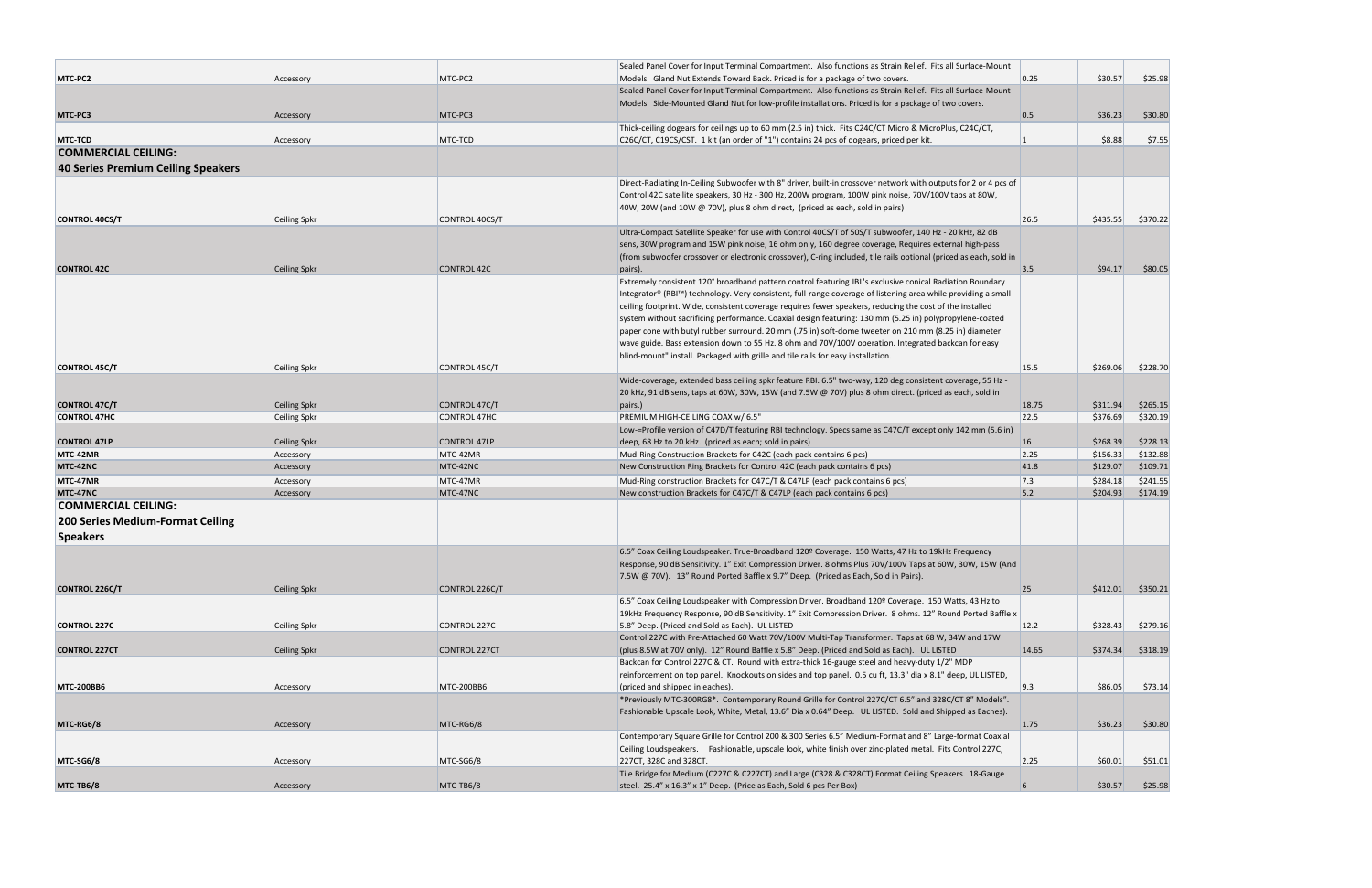| | | | | | | |
|---|---|---|---|---|---|---|
| **MTC-PC2** | Accessory | MTC-PC2 | Sealed Panel Cover for Input Terminal Compartment. Also functions as Strain Relief. Fits all Surface-Mount Models. Gland Nut Extends Toward Back. Priced is for a package of two covers. | 0.25 | $30.57 | $25.98 |
| **MTC-PC3** | Accessory | MTC-PC3 | Sealed Panel Cover for Input Terminal Compartment. Also functions as Strain Relief. Fits all Surface-Mount Models. Side-Mounted Gland Nut for low-profile installations. Priced is for a package of two covers. | 0.5 | $36.23 | $30.80 |
| **MTC-TCD** | Accessory | MTC-TCD | Thick-ceiling dogears for ceilings up to 60 mm (2.5 in) thick. Fits C24C/CT Micro & MicroPlus, C24C/CT, C26C/CT, C19CS/CST. 1 kit (an order of "1") contains 24 pcs of dogears, priced per kit. | 1 | $8.88 | $7.55 |
| **COMMERCIAL CEILING: 40 Series Premium Ceiling Speakers** | | | | | | |
| **CONTROL 40CS/T** | Ceiling Spkr | CONTROL 40CS/T | Direct-Radiating In-Ceiling Subwoofer with 8" driver, built-in crossover network with outputs for 2 or 4 pcs of Control 42C satellite speakers, 30 Hz - 300 Hz, 200W program, 100W pink noise, 70V/100V taps at 80W, 40W, 20W (and 10W @ 70V), plus 8 ohm direct, (priced as each, sold in pairs) | 26.5 | $435.55 | $370.22 |
| **CONTROL 42C** | Ceiling Spkr | CONTROL 42C | Ultra-Compact Satellite Speaker for use with Control 40CS/T of 50S/T subwoofer, 140 Hz - 20 kHz, 82 dB sens, 30W program and 15W pink noise, 16 ohm only, 160 degree coverage, Requires external high-pass (from subwoofer crossover or electronic crossover), C-ring included, tile rails optional (priced as each, sold in pairs). | 3.5 | $94.17 | $80.05 |
| **CONTROL 45C/T** | Ceiling Spkr | CONTROL 45C/T | Extremely consistent 120° broadband pattern control featuring JBL's exclusive conical Radiation Boundary Integrator® (RBI™) technology. Very consistent, full-range coverage of listening area while providing a small ceiling footprint. Wide, consistent coverage requires fewer speakers, reducing the cost of the installed system without sacrificing performance. Coaxial design featuring: 130 mm (5.25 in) polypropylene-coated paper cone with butyl rubber surround. 20 mm (.75 in) soft-dome tweeter on 210 mm (8.25 in) diameter wave guide. Bass extension down to 55 Hz. 8 ohm and 70V/100V operation. Integrated backcan for easy blind-mount" install. Packaged with grille and tile rails for easy installation. | 15.5 | $269.06 | $228.70 |
| **CONTROL 47C/T** | Ceiling Spkr | CONTROL 47C/T | Wide-coverage, extended bass ceiling spkr feature RBI. 6.5" two-way, 120 deg consistent coverage, 55 Hz - 20 kHz, 91 dB sens, taps at 60W, 30W, 15W (and 7.5W @ 70V) plus 8 ohm direct. (priced as each, sold in pairs.) | 18.75 | $311.94 | $265.15 |
| **CONTROL 47HC** | Ceiling Spkr | CONTROL 47HC | PREMIUM HIGH-CEILING COAX w/ 6.5" | 22.5 | $376.69 | $320.19 |
| **CONTROL 47LP** | Ceiling Spkr | CONTROL 47LP | Low-=Profile version of C47D/T featuring RBI technology. Specs same as C47C/T except only 142 mm (5.6 in) deep, 68 Hz to 20 kHz. (priced as each; sold in pairs) | 16 | $268.39 | $228.13 |
| **MTC-42MR** | Accessory | MTC-42MR | Mud-Ring Construction Brackets for C42C (each pack contains 6 pcs) | 2.25 | $156.33 | $132.88 |
| **MTC-42NC** | Accessory | MTC-42NC | New Construction Ring Brackets for Control 42C (each pack contains 6 pcs) | 41.8 | $129.07 | $109.71 |
| **MTC-47MR** | Accessory | MTC-47MR | Mud-Ring construction Brackets for C47C/T & C47LP (each pack contains 6 pcs) | 7.3 | $284.18 | $241.55 |
| **MTC-47NC** | Accessory | MTC-47NC | New construction Brackets for C47C/T & C47LP (each pack contains 6 pcs) | 5.2 | $204.93 | $174.19 |
| **COMMERCIAL CEILING: 200 Series Medium-Format Ceiling Speakers** | | | | | | |
| **CONTROL 226C/T** | Ceiling Spkr | CONTROL 226C/T | 6.5" Coax Ceiling Loudspeaker. True-Broadband 120º Coverage. 150 Watts, 47 Hz to 19kHz Frequency Response, 90 dB Sensitivity. 1" Exit Compression Driver. 8 ohms Plus 70V/100V Taps at 60W, 30W, 15W (And 7.5W @ 70V). 13" Round Ported Baffle x 9.7" Deep. (Priced as Each, Sold in Pairs). | 25 | $412.01 | $350.21 |
| **CONTROL 227C** | Ceiling Spkr | CONTROL 227C | 6.5" Coax Ceiling Loudspeaker with Compression Driver. Broadband 120º Coverage. 150 Watts, 43 Hz to 19kHz Frequency Response, 90 dB Sensitivity. 1" Exit Compression Driver. 8 ohms. 12" Round Ported Baffle x 5.8" Deep. (Priced and Sold as Each). UL LISTED | 12.2 | $328.43 | $279.16 |
| **CONTROL 227CT** | Ceiling Spkr | CONTROL 227CT | Control 227C with Pre-Attached 60 Watt 70V/100V Multi-Tap Transformer. Taps at 68 W, 34W and 17W (plus 8.5W at 70V only). 12" Round Baffle x 5.8" Deep. (Priced and Sold as Each). UL LISTED | 14.65 | $374.34 | $318.19 |
| **MTC-200BB6** | Accessory | MTC-200BB6 | Backcan for Control 227C & CT. Round with extra-thick 16-gauge steel and heavy-duty 1/2" MDP reinforcement on top panel. Knockouts on sides and top panel. 0.5 cu ft, 13.3" dia x 8.1" deep, UL LISTED, (priced and shipped in eaches). | 9.3 | $86.05 | $73.14 |
| **MTC-RG6/8** | Accessory | MTC-RG6/8 | *Previously MTC-300RG8*. Contemporary Round Grille for Control 227C/CT 6.5" and 328C/CT 8" Models". Fashionable Upscale Look, White, Metal, 13.6" Dia x 0.64" Deep. UL LISTED. Sold and Shipped as Eaches). | 1.75 | $36.23 | $30.80 |
| **MTC-SG6/8** | Accessory | MTC-SG6/8 | Contemporary Square Grille for Control 200 & 300 Series 6.5" Medium-Format and 8" Large-format Coaxial Ceiling Loudspeakers. Fashionable, upscale look, white finish over zinc-plated metal. Fits Control 227C, 227CT, 328C and 328CT. | 2.25 | $60.01 | $51.01 |
| **MTC-TB6/8** | Accessory | MTC-TB6/8 | Tile Bridge for Medium (C227C & C227CT) and Large (C328 & C328CT) Format Ceiling Speakers. 18-Gauge steel. 25.4" x 16.3" x 1" Deep. (Price as Each, Sold 6 pcs Per Box) | 6 | $30.57 | $25.98 |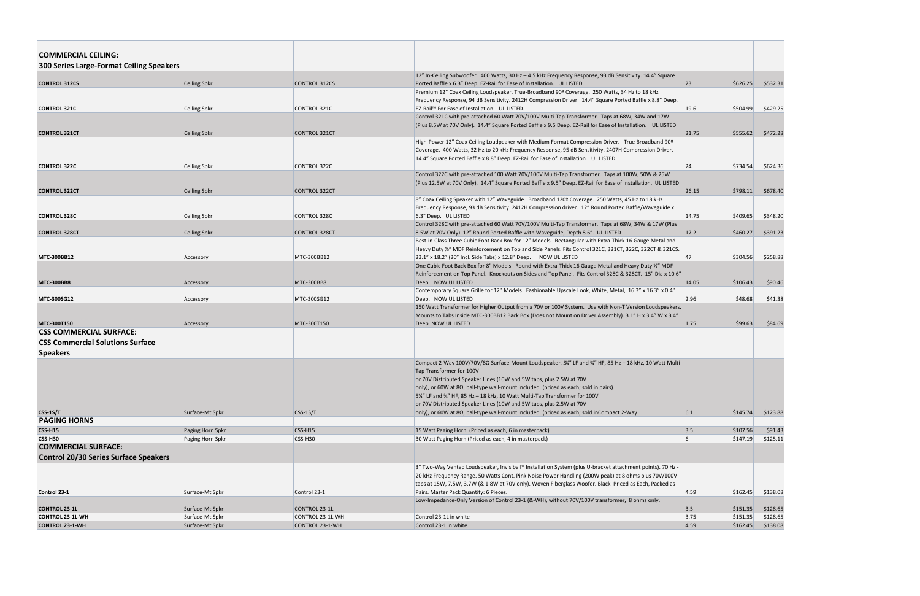| | | | | | | |
|---|---|---|---|---|---|---|
| **COMMERCIAL CEILING: 300 Series Large-Format Ceiling Speakers** | | | | | | |
| **CONTROL 312CS** | Ceiling Spkr | CONTROL 312CS | 12" In-Ceiling Subwoofer. 400 Watts, 30 Hz – 4.5 kHz Frequency Response, 93 dB Sensitivity. 14.4" Square Ported Baffle x 6.3" Deep. EZ-Rail for Ease of Installation. UL LISTED | 23 | $626.25 | $532.31 |
| **CONTROL 321C** | Ceiling Spkr | CONTROL 321C | Premium 12" Coax Ceiling Loudspeaker. True-Broadband 90º Coverage. 250 Watts, 34 Hz to 18 kHz Frequency Response, 94 dB Sensitivity. 2412H Compression Driver. 14.4" Square Ported Baffle x 8.8" Deep. EZ-Rail™ For Ease of Installation. UL LISTED. | 19.6 | $504.99 | $429.25 |
| **CONTROL 321CT** | Ceiling Spkr | CONTROL 321CT | Control 321C with pre-attached 60 Watt 70V/100V Multi-Tap Transformer. Taps at 68W, 34W and 17W (Plus 8.5W at 70V Only). 14.4" Square Ported Baffle x 9.5 Deep. EZ-Rail for Ease of Installation. UL LISTED | 21.75 | $555.62 | $472.28 |
| **CONTROL 322C** | Ceiling Spkr | CONTROL 322C | High-Power 12" Coax Ceiling Loudpeaker with Medium Format Compression Driver. True Broadband 90º Coverage. 400 Watts, 32 Hz to 20 kHz Frequency Response, 95 dB Sensitivity. 2407H Compression Driver. 14.4" Square Ported Baffle x 8.8" Deep. EZ-Rail for Ease of Installation. UL LISTED | 24 | $734.54 | $624.36 |
| **CONTROL 322CT** | Ceiling Spkr | CONTROL 322CT | Control 322C with pre-attached 100 Watt 70V/100V Multi-Tap Transformer. Taps at 100W, 50W & 25W (Plus 12.5W at 70V Only). 14.4" Square Ported Baffle x 9.5" Deep. EZ-Rail for Ease of Installation. UL LISTED | 26.15 | $798.11 | $678.40 |
| **CONTROL 328C** | Ceiling Spkr | CONTROL 328C | 8" Coax Ceiling Speaker with 12" Waveguide. Broadband 120º Coverage. 250 Watts, 45 Hz to 18 kHz Frequency Response, 93 dB Sensitivity. 2412H Compression driver. 12" Round Ported Baffle/Waveguide x 6.3" Deep. UL LISTED | 14.75 | $409.65 | $348.20 |
| **CONTROL 328CT** | Ceiling Spkr | CONTROL 328CT | Control 328C with pre-attached 60 Watt 70V/100V Multi-Tap Transformer. Taps at 68W, 34W & 17W (Plus 8.5W at 70V Only). 12" Round Ported Baffle with Waveguide, Depth 8.6". UL LISTED | 17.2 | $460.27 | $391.23 |
| **MTC-300BB12** | Accessory | MTC-300BB12 | Best-in-Class Three Cubic Foot Back Box for 12" Models. Rectangular with Extra-Thick 16 Gauge Metal and Heavy Duty ½" MDF Reinforcement on Top and Side Panels. Fits Control 321C, 321CT, 322C, 322CT & 321CS. 23.1" x 18.2" (20" Incl. Side Tabs) x 12.8" Deep. NOW UL LISTED | 47 | $304.56 | $258.88 |
| **MTC-300BB8** | Accessory | MTC-300BB8 | One Cubic Foot Back Box for 8" Models. Round with Extra-Thick 16 Gauge Metal and Heavy Duty ½" MDF Reinforcement on Top Panel. Knockouts on Sides and Top Panel. Fits Control 328C & 328CT. 15" Dia x 10.6" Deep. NOW UL LISTED | 14.05 | $106.43 | $90.46 |
| **MTC-300SG12** | Accessory | MTC-300SG12 | Contemporary Square Grille for 12" Models. Fashionable Upscale Look, White, Metal, 16.3" x 16.3" x 0.4" Deep. NOW UL LISTED | 2.96 | $48.68 | $41.38 |
| **MTC-300T150** | Accessory | MTC-300T150 | 150 Watt Transformer for Higher Output from a 70V or 100V System. Use with Non-T Version Loudspeakers. Mounts to Tabs Inside MTC-300BB12 Back Box (Does not Mount on Driver Assembly). 3.1" H x 3.4" W x 3.4" Deep. NOW UL LISTED | 1.75 | $99.63 | $84.69 |
| **CSS COMMERCIAL SURFACE: CSS Commercial Solutions Surface Speakers** | | | | | | |
| **CSS-1S/T** | Surface-Mt Spkr | CSS-1S/T | Compact 2-Way 100V/70V/8Ω Surface-Mount Loudspeaker. 5¼" LF and ¾" HF, 85 Hz – 18 kHz, 10 Watt Multi-Tap Transformer for 100V or 70V Distributed Speaker Lines (10W and 5W taps, plus 2.5W at 70V only), or 60W at 8Ω, ball-type wall-mount included. (priced as each; sold in pairs). 5¼" LF and ¾" HF, 85 Hz – 18 kHz, 10 Watt Multi-Tap Transformer for 100V or 70V Distributed Speaker Lines (10W and 5W taps, plus 2.5W at 70V only), or 60W at 8Ω, ball-type wall-mount included. (priced as each; sold inCompact 2-Way | 6.1 | $145.74 | $123.88 |
| **PAGING HORNS** | | | | | | |
| **CSS-H15** | Paging Horn Spkr | CSS-H15 | 15 Watt Paging Horn. (Priced as each, 6 in masterpack) | 3.5 | $107.56 | $91.43 |
| **CSS-H30** | Paging Horn Spkr | CSS-H30 | 30 Watt Paging Horn (Priced as each, 4 in masterpack) | 6 | $147.19 | $125.11 |
| **COMMERCIAL SURFACE: Control 20/30 Series Surface Speakers** | | | | | | |
| **Control 23-1** | Surface-Mt Spkr | Control 23-1 | 3" Two-Way Vented Loudspeaker, Invisiball® Installation System (plus U-bracket attachment points). 70 Hz - 20 kHz Frequency Range. 50 Watts Cont. Pink Noise Power Handling (200W peak) at 8 ohms plus 70V/100V taps at 15W, 7.5W, 3.7W (& 1.8W at 70V only). Woven Fiberglass Woofer. Black. Priced as Each, Packed as Pairs. Master Pack Quantity: 6 Pieces. | 4.59 | $162.45 | $138.08 |
| **CONTROL 23-1L** | Surface-Mt Spkr | CONTROL 23-1L | Low-Impedance-Only Version of Control 23-1 (&-WH), without 70V/100V transformer, 8 ohms only. | 3.5 | $151.35 | $128.65 |
| **CONTROL 23-1L-WH** | Surface-Mt Spkr | CONTROL 23-1L-WH | Control 23-1L in white | 3.75 | $151.35 | $128.65 |
| **CONTROL 23-1-WH** | Surface-Mt Spkr | CONTROL 23-1-WH | Control 23-1 in white. | 4.59 | $162.45 | $138.08 |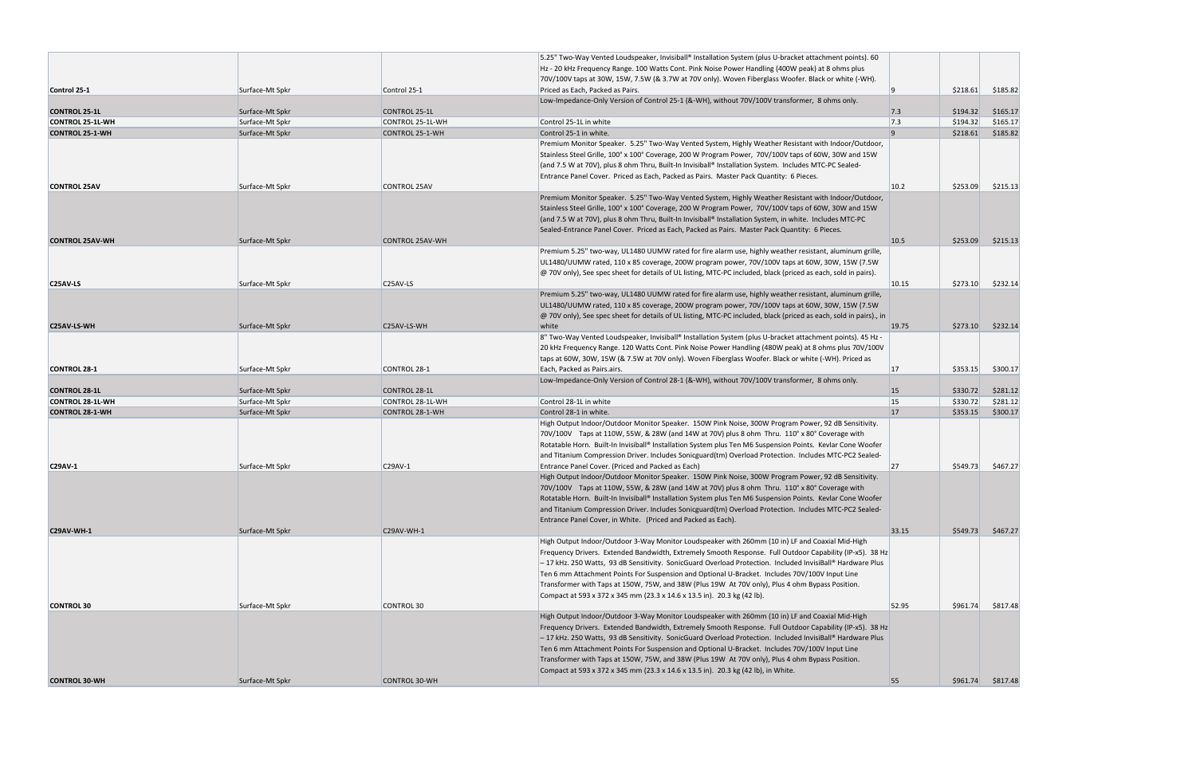| | | | | | | |
|---|---|---|---|---|---|---|
| **Control 25-1** | Surface-Mt Spkr | Control 25-1 | 5.25" Two-Way Vented Loudspeaker, Invisiball® Installation System (plus U-bracket attachment points). 60 Hz - 20 kHz Frequency Range. 100 Watts Cont. Pink Noise Power Handling (400W peak) at 8 ohms plus 70V/100V taps at 30W, 15W, 7.5W (& 3.7W at 70V only). Woven Fiberglass Woofer. Black or white (-WH). Priced as Each, Packed as Pairs. | 9 | $218.61 | $185.82 |
| **CONTROL 25-1L** | Surface-Mt Spkr | CONTROL 25-1L | Low-Impedance-Only Version of Control 25-1 (&-WH), without 70V/100V transformer, 8 ohms only. | 7.3 | $194.32 | $165.17 |
| **CONTROL 25-1L-WH** | Surface-Mt Spkr | CONTROL 25-1L-WH | Control 25-1L in white | 7.3 | $194.32 | $165.17 |
| **CONTROL 25-1-WH** | Surface-Mt Spkr | CONTROL 25-1-WH | Control 25-1 in white. | 9 | $218.61 | $185.82 |
| **CONTROL 25AV** | Surface-Mt Spkr | CONTROL 25AV | Premium Monitor Speaker. 5.25" Two-Way Vented System, Highly Weather Resistant with Indoor/Outdoor, Stainless Steel Grille, 100° x 100° Coverage, 200 W Program Power, 70V/100V taps of 60W, 30W and 15W (and 7.5 W at 70V), plus 8 ohm Thru, Built-In Invisiball® Installation System. Includes MTC-PC Sealed-Entrance Panel Cover. Priced as Each, Packed as Pairs. Master Pack Quantity: 6 Pieces. | 10.2 | $253.09 | $215.13 |
| **CONTROL 25AV-WH** | Surface-Mt Spkr | CONTROL 25AV-WH | Premium Monitor Speaker. 5.25" Two-Way Vented System, Highly Weather Resistant with Indoor/Outdoor, Stainless Steel Grille, 100° x 100° Coverage, 200 W Program Power, 70V/100V taps of 60W, 30W and 15W (and 7.5 W at 70V), plus 8 ohm Thru, Built-In Invisiball® Installation System, in white. Includes MTC-PC Sealed-Entrance Panel Cover. Priced as Each, Packed as Pairs. Master Pack Quantity: 6 Pieces. | 10.5 | $253.09 | $215.13 |
| **C25AV-LS** | Surface-Mt Spkr | C25AV-LS | Premium 5.25" two-way, UL1480 UUMW rated for fire alarm use, highly weather resistant, aluminum grille, UL1480/UUMW rated, 110 x 85 coverage, 200W program power, 70V/100V taps at 60W, 30W, 15W (7.5W @ 70V only), See spec sheet for details of UL listing, MTC-PC included, black (priced as each, sold in pairs). | 10.15 | $273.10 | $232.14 |
| **C25AV-LS-WH** | Surface-Mt Spkr | C25AV-LS-WH | Premium 5.25" two-way, UL1480 UUMW rated for fire alarm use, highly weather resistant, aluminum grille, UL1480/UUMW rated, 110 x 85 coverage, 200W program power, 70V/100V taps at 60W, 30W, 15W (7.5W @ 70V only), See spec sheet for details of UL listing, MTC-PC included, black (priced as each, sold in pairs)., in white | 19.75 | $273.10 | $232.14 |
| **CONTROL 28-1** | Surface-Mt Spkr | CONTROL 28-1 | 8" Two-Way Vented Loudspeaker, Invisiball® Installation System (plus U-bracket attachment points). 45 Hz - 20 kHz Frequency Range. 120 Watts Cont. Pink Noise Power Handling (480W peak) at 8 ohms plus 70V/100V taps at 60W, 30W, 15W (& 7.5W at 70V only). Woven Fiberglass Woofer. Black or white (-WH). Priced as Each, Packed as Pairs.airs. | 17 | $353.15 | $300.17 |
| **CONTROL 28-1L** | Surface-Mt Spkr | CONTROL 28-1L | Low-Impedance-Only Version of Control 28-1 (&-WH), without 70V/100V transformer, 8 ohms only. | 15 | $330.72 | $281.12 |
| **CONTROL 28-1L-WH** | Surface-Mt Spkr | CONTROL 28-1L-WH | Control 28-1L in white | 15 | $330.72 | $281.12 |
| **CONTROL 28-1-WH** | Surface-Mt Spkr | CONTROL 28-1-WH | Control 28-1 in white. | 17 | $353.15 | $300.17 |
| **C29AV-1** | Surface-Mt Spkr | C29AV-1 | High Output Indoor/Outdoor Monitor Speaker. 150W Pink Noise, 300W Program Power, 92 dB Sensitivity. 70V/100V Taps at 110W, 55W, & 28W (and 14W at 70V) plus 8 ohm Thru. 110° x 80° Coverage with Rotatable Horn. Built-In Invisiball® Installation System plus Ten M6 Suspension Points. Kevlar Cone Woofer and Titanium Compression Driver. Includes Sonicguard(tm) Overload Protection. Includes MTC-PC2 Sealed-Entrance Panel Cover. (Priced and Packed as Each) | 27 | $549.73 | $467.27 |
| **C29AV-WH-1** | Surface-Mt Spkr | C29AV-WH-1 | High Output Indoor/Outdoor Monitor Speaker. 150W Pink Noise, 300W Program Power, 92 dB Sensitivity. 70V/100V Taps at 110W, 55W, & 28W (and 14W at 70V) plus 8 ohm Thru. 110° x 80° Coverage with Rotatable Horn. Built-In Invisiball® Installation System plus Ten M6 Suspension Points. Kevlar Cone Woofer and Titanium Compression Driver. Includes Sonicguard(tm) Overload Protection. Includes MTC-PC2 Sealed-Entrance Panel Cover, in White. (Priced and Packed as Each). | 33.15 | $549.73 | $467.27 |
| **CONTROL 30** | Surface-Mt Spkr | CONTROL 30 | High Output Indoor/Outdoor 3-Way Monitor Loudspeaker with 260mm (10 in) LF and Coaxial Mid-High Frequency Drivers. Extended Bandwidth, Extremely Smooth Response. Full Outdoor Capability (IP-x5). 38 Hz – 17 kHz. 250 Watts, 93 dB Sensitivity. SonicGuard Overload Protection. Included InvisiBall® Hardware Plus Ten 6 mm Attachment Points For Suspension and Optional U-Bracket. Includes 70V/100V Input Line Transformer with Taps at 150W, 75W, and 38W (Plus 19W At 70V only), Plus 4 ohm Bypass Position. Compact at 593 x 372 x 345 mm (23.3 x 14.6 x 13.5 in). 20.3 kg (42 lb). | 52.95 | $961.74 | $817.48 |
| **CONTROL 30-WH** | Surface-Mt Spkr | CONTROL 30-WH | High Output Indoor/Outdoor 3-Way Monitor Loudspeaker with 260mm (10 in) LF and Coaxial Mid-High Frequency Drivers. Extended Bandwidth, Extremely Smooth Response. Full Outdoor Capability (IP-x5). 38 Hz – 17 kHz. 250 Watts, 93 dB Sensitivity. SonicGuard Overload Protection. Included InvisiBall® Hardware Plus Ten 6 mm Attachment Points For Suspension and Optional U-Bracket. Includes 70V/100V Input Line Transformer with Taps at 150W, 75W, and 38W (Plus 19W At 70V only), Plus 4 ohm Bypass Position. Compact at 593 x 372 x 345 mm (23.3 x 14.6 x 13.5 in). 20.3 kg (42 lb), in White. | 55 | $961.74 | $817.48 |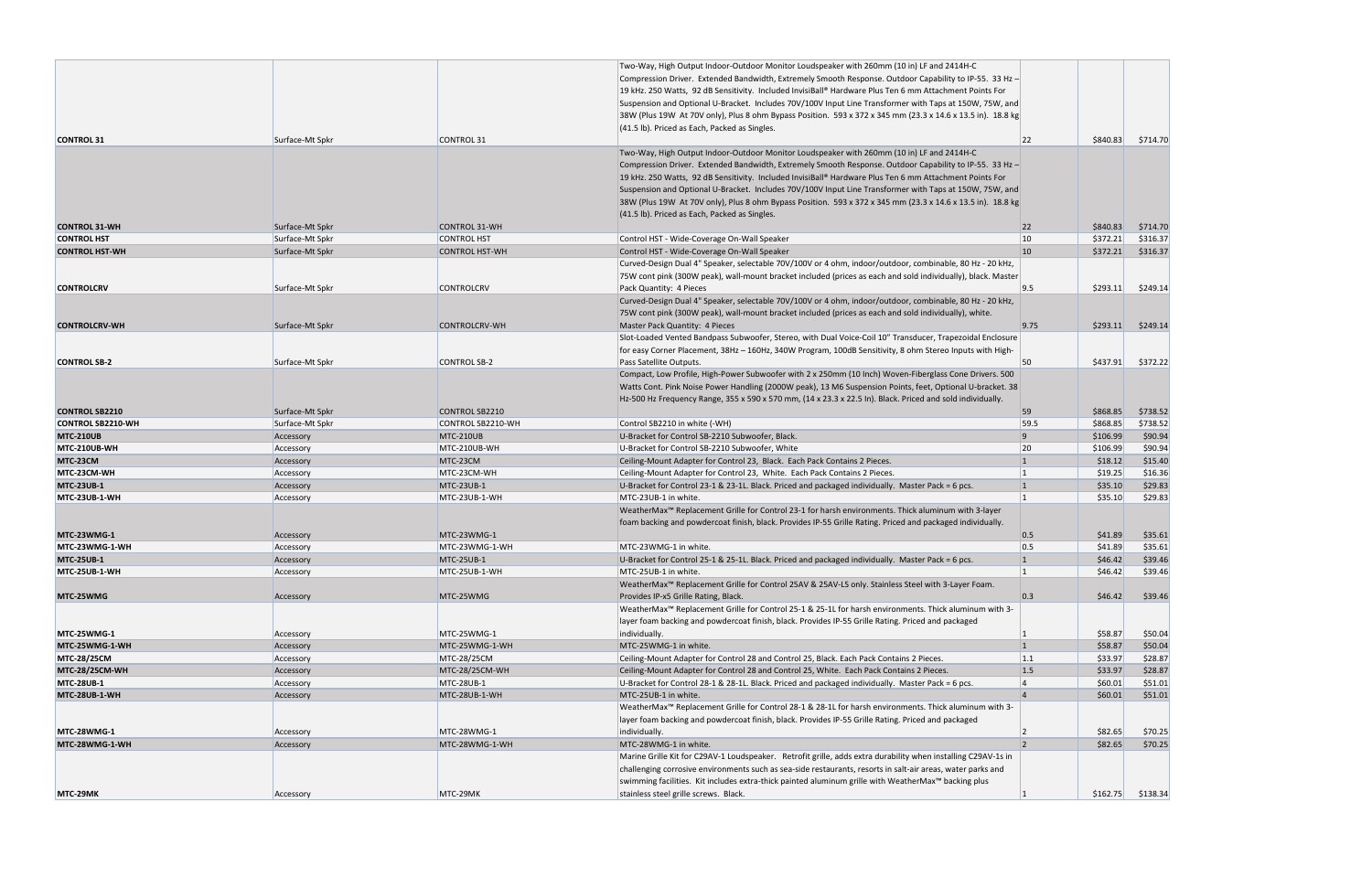| | | | | | | |
|---|---|---|---|---|---|---|
| **CONTROL 31** | Surface-Mt Spkr | CONTROL 31 | Two-Way, High Output Indoor-Outdoor Monitor Loudspeaker with 260mm (10 in) LF and 2414H-C Compression Driver. Extended Bandwidth, Extremely Smooth Response. Outdoor Capability to IP-55. 33 Hz – 19 kHz. 250 Watts, 92 dB Sensitivity. Included InvisiBall® Hardware Plus Ten 6 mm Attachment Points For Suspension and Optional U-Bracket. Includes 70V/100V Input Line Transformer with Taps at 150W, 75W, and 38W (Plus 19W At 70V only), Plus 8 ohm Bypass Position. 593 x 372 x 345 mm (23.3 x 14.6 x 13.5 in). 18.8 kg (41.5 lb). Priced as Each, Packed as Singles. | 22 | $840.83 | $714.70 |
| **CONTROL 31-WH** | Surface-Mt Spkr | CONTROL 31-WH | Two-Way, High Output Indoor-Outdoor Monitor Loudspeaker with 260mm (10 in) LF and 2414H-C Compression Driver. Extended Bandwidth, Extremely Smooth Response. Outdoor Capability to IP-55. 33 Hz – 19 kHz. 250 Watts, 92 dB Sensitivity. Included InvisiBall® Hardware Plus Ten 6 mm Attachment Points For Suspension and Optional U-Bracket. Includes 70V/100V Input Line Transformer with Taps at 150W, 75W, and 38W (Plus 19W At 70V only), Plus 8 ohm Bypass Position. 593 x 372 x 345 mm (23.3 x 14.6 x 13.5 in). 18.8 kg (41.5 lb). Priced as Each, Packed as Singles. | 22 | $840.83 | $714.70 |
| **CONTROL HST** | Surface-Mt Spkr | CONTROL HST | Control HST - Wide-Coverage On-Wall Speaker | 10 | $372.21 | $316.37 |
| **CONTROL HST-WH** | Surface-Mt Spkr | CONTROL HST-WH | Control HST - Wide-Coverage On-Wall Speaker | 10 | $372.21 | $316.37 |
| **CONTROLCRV** | Surface-Mt Spkr | CONTROLCRV | Curved-Design Dual 4" Speaker, selectable 70V/100V or 4 ohm, indoor/outdoor, combinable, 80 Hz - 20 kHz, 75W cont pink (300W peak), wall-mount bracket included (prices as each and sold individually), black. Master Pack Quantity: 4 Pieces | 9.5 | $293.11 | $249.14 |
| **CONTROLCRV-WH** | Surface-Mt Spkr | CONTROLCRV-WH | Curved-Design Dual 4" Speaker, selectable 70V/100V or 4 ohm, indoor/outdoor, combinable, 80 Hz - 20 kHz, 75W cont pink (300W peak), wall-mount bracket included (prices as each and sold individually), white. Master Pack Quantity: 4 Pieces | 9.75 | $293.11 | $249.14 |
| **CONTROL SB-2** | Surface-Mt Spkr | CONTROL SB-2 | Slot-Loaded Vented Bandpass Subwoofer, Stereo, with Dual Voice-Coil 10" Transducer, Trapezoidal Enclosure for easy Corner Placement, 38Hz – 160Hz, 340W Program, 100dB Sensitivity, 8 ohm Stereo Inputs with High-Pass Satellite Outputs. | 50 | $437.91 | $372.22 |
| **CONTROL SB2210** | Surface-Mt Spkr | CONTROL SB2210 | Compact, Low Profile, High-Power Subwoofer with 2 x 250mm (10 Inch) Woven-Fiberglass Cone Drivers. 500 Watts Cont. Pink Noise Power Handling (2000W peak), 13 M6 Suspension Points, feet, Optional U-bracket. 38 Hz-500 Hz Frequency Range, 355 x 590 x 570 mm, (14 x 23.3 x 22.5 In). Black. Priced and sold individually. | 59 | $868.85 | $738.52 |
| **CONTROL SB2210-WH** | Surface-Mt Spkr | CONTROL SB2210-WH | Control SB2210 in white (-WH) | 59.5 | $868.85 | $738.52 |
| **MTC-210UB** | Accessory | MTC-210UB | U-Bracket for Control SB-2210 Subwoofer, Black. | 9 | $106.99 | $90.94 |
| **MTC-210UB-WH** | Accessory | MTC-210UB-WH | U-Bracket for Control SB-2210 Subwoofer, White | 20 | $106.99 | $90.94 |
| **MTC-23CM** | Accessory | MTC-23CM | Ceiling-Mount Adapter for Control 23, Black. Each Pack Contains 2 Pieces. | 1 | $18.12 | $15.40 |
| **MTC-23CM-WH** | Accessory | MTC-23CM-WH | Ceiling-Mount Adapter for Control 23, White. Each Pack Contains 2 Pieces. | 1 | $19.25 | $16.36 |
| **MTC-23UB-1** | Accessory | MTC-23UB-1 | U-Bracket for Control 23-1 & 23-1L. Black. Priced and packaged individually. Master Pack = 6 pcs. | 1 | $35.10 | $29.83 |
| **MTC-23UB-1-WH** | Accessory | MTC-23UB-1-WH | MTC-23UB-1 in white. | 1 | $35.10 | $29.83 |
| **MTC-23WMG-1** | Accessory | MTC-23WMG-1 | WeatherMax™ Replacement Grille for Control 23-1 for harsh environments. Thick aluminum with 3-layer foam backing and powdercoat finish, black. Provides IP-55 Grille Rating. Priced and packaged individually. | 0.5 | $41.89 | $35.61 |
| **MTC-23WMG-1-WH** | Accessory | MTC-23WMG-1-WH | MTC-23WMG-1 in white. | 0.5 | $41.89 | $35.61 |
| **MTC-25UB-1** | Accessory | MTC-25UB-1 | U-Bracket for Control 25-1 & 25-1L. Black. Priced and packaged individually. Master Pack = 6 pcs. | 1 | $46.42 | $39.46 |
| **MTC-25UB-1-WH** | Accessory | MTC-25UB-1-WH | MTC-25UB-1 in white. | 1 | $46.42 | $39.46 |
| **MTC-25WMG** | Accessory | MTC-25WMG | WeatherMax™ Replacement Grille for Control 25AV & 25AV-LS only. Stainless Steel with 3-Layer Foam. Provides IP-x5 Grille Rating, Black. | 0.3 | $46.42 | $39.46 |
| **MTC-25WMG-1** | Accessory | MTC-25WMG-1 | WeatherMax™ Replacement Grille for Control 25-1 & 25-1L for harsh environments. Thick aluminum with 3-layer foam backing and powdercoat finish, black. Provides IP-55 Grille Rating. Priced and packaged individually. | 1 | $58.87 | $50.04 |
| **MTC-25WMG-1-WH** | Accessory | MTC-25WMG-1-WH | MTC-25WMG-1 in white. | 1 | $58.87 | $50.04 |
| **MTC-28/25CM** | Accessory | MTC-28/25CM | Ceiling-Mount Adapter for Control 28 and Control 25, Black. Each Pack Contains 2 Pieces. | 1.1 | $33.97 | $28.87 |
| **MTC-28/25CM-WH** | Accessory | MTC-28/25CM-WH | Ceiling-Mount Adapter for Control 28 and Control 25, White. Each Pack Contains 2 Pieces. | 1.5 | $33.97 | $28.87 |
| **MTC-28UB-1** | Accessory | MTC-28UB-1 | U-Bracket for Control 28-1 & 28-1L. Black. Priced and packaged individually. Master Pack = 6 pcs. | 4 | $60.01 | $51.01 |
| **MTC-28UB-1-WH** | Accessory | MTC-28UB-1-WH | MTC-25UB-1 in white. | 4 | $60.01 | $51.01 |
| **MTC-28WMG-1** | Accessory | MTC-28WMG-1 | WeatherMax™ Replacement Grille for Control 28-1 & 28-1L for harsh environments. Thick aluminum with 3-layer foam backing and powdercoat finish, black. Provides IP-55 Grille Rating. Priced and packaged individually. | 2 | $82.65 | $70.25 |
| **MTC-28WMG-1-WH** | Accessory | MTC-28WMG-1-WH | MTC-28WMG-1 in white. | 2 | $82.65 | $70.25 |
| **MTC-29MK** | Accessory | MTC-29MK | Marine Grille Kit for C29AV-1 Loudspeaker. Retrofit grille, adds extra durability when installing C29AV-1s in challenging corrosive environments such as sea-side restaurants, resorts in salt-air areas, water parks and swimming facilities. Kit includes extra-thick painted aluminum grille with WeatherMax™ backing plus stainless steel grille screws. Black. | 1 | $162.75 | $138.34 |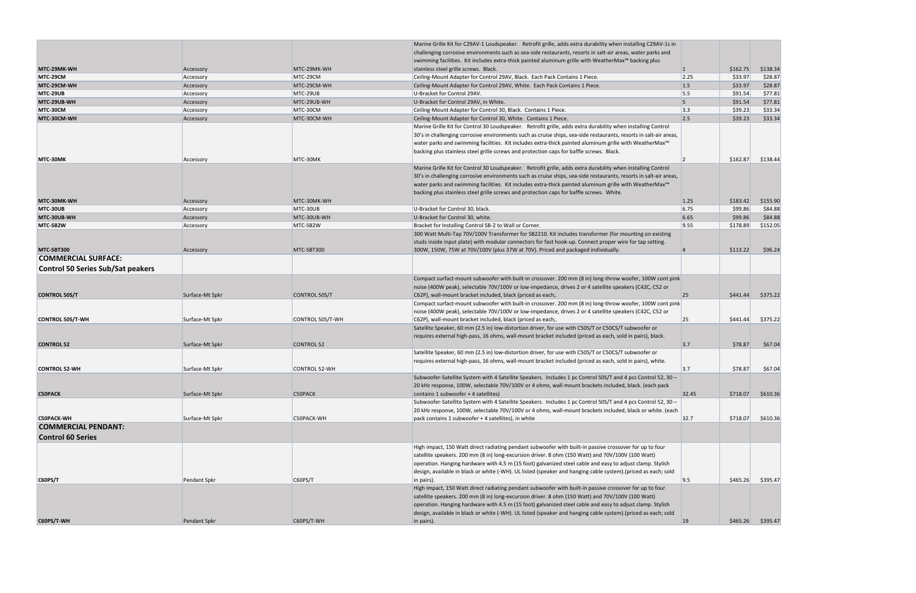| | | | | | | |
|---|---|---|---|---|---|---|
| **MTC-29MK-WH** | Accessory | MTC-29MK-WH | Marine Grille Kit for C29AV-1 Loudspeaker. Retrofit grille, adds extra durability when installing C29AV-1s in challenging corrosive environments such as sea-side restaurants, resorts in salt-air areas, water parks and swimming facilities. Kit includes extra-thick painted aluminum grille with WeatherMax™ backing plus stainless steel grille screws. Black. | 1 | $162.75 | $138.34 |
| **MTC-29CM** | Accessory | MTC-29CM | Ceiling-Mount Adapter for Control 29AV, Black. Each Pack Contains 1 Piece. | 2.25 | $33.97 | $28.87 |
| **MTC-29CM-WH** | Accessory | MTC-29CM-WH | Ceiling-Mount Adapter for Control 29AV, White. Each Pack Contains 1 Piece. | 1.5 | $33.97 | $28.87 |
| **MTC-29UB** | Accessory | MTC-29UB | U-Bracket for Control 29AV. | 5.5 | $91.54 | $77.81 |
| **MTC-29UB-WH** | Accessory | MTC-29UB-WH | U-Bracket for Control 29AV, in White. | 5 | $91.54 | $77.81 |
| **MTC-30CM** | Accessory | MTC-30CM | Ceiling-Mount Adapter for Control 30, Black. Contains 1 Piece. | 3.3 | $39.23 | $33.34 |
| **MTC-30CM-WH** | Accessory | MTC-30CM-WH | Ceiling-Mount Adapter for Control 30, White. Contains 1 Piece. | 2.5 | $39.23 | $33.34 |
| **MTC-30MK** | Accessory | MTC-30MK | Marine Grille Kit for Control 30 Loudspeaker. Retrofit grille, adds extra durability when installing Control 30's in challenging corrosive environments such as cruise ships, sea-side restaurants, resorts in salt-air areas, water parks and swimming facilities. Kit includes extra-thick painted aluminum grille with WeatherMax™ backing plus stainless steel grille screws and protection caps for baffle screws. Black. | 2 | $162.87 | $138.44 |
| **MTC-30MK-WH** | Accessory | MTC-30MK-WH | Marine Grille Kit for Control 30 Loudspeaker. Retrofit grille, adds extra durability when installing Control 30's in challenging corrosive environments such as cruise ships, sea-side restaurants, resorts in salt-air areas, water parks and swimming facilities. Kit includes extra-thick painted aluminum grille with WeatherMax™ backing plus stainless steel grille screws and protection caps for baffle screws. White. | 1.25 | $183.42 | $155.90 |
| **MTC-30UB** | Accessory | MTC-30UB | U-Bracket for Control 30, black. | 6.75 | $99.86 | $84.88 |
| **MTC-30UB-WH** | Accessory | MTC-30UB-WH | U-Bracket for Control 30, white. | 6.65 | $99.86 | $84.88 |
| **MTC-SB2W** | Accessory | MTC-SB2W | Bracket for Installing Control SB-2 to Wall or Corner. | 9.55 | $178.89 | $152.05 |
| **MTC-SBT300** | Accessory | MTC-SBT300 | 300 Watt Multi-Tap 70V/100V Transformer for SB2210. Kit includes transformer (for mounting on existing studs inside input plate) with modular connectors for fast hook-up. Connect proper wire for tap setting. 300W, 150W, 75W at 70V/100V (plus 37W at 70V). Priced and packaged individually. | 4 | $113.22 | $96.24 |
| **COMMERCIAL SURFACE: Control 50 Series Sub/Sat peakers** | | | | | | |
| **CONTROL 50S/T** | Surface-Mt Spkr | CONTROL 50S/T | Compact surfact-mount subwoofer with built-in crossover. 200 mm (8 in) long-throw woofer, 100W cont pink noise (400W peak), selectable 70V/100V or low-impedance, drives 2 or 4 satellite speakers (C42C, C52 or C62P), wall-mount bracket included, black (priced as each;. | 25 | $441.44 | $375.22 |
| **CONTROL 50S/T-WH** | Surface-Mt Spkr | CONTROL 50S/T-WH | Compact surfact-mount subwoofer with built-in crossover. 200 mm (8 in) long-throw woofer, 100W cont pink noise (400W peak), selectable 70V/100V or low-impedance, drives 2 or 4 satellite speakers (C42C, C52 or C62P), wall-mount bracket included, black (priced as each;. | 25 | $441.44 | $375.22 |
| **CONTROL 52** | Surface-Mt Spkr | CONTROL 52 | Satellite Speaker, 60 mm (2.5 in) low-distortion driver, for use with C50S/T or C50CS/T subwoofer or requires external high-pass, 16 ohms, wall-mount bracket included (priced as each, sold in pairs), black. | 3.7 | $78.87 | $67.04 |
| **CONTROL 52-WH** | Surface-Mt Spkr | CONTROL 52-WH | Satellite Speaker, 60 mm (2.5 in) low-distortion driver, for use with C50S/T or C50CS/T subwoofer or requires external high-pass, 16 ohms, wall-mount bracket included (priced as each, sold in pairs), white. | 3.7 | $78.87 | $67.04 |
| **C50PACK** | Surface-Mt Spkr | C50PACK | Subwoofer-Satellite System with 4 Satellite Speakers. Includes 1 pc Control 50S/T and 4 pcs Control 52, 30 – 20 kHz response, 100W, selectable 70V/100V or 4 ohms, wall-mount brackets included, black. (each pack contains 1 subwoofer + 4 satellites) | 32.45 | $718.07 | $610.36 |
| **C50PACK-WH** | Surface-Mt Spkr | C50PACK-WH | Subwoofer-Satellite System with 4 Satellite Speakers. Includes 1 pc Control 50S/T and 4 pcs Control 52, 30 – 20 kHz response, 100W, selectable 70V/100V or 4 ohms, wall-mount brackets included, black or white. (each pack contains 1 subwoofer + 4 satellites), in white | 32.7 | $718.07 | $610.36 |
| **COMMERCIAL PENDANT: Control 60 Series** | | | | | | |
| **C60PS/T** | Pendant Spkr | C60PS/T | High impact, 150 Watt direct radiating pendant subwoofer with built-in passive crossover for up to four satellite speakers. 200 mm (8 in) long-excursion driver. 8 ohm (150 Watt) and 70V/100V (100 Watt) operation. Hanging hardware with 4.5 m (15 foot) galvanized steel cable and easy to adjust clamp. Stylish design, available in black or white (-WH). UL listed (speaker and hanging cable system).(priced as each; sold in pairs). | 9.5 | $465.26 | $395.47 |
| **C60PS/T-WH** | Pendant Spkr | C60PS/T-WH | High impact, 150 Watt direct radiating pendant subwoofer with built-in passive crossover for up to four satellite speakers. 200 mm (8 in) long-excursion driver. 8 ohm (150 Watt) and 70V/100V (100 Watt) operation. Hanging hardware with 4.5 m (15 foot) galvanized steel cable and easy to adjust clamp. Stylish design, available in black or white (-WH). UL listed (speaker and hanging cable system).(priced as each; sold in pairs). | 19 | $465.26 | $395.47 |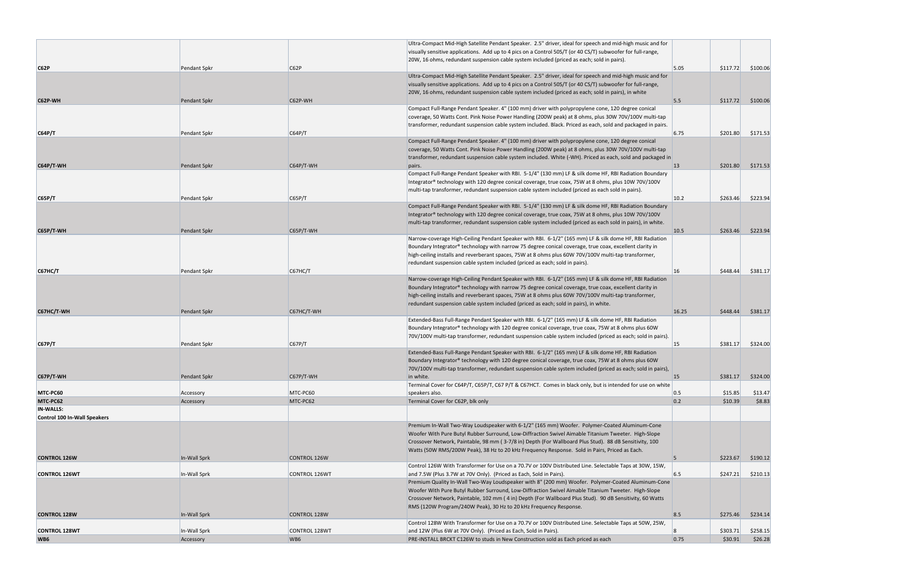| | | | | | | |
|---|---|---|---|---|---|---|
| **C62P** | Pendant Spkr | C62P | Ultra-Compact Mid-High Satellite Pendant Speaker. 2.5" driver, ideal for speech and mid-high music and for visually sensitive applications. Add up to 4 pics on a Control 50S/T (or 40 CS/T) subwoofer for full-range, 20W, 16 ohms, redundant suspension cable system included (priced as each; sold in pairs). | 5.05 | $117.72 | $100.06 |
| **C62P-WH** | Pendant Spkr | C62P-WH | Ultra-Compact Mid-High Satellite Pendant Speaker. 2.5" driver, ideal for speech and mid-high music and for visually sensitive applications. Add up to 4 pics on a Control 50S/T (or 40 CS/T) subwoofer for full-range, 20W, 16 ohms, redundant suspension cable system included (priced as each; sold in pairs), in white | 5.5 | $117.72 | $100.06 |
| **C64P/T** | Pendant Spkr | C64P/T | Compact Full-Range Pendant Speaker. 4" (100 mm) driver with polypropylene cone, 120 degree conical coverage, 50 Watts Cont. Pink Noise Power Handling (200W peak) at 8 ohms, plus 30W 70V/100V multi-tap transformer, redundant suspension cable system included. Black. Priced as each, sold and packaged in pairs. | 6.75 | $201.80 | $171.53 |
| **C64P/T-WH** | Pendant Spkr | C64P/T-WH | Compact Full-Range Pendant Speaker. 4" (100 mm) driver with polypropylene cone, 120 degree conical coverage, 50 Watts Cont. Pink Noise Power Handling (200W peak) at 8 ohms, plus 30W 70V/100V multi-tap transformer, redundant suspension cable system included. White (-WH). Priced as each, sold and packaged in pairs. | 13 | $201.80 | $171.53 |
| **C65P/T** | Pendant Spkr | C65P/T | Compact Full-Range Pendant Speaker with RBI. 5-1/4" (130 mm) LF & silk dome HF, RBI Radiation Boundary Integrator® technology with 120 degree conical coverage, true coax, 75W at 8 ohms, plus 10W 70V/100V multi-tap transformer, redundant suspension cable system included (priced as each sold in pairs). | 10.2 | $263.46 | $223.94 |
| **C65P/T-WH** | Pendant Spkr | C65P/T-WH | Compact Full-Range Pendant Speaker with RBI. 5-1/4" (130 mm) LF & silk dome HF, RBI Radiation Boundary Integrator® technology with 120 degree conical coverage, true coax, 75W at 8 ohms, plus 10W 70V/100V multi-tap transformer, redundant suspension cable system included (priced as each sold in pairs), in white. | 10.5 | $263.46 | $223.94 |
| **C67HC/T** | Pendant Spkr | C67HC/T | Narrow-coverage High-Ceiling Pendant Speaker with RBI. 6-1/2" (165 mm) LF & silk dome HF, RBI Radiation Boundary Integrator® technology with narrow 75 degree conical coverage, true coax, excellent clarity in high-ceiling installs and reverberant spaces, 75W at 8 ohms plus 60W 70V/100V multi-tap transformer, redundant suspension cable system included (priced as each; sold in pairs). | 16 | $448.44 | $381.17 |
| **C67HC/T-WH** | Pendant Spkr | C67HC/T-WH | Narrow-coverage High-Ceiling Pendant Speaker with RBI. 6-1/2" (165 mm) LF & silk dome HF, RBI Radiation Boundary Integrator® technology with narrow 75 degree conical coverage, true coax, excellent clarity in high-ceiling installs and reverberant spaces, 75W at 8 ohms plus 60W 70V/100V multi-tap transformer, redundant suspension cable system included (priced as each; sold in pairs), in white. | 16.25 | $448.44 | $381.17 |
| **C67P/T** | Pendant Spkr | C67P/T | Extended-Bass Full-Range Pendant Speaker with RBI. 6-1/2" (165 mm) LF & silk dome HF, RBI Radiation Boundary Integrator® technology with 120 degree conical coverage, true coax, 75W at 8 ohms plus 60W 70V/100V multi-tap transformer, redundant suspension cable system included (priced as each; sold in pairs). | 15 | $381.17 | $324.00 |
| **C67P/T-WH** | Pendant Spkr | C67P/T-WH | Extended-Bass Full-Range Pendant Speaker with RBI. 6-1/2" (165 mm) LF & silk dome HF, RBI Radiation Boundary Integrator® technology with 120 degree conical coverage, true coax, 75W at 8 ohms plus 60W 70V/100V multi-tap transformer, redundant suspension cable system included (priced as each; sold in pairs), in white. | 15 | $381.17 | $324.00 |
| **MTC-PC60** | Accessory | MTC-PC60 | Terminal Cover for C64P/T, C65P/T, C67 P/T & C67HCT. Comes in black only, but is intended for use on white speakers also. | 0.5 | $15.85 | $13.47 |
| **MTC-PC62** | Accessory | MTC-PC62 | Terminal Cover for C62P, blk only | 0.2 | $10.39 | $8.83 |
| **IN-WALLS:** | | | | | | |
| **Control 100 In-Wall Speakers** | | | | | | |
| **CONTROL 126W** | In-Wall Sprk | CONTROL 126W | Premium In-Wall Two-Way Loudspeaker with 6-1/2" (165 mm) Woofer. Polymer-Coated Aluminum-Cone Woofer With Pure Butyl Rubber Surround, Low-Diffraction Swivel Aimable Titanium Tweeter. High-Slope Crossover Network, Paintable, 98 mm ( 3-7/8 in) Depth (For Wallboard Plus Stud). 88 dB Sensitivity, 100 Watts (50W RMS/200W Peak), 38 Hz to 20 kHz Frequency Response. Sold in Pairs, Priced as Each. | 5 | $223.67 | $190.12 |
| **CONTROL 126WT** | In-Wall Sprk | CONTROL 126WT | Control 126W With Transformer for Use on a 70.7V or 100V Distributed Line. Selectable Taps at 30W, 15W, and 7.5W (Plus 3.7W at 70V Only). (Priced as Each, Sold in Pairs). | 6.5 | $247.21 | $210.13 |
| **CONTROL 128W** | In-Wall Sprk | CONTROL 128W | Premium Quality In-Wall Two-Way Loudspeaker with 8" (200 mm) Woofer. Polymer-Coated Aluminum-Cone Woofer With Pure Butyl Rubber Surround, Low-Diffraction Swivel Aimable Titanium Tweeter. High-Slope Crossover Network, Paintable, 102 mm ( 4 in) Depth (For Wallboard Plus Stud). 90 dB Sensitivity, 60 Watts RMS (120W Program/240W Peak), 30 Hz to 20 kHz Frequency Response. | 8.5 | $275.46 | $234.14 |
| **CONTROL 128WT** | In-Wall Sprk | CONTROL 128WT | Control 128W With Transformer for Use on a 70.7V or 100V Distributed Line. Selectable Taps at 50W, 25W, and 12W (Plus 6W at 70V Only). (Priced as Each, Sold in Pairs). | 8 | $303.71 | $258.15 |
| **WB6** | Accessory | WB6 | PRE-INSTALL BRCKT C126W to studs in New Construction sold as Each priced as each | 0.75 | $30.91 | $26.28 |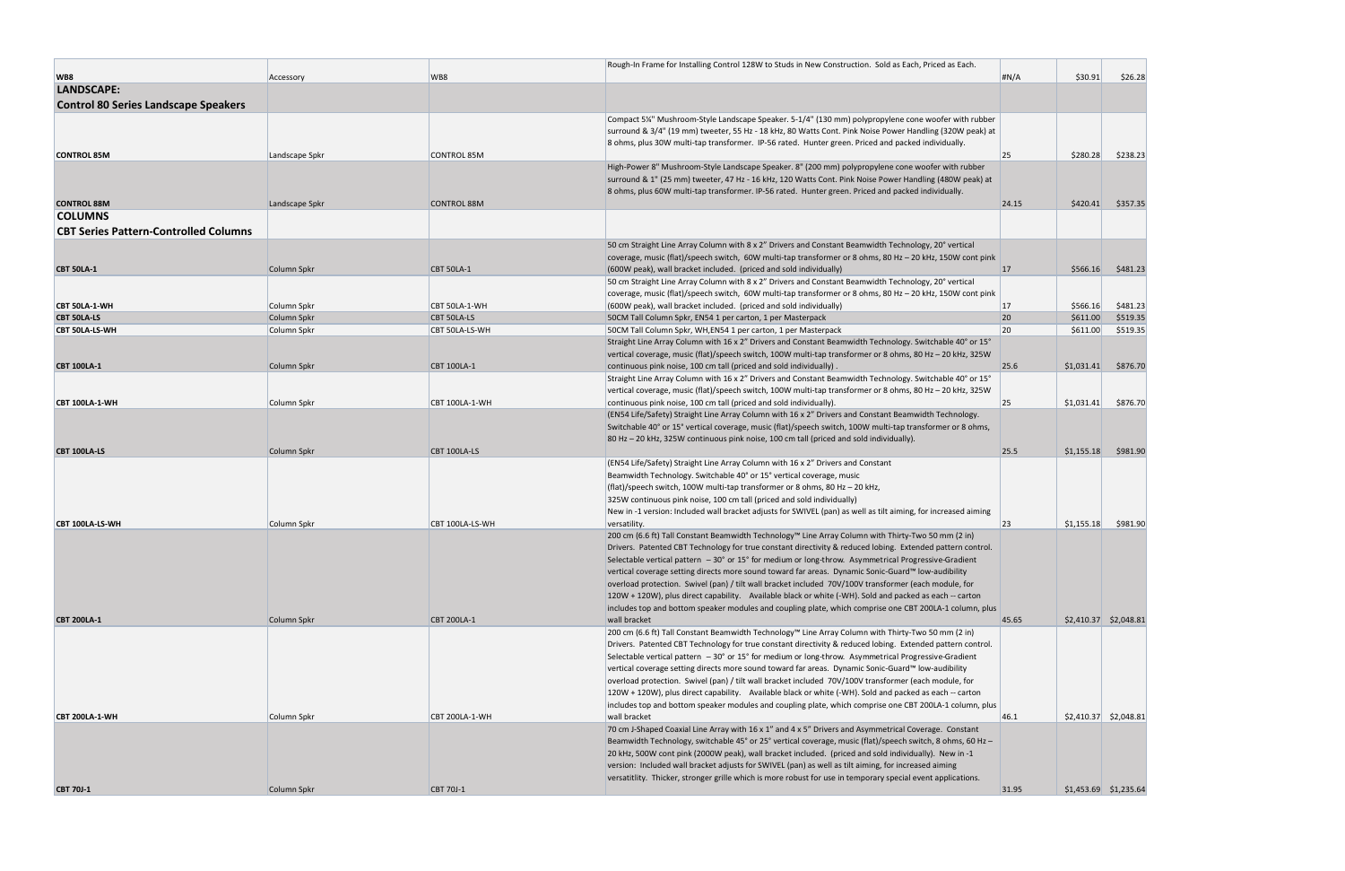| | | | | | | |
|---|---|---|---|---|---|---|
| **WB8** | Accessory | WB8 | Rough-In Frame for Installing Control 128W to Studs in New Construction. Sold as Each, Priced as Each. | #N/A | $30.91 | $26.28 |
| **LANDSCAPE:** | | | | | | |
| **Control 80 Series Landscape Speakers** | | | | | | |
| **CONTROL 85M** | Landscape Spkr | CONTROL 85M | Compact 5¼" Mushroom-Style Landscape Speaker. 5-1/4" (130 mm) polypropylene cone woofer with rubber surround & 3/4" (19 mm) tweeter, 55 Hz - 18 kHz, 80 Watts Cont. Pink Noise Power Handling (320W peak) at 8 ohms, plus 30W multi-tap transformer. IP-56 rated. Hunter green. Priced and packed individually. | 25 | $280.28 | $238.23 |
| **CONTROL 88M** | Landscape Spkr | CONTROL 88M | High-Power 8" Mushroom-Style Landscape Speaker. 8" (200 mm) polypropylene cone woofer with rubber surround & 1" (25 mm) tweeter, 47 Hz - 16 kHz, 120 Watts Cont. Pink Noise Power Handling (480W peak) at 8 ohms, plus 60W multi-tap transformer. IP-56 rated. Hunter green. Priced and packed individually. | 24.15 | $420.41 | $357.35 |
| **COLUMNS** | | | | | | |
| **CBT Series Pattern-Controlled Columns** | | | | | | |
| **CBT 50LA-1** | Column Spkr | CBT 50LA-1 | 50 cm Straight Line Array Column with 8 x 2" Drivers and Constant Beamwidth Technology, 20° vertical coverage, music (flat)/speech switch, 60W multi-tap transformer or 8 ohms, 80 Hz – 20 kHz, 150W cont pink (600W peak), wall bracket included. (priced and sold individually) | 17 | $566.16 | $481.23 |
| **CBT 50LA-1-WH** | Column Spkr | CBT 50LA-1-WH | 50 cm Straight Line Array Column with 8 x 2" Drivers and Constant Beamwidth Technology, 20° vertical coverage, music (flat)/speech switch, 60W multi-tap transformer or 8 ohms, 80 Hz – 20 kHz, 150W cont pink (600W peak), wall bracket included. (priced and sold individually) | 17 | $566.16 | $481.23 |
| **CBT 50LA-LS** | Column Spkr | CBT 50LA-LS | 50CM Tall Column Spkr, EN54 1 per carton, 1 per Masterpack | 20 | $611.00 | $519.35 |
| **CBT 50LA-LS-WH** | Column Spkr | CBT 50LA-LS-WH | 50CM Tall Column Spkr, WH,EN54 1 per carton, 1 per Masterpack | 20 | $611.00 | $519.35 |
| **CBT 100LA-1** | Column Spkr | CBT 100LA-1 | Straight Line Array Column with 16 x 2" Drivers and Constant Beamwidth Technology. Switchable 40° or 15° vertical coverage, music (flat)/speech switch, 100W multi-tap transformer or 8 ohms, 80 Hz – 20 kHz, 325W continuous pink noise, 100 cm tall (priced and sold individually) . | 25.6 | $1,031.41 | $876.70 |
| **CBT 100LA-1-WH** | Column Spkr | CBT 100LA-1-WH | Straight Line Array Column with 16 x 2" Drivers and Constant Beamwidth Technology. Switchable 40° or 15° vertical coverage, music (flat)/speech switch, 100W multi-tap transformer or 8 ohms, 80 Hz – 20 kHz, 325W continuous pink noise, 100 cm tall (priced and sold individually). | 25 | $1,031.41 | $876.70 |
| **CBT 100LA-LS** | Column Spkr | CBT 100LA-LS | (EN54 Life/Safety) Straight Line Array Column with 16 x 2" Drivers and Constant Beamwidth Technology. Switchable 40° or 15° vertical coverage, music (flat)/speech switch, 100W multi-tap transformer or 8 ohms, 80 Hz – 20 kHz, 325W continuous pink noise, 100 cm tall (priced and sold individually). | 25.5 | $1,155.18 | $981.90 |
| **CBT 100LA-LS-WH** | Column Spkr | CBT 100LA-LS-WH | (EN54 Life/Safety) Straight Line Array Column with 16 x 2" Drivers and Constant Beamwidth Technology. Switchable 40° or 15° vertical coverage, music (flat)/speech switch, 100W multi-tap transformer or 8 ohms, 80 Hz – 20 kHz, 325W continuous pink noise, 100 cm tall (priced and sold individually) New in -1 version: Included wall bracket adjusts for SWIVEL (pan) as well as tilt aiming, for increased aiming versatility. | 23 | $1,155.18 | $981.90 |
| **CBT 200LA-1** | Column Spkr | CBT 200LA-1 | 200 cm (6.6 ft) Tall Constant Beamwidth Technology™ Line Array Column with Thirty-Two 50 mm (2 in) Drivers. Patented CBT Technology for true constant directivity & reduced lobing. Extended pattern control. Selectable vertical pattern – 30° or 15° for medium or long-throw. Asymmetrical Progressive-Gradient vertical coverage setting directs more sound toward far areas. Dynamic Sonic-Guard™ low-audibility overload protection. Swivel (pan) / tilt wall bracket included 70V/100V transformer (each module, for 120W + 120W), plus direct capability. Available black or white (-WH). Sold and packed as each -- carton includes top and bottom speaker modules and coupling plate, which comprise one CBT 200LA-1 column, plus wall bracket | 45.65 | $2,410.37 | $2,048.81 |
| **CBT 200LA-1-WH** | Column Spkr | CBT 200LA-1-WH | 200 cm (6.6 ft) Tall Constant Beamwidth Technology™ Line Array Column with Thirty-Two 50 mm (2 in) Drivers. Patented CBT Technology for true constant directivity & reduced lobing. Extended pattern control. Selectable vertical pattern – 30° or 15° for medium or long-throw. Asymmetrical Progressive-Gradient vertical coverage setting directs more sound toward far areas. Dynamic Sonic-Guard™ low-audibility overload protection. Swivel (pan) / tilt wall bracket included 70V/100V transformer (each module, for 120W + 120W), plus direct capability. Available black or white (-WH). Sold and packed as each -- carton includes top and bottom speaker modules and coupling plate, which comprise one CBT 200LA-1 column, plus wall bracket | 46.1 | $2,410.37 | $2,048.81 |
| **CBT 70J-1** | Column Spkr | CBT 70J-1 | 70 cm J-Shaped Coaxial Line Array with 16 x 1" and 4 x 5" Drivers and Asymmetrical Coverage. Constant Beamwidth Technology, switchable 45° or 25° vertical coverage, music (flat)/speech switch, 8 ohms, 60 Hz – 20 kHz, 500W cont pink (2000W peak), wall bracket included. (priced and sold individually). New in -1 version: Included wall bracket adjusts for SWIVEL (pan) as well as tilt aiming, for increased aiming versatitlity. Thicker, stronger grille which is more robust for use in temporary special event applications. | 31.95 | $1,453.69 | $1,235.64 |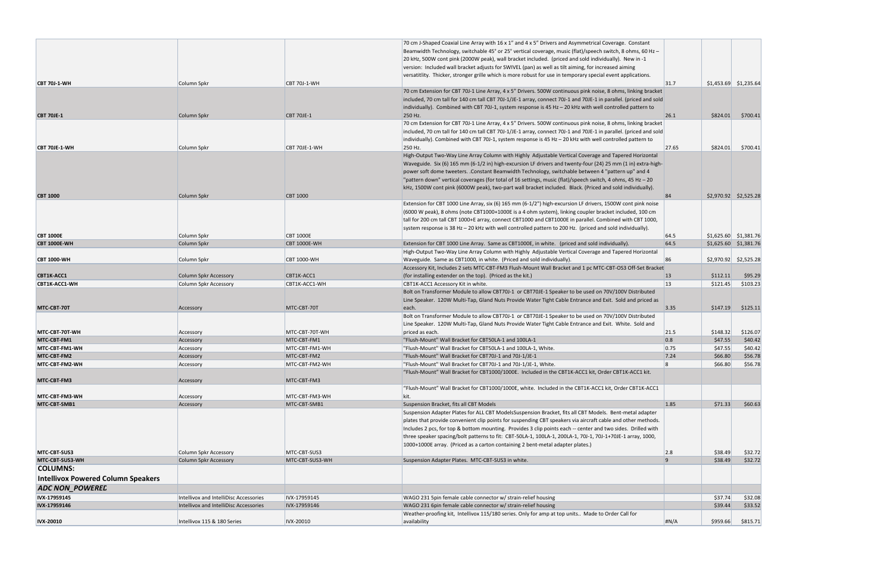| | | | | | | |
|---|---|---|---|---|---|---|
| **CBT 70J-1-WH** | Column Spkr | CBT 70J-1-WH | 70 cm J-Shaped Coaxial Line Array with 16 x 1" and 4 x 5" Drivers and Asymmetrical Coverage. Constant Beamwidth Technology, switchable 45° or 25° vertical coverage, music (flat)/speech switch, 8 ohms, 60 Hz – 20 kHz, 500W cont pink (2000W peak), wall bracket included. (priced and sold individually). New in -1 version: Included wall bracket adjusts for SWIVEL (pan) as well as tilt aiming, for increased aiming versatitlity. Thicker, stronger grille which is more robust for use in temporary special event applications. | 31.7 | $1,453.69 | $1,235.64 |
| **CBT 70JE-1** | Column Spkr | CBT 70JE-1 | 70 cm Extension for CBT 70J-1 Line Array, 4 x 5" Drivers. 500W continuous pink noise, 8 ohms, linking bracket included, 70 cm tall for 140 cm tall CBT 70J-1/JE-1 array, connect 70J-1 and 70JE-1 in parallel. (priced and sold individually). Combined with CBT 70J-1, system response is 45 Hz – 20 kHz with well controlled pattern to 250 Hz. | 26.1 | $824.01 | $700.41 |
| **CBT 70JE-1-WH** | Column Spkr | CBT 70JE-1-WH | 70 cm Extension for CBT 70J-1 Line Array, 4 x 5" Drivers. 500W continuous pink noise, 8 ohms, linking bracket included, 70 cm tall for 140 cm tall CBT 70J-1/JE-1 array, connect 70J-1 and 70JE-1 in parallel. (priced and sold individually). Combined with CBT 70J-1, system response is 45 Hz – 20 kHz with well controlled pattern to 250 Hz. | 27.65 | $824.01 | $700.41 |
| **CBT 1000** | Column Spkr | CBT 1000 | High-Output Two-Way Line Array Column with Highly Adjustable Vertical Coverage and Tapered Horizontal Waveguide. Six (6) 165 mm (6-1/2 in) high-excursion LF drivers and twenty-four (24) 25 mm (1 in) extra-high-power soft dome tweeters. .Constant Beamwidth Technology, switchable between 4 "pattern up" and 4 "pattern down" vertical coverages (for total of 16 settings, music (flat)/speech switch, 4 ohms, 45 Hz – 20 kHz, 1500W cont pink (6000W peak), two-part wall bracket included. Black. (Priced and sold individually). | 84 | $2,970.92 | $2,525.28 |
| **CBT 1000E** | Column Spkr | CBT 1000E | Extension for CBT 1000 Line Array, six (6) 165 mm (6-1/2") high-excursion LF drivers, 1500W cont pink noise (6000 W peak), 8 ohms (note CBT1000+1000E is a 4 ohm system), linking coupler bracket included, 100 cm tall for 200 cm tall CBT 1000+E array, connect CBT1000 and CBT1000E in parallel. Combined with CBT 1000, system response is 38 Hz – 20 kHz with well controlled pattern to 200 Hz. (priced and sold individually). | 64.5 | $1,625.60 | $1,381.76 |
| **CBT 1000E-WH** | Column Spkr | CBT 1000E-WH | Extension for CBT 1000 Line Array. Same as CBT1000E, in white. (priced and sold individually). | 64.5 | $1,625.60 | $1,381.76 |
| **CBT 1000-WH** | Column Spkr | CBT 1000-WH | High-Output Two-Way Line Array Column with Highly Adjustable Vertical Coverage and Tapered Horizontal Waveguide. Same as CBT1000, in white. (Priced and sold individually). | 86 | $2,970.92 | $2,525.28 |
| **CBT1K-ACC1** | Column Spkr Accessory | CBT1K-ACC1 | Accessory Kit, Includes 2 sets MTC-CBT-FM3 Flush-Mount Wall Bracket and 1 pc MTC-CBT-OS3 Off-Set Bracket (for installing extender on the top.) (Priced as the kit.) | 13 | $112.11 | $95.29 |
| **CBT1K-ACC1-WH** | Column Spkr Accessory | CBT1K-ACC1-WH | CBT1K-ACC1 Accessory Kit in white. | 13 | $121.45 | $103.23 |
| **MTC-CBT-70T** | Accessory | MTC-CBT-70T | Bolt on Transformer Module to allow CBT70J-1 or CBT70JE-1 Speaker to be used on 70V/100V Distributed Line Speaker. 120W Multi-Tap, Gland Nuts Provide Water Tight Cable Entrance and Exit. Sold and priced as each. | 3.35 | $147.19 | $125.11 |
| **MTC-CBT-70T-WH** | Accessory | MTC-CBT-70T-WH | Bolt on Transformer Module to allow CBT70J-1 or CBT70JE-1 Speaker to be used on 70V/100V Distributed Line Speaker. 120W Multi-Tap, Gland Nuts Provide Water Tight Cable Entrance and Exit. White. Sold and priced as each. | 21.5 | $148.32 | $126.07 |
| **MTC-CBT-FM1** | Accessory | MTC-CBT-FM1 | "Flush-Mount" Wall Bracket for CBT50LA-1 and 100LA-1 | 0.8 | $47.55 | $40.42 |
| **MTC-CBT-FM1-WH** | Accessory | MTC-CBT-FM1-WH | "Flush-Mount" Wall Bracket for CBT50LA-1 and 100LA-1, White. | 0.75 | $47.55 | $40.42 |
| **MTC-CBT-FM2** | Accessory | MTC-CBT-FM2 | "Flush-Mount" Wall Bracket for CBT70J-1 and 70J-1/JE-1 | 7.24 | $66.80 | $56.78 |
| **MTC-CBT-FM2-WH** | Accessory | MTC-CBT-FM2-WH | "Flush-Mount" Wall Bracket for CBT70J-1 and 70J-1/JE-1, White. | 8 | $66.80 | $56.78 |
| **MTC-CBT-FM3** | Accessory | MTC-CBT-FM3 | "Flush-Mount" Wall Bracket for CBT1000/1000E. Included in the CBT1K-ACC1 kit, Order CBT1K-ACC1 kit. | | | |
| **MTC-CBT-FM3-WH** | Accessory | MTC-CBT-FM3-WH | "Flush-Mount" Wall Bracket for CBT1000/1000E, white. Included in the CBT1K-ACC1 kit, Order CBT1K-ACC1 kit. | | | |
| **MTC-CBT-SMB1** | Accessory | MTC-CBT-SMB1 | Suspension Bracket, fits all CBT Models | 1.85 | $71.33 | $60.63 |
| **MTC-CBT-SUS3** | Column Spkr Accessory | MTC-CBT-SUS3 | Suspension Adapter Plates for ALL CBT ModelsSuspension Bracket, fits all CBT Models. Bent-metal adapter plates that provide convenient clip points for suspending CBT speakers via aircraft cable and other methods. Includes 2 pcs, for top & bottom mounting. Provides 3 clip points each -- center and two sides. Drilled with three speaker spacing/bolt patterns to fit: CBT-50LA-1, 100LA-1, 200LA-1, 70J-1, 70J-1+70JE-1 array, 1000, 1000+1000E array. (Priced as a carton containing 2 bent-metal adapter plates.) | 2.8 | $38.49 | $32.72 |
| **MTC-CBT-SUS3-WH** | Column Spkr Accessory | MTC-CBT-SUS3-WH | Suspension Adapter Plates. MTC-CBT-SUS3 in white. | 9 | $38.49 | $32.72 |
| **COLUMNS:** | | | | | | |
| **Intellivox Powered Column Speakers** | | | | | | |
| ***ADC NON_POWERED*** | | | | | | |
| **IVX-17959145** | Intellivox and IntelliDisc Accessories | IVX-17959145 | WAGO 231 5pin female cable connector w/ strain-relief housing | | $37.74 | $32.08 |
| **IVX-17959146** | Intellivox and IntelliDisc Accessories | IVX-17959146 | WAGO 231 6pin female cable connector w/ strain-relief housing | | $39.44 | $33.52 |
| **IVX-20010** | Intellivox 115 & 180 Series | IVX-20010 | Weather-proofing kit, Intellivox 115/180 series. Only for amp at top units.. Made to Order Call for availability | #N/A | $959.66 | $815.71 |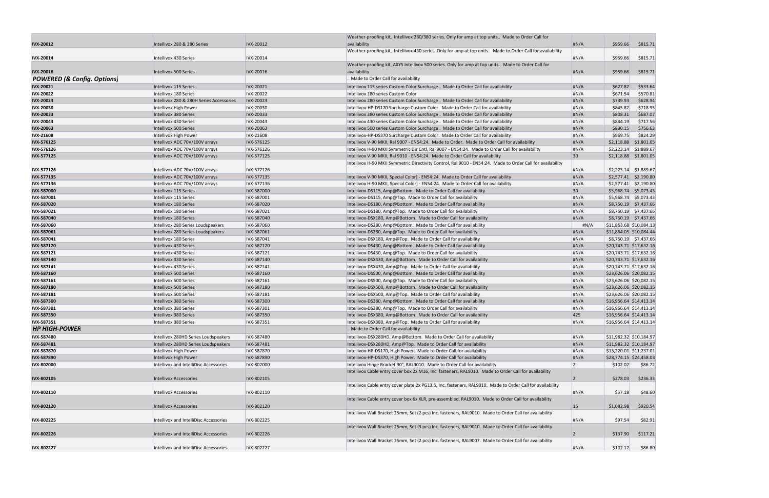| | | | | | | |
|---|---|---|---|---|---|---|
| **IVX-20012** | Intellivox 280 & 380 Series | IVX-20012 | Weather-proofing kit, Intellivox 280/380 series. Only for amp at top units.. Made to Order Call for availability | #N/A | $959.66 | $815.71 |
| **IVX-20014** | Intellivox 430 Series | IVX-20014 | Weather-proofing kit, Intellivox 430 series. Only for amp at top units.. Made to Order Call for availability | #N/A | $959.66 | $815.71 |
| **IVX-20016** | Intellivox 500 Series | IVX-20016 | Weather-proofing kit, AXYS Intellivox 500 series. Only for amp at top units.. Made to Order Call for availability | #N/A | $959.66 | $815.71 |
| ***POWERED (& Config. Options)*** | | | . Made to Order Call for availability | | | |
| **IVX-20021** | Intellivox 115 Series | IVX-20021 | Intellivox 115 series Custom Color Surcharge . Made to Order Call for availability | #N/A | $627.82 | $533.64 |
| **IVX-20022** | Intellivox 180 Series | IVX-20022 | Intellivox 180 series Custom Color | #N/A | $671.54 | $570.81 |
| **IVX-20023** | Intellivox 280 & 280H Series Accessories | IVX-20023 | Intellivox 280 series Custom Color Surcharge . Made to Order Call for availability | #N/A | $739.93 | $628.94 |
| **IVX-20030** | Intellivox High Power | IVX-20030 | Intellivox-HP-DS170 Surcharge Custom Color. Made to Order Call for availability | #N/A | $845.82 | $718.95 |
| **IVX-20033** | Intellivox 380 Series | IVX-20033 | Intellivox 380 series Custom Color Surcharge . Made to Order Call for availability | #N/A | $808.31 | $687.07 |
| **IVX-20043** | Intellivox 430 Series | IVX-20043 | Intellivox 430 series Custom Color Surcharge . Made to Order Call for availability | #N/A | $844.19 | $717.56 |
| **IVX-20063** | Intellivox 500 Series | IVX-20063 | Intellivox 500 series Custom Color Surcharge . Made to Order Call for availability | #N/A | $890.15 | $756.63 |
| **IVX-21608** | Intellivox High Power | IVX-21608 | Intellivox-HP-DS370 Surcharge Custom Color. Made to Order Call for availability | #N/A | $969.75 | $824.29 |
| **IVX-576125** | Intellivox ADC 70V/100V arrays | IVX-576125 | Intellivox V-90 MKII, Ral 9007 - EN54:24. Made to Order. Made to Order Call for availability | #N/A | $2,118.88 | $1,801.05 |
| **IVX-576126** | Intellivox ADC 70V/100V arrays | IVX-576126 | Intellivox H-90 MKII Symmetric Dir Cntl, Ral 9007 - EN54:24. Made to Order Call for availability | #N/A | $2,223.14 | $1,889.67 |
| **IVX-577125** | Intellivox ADC 70V/100V arrays | IVX-577125 | Intellivox V-90 MKII, Ral 9010 - EN54:24. Made to Order Call for availability | 30 | $2,118.88 | $1,801.05 |
| **IVX-577126** | Intellivox ADC 70V/100V arrays | IVX-577126 | Intellivox H-90 MKII Symmetric Directivity Control, Ral 9010 - EN54:24. Made to Order Call for availability | #N/A | $2,223.14 | $1,889.67 |
| **IVX-577135** | Intellivox ADC 70V/100V arrays | IVX-577135 | Intellivox V-90 MKII, Special Color] - EN54:24. Made to Order Call for availability | #N/A | $2,577.41 | $2,190.80 |
| **IVX-577136** | Intellivox ADC 70V/100V arrays | IVX-577136 | Intellivox H-90 MKII, Special Color] - EN54:24. Made to Order Call for availability | #N/A | $2,577.41 | $2,190.80 |
| **IVX-587000** | Intellivox 115 Series | IVX-587000 | Intellivox-DS115, Amp@Bottom. Made to Order Call for availability | 30 | $5,968.74 | $5,073.43 |
| **IVX-587001** | Intellivox 115 Series | IVX-587001 | Intellivox-DS115, Amp@Top. Made to Order Call for availability | #N/A | $5,968.74 | $5,073.43 |
| **IVX-587020** | Intellivox 180 Series | IVX-587020 | Intellivox-DS180, Amp@Bottom. Made to Order Call for availability | #N/A | $8,750.19 | $7,437.66 |
| **IVX-587021** | Intellivox 180 Series | IVX-587021 | Intellivox-DS180, Amp@Top. Made to Order Call for availability | #N/A | $8,750.19 | $7,437.66 |
| **IVX-587040** | Intellivox 180 Series | IVX-587040 | Intellivox-DSX180, Amp@Bottom. Made to Order Call for availability | #N/A | $8,750.19 | $7,437.66 |
| **IVX-587060** | Intellivox 280 Series Loudspeakers | IVX-587060 | Intellivox-DS280, Amp@Bottom. Made to Order Call for availability | #N/A | $11,863.68 | $10,084.13 |
| **IVX-587061** | Intellivox 280 Series Loudspeakers | IVX-587061 | Intellivox-DS280, Amp@Top. Made to Order Call for availability | #N/A | $11,864.05 | $10,084.44 |
| **IVX-587041** | Intellivox 180 Series | IVX-587041 | Intellivox-DSX180, Amp@Top. Made to Order Call for availability | #N/A | $8,750.19 | $7,437.66 |
| **IVX-587120** | Intellivox 430 Series | IVX-587120 | Intellivox-DS430, Amp@Bottom. Made to Order Call for availability | #N/A | $20,743.71 | $17,632.16 |
| **IVX-587121** | Intellivox 430 Series | IVX-587121 | Intellivox-DS430, Amp@Top. Made to Order Call for availability | #N/A | $20,743.71 | $17,632.16 |
| **IVX-587140** | Intellivox 430 Series | IVX-587140 | Intellivox-DSX430, Amp@Bottom. Made to Order Call for availability | #N/A | $20,743.71 | $17,632.16 |
| **IVX-587141** | Intellivox 430 Series | IVX-587141 | Intellivox-DSX430, Amp@Top. Made to Order Call for availability | #N/A | $20,743.71 | $17,632.16 |
| **IVX-587160** | Intellivox 500 Series | IVX-587160 | Intellivox-DS500, Amp@Bottom. Made to Order Call for availability | #N/A | $23,626.06 | $20,082.15 |
| **IVX-587161** | Intellivox 500 Series | IVX-587161 | Intellivox-DS500, Amp@Top. Made to Order Call for availability | #N/A | $23,626.06 | $20,082.15 |
| **IVX-587180** | Intellivox 500 Series | IVX-587180 | Intellivox-DSX500, Amp@Bottom. Made to Order Call for availability | #N/A | $23,626.06 | $20,082.15 |
| **IVX-587181** | Intellivox 500 Series | IVX-587181 | Intellivox-DSX500, Amp@Top. Made to Order Call for availability | #N/A | $23,626.06 | $20,082.15 |
| **IVX-587300** | Intellivox 380 Series | IVX-587300 | Intellivox-DS380, Amp@Bottom. Made to Order Call for availability | #N/A | $16,956.64 | $14,413.14 |
| **IVX-587301** | Intellivox 380 Series | IVX-587301 | Intellivox-DS380, Amp@Top. Made to Order Call for availability | #N/A | $16,956.64 | $14,413.14 |
| **IVX-587350** | Intellivox 380 Series | IVX-587350 | Intellivox-DSX380, Amp@Bottom. Made to Order Call for availability | 425 | $16,956.64 | $14,413.14 |
| **IVX-587351** | Intellivox 380 Series | IVX-587351 | Intellivox-DSX380, Amp@Top. Made to Order Call for availability | #N/A | $16,956.64 | $14,413.14 |
| ***HP HIGH-POWER*** | | | . Made to Order Call for availability | | | |
| **IVX-587480** | Intellivox 280HD Series Loudspeakers | IVX-587480 | Intellivox-DSX280HD, Amp@Bottom. Made to Order Call for availability | #N/A | $11,982.32 | $10,184.97 |
| **IVX-587481** | Intellivox 280HD Series Loudspeakers | IVX-587481 | Intellivox-DSX280HD, Amp@Top. Made to Order Call for availability | #N/A | $11,982.32 | $10,184.97 |
| **IVX-587870** | Intellivox High Power | IVX-587870 | Intellivox-HP-DS170, High Power. Made to Order Call for availability | #N/A | $13,220.01 | $11,237.01 |
| **IVX-587890** | Intellivox High Power | IVX-587890 | Intellivox-HP-DS370, High Power. Made to Order Call for availability | #N/A | $28,774.15 | $24,458.03 |
| **IVX-802000** | Intellivox and IntelliDisc Accessories | IVX-802000 | Intellivox Hinge Bracket 90°, RAL9010. Made to Order Call for availability | 2 | $102.02 | $86.72 |
| **IVX-802105** | Intellivox Accessories | IVX-802105 | Intellivox Cable entry cover box 2x M16, Inc. fasteners, RAL9010. Made to Order Call for availability | 2 | $278.03 | $236.33 |
| **IVX-802110** | Intellivox Accessories | IVX-802110 | Intellivox Cable entry cover plate 2x PG13.5, Inc. fasteners, RAL9010. Made to Order Call for availability | #N/A | $57.18 | $48.60 |
| **IVX-802120** | Intellivox Accessories | IVX-802120 | Intellivox Cable entry cover box 6x XLR, pre-assembled, RAL9010. Made to Order Call for availability | 15 | $1,082.98 | $920.54 |
| **IVX-802225** | Intellivox and IntelliDisc Accessories | IVX-802225 | Intellivox Wall Bracket 25mm, Set (2 pcs) Inc. fasteners, RAL9010. Made to Order Call for availability | #N/A | $97.54 | $82.91 |
| **IVX-802226** | Intellivox and IntelliDisc Accessories | IVX-802226 | Intellivox Wall Bracket 25mm, Set (3 pcs) Inc. fasteners, RAL9010. Made to Order Call for availability | 2 | $137.90 | $117.21 |
| **IVX-802227** | Intellivox and IntelliDisc Accessories | IVX-802227 | Intellivox Wall Bracket 25mm, Set (2 pcs) Inc. fasteners, RAL9007. Made to Order Call for availability | #N/A | $102.12 | $86.80 |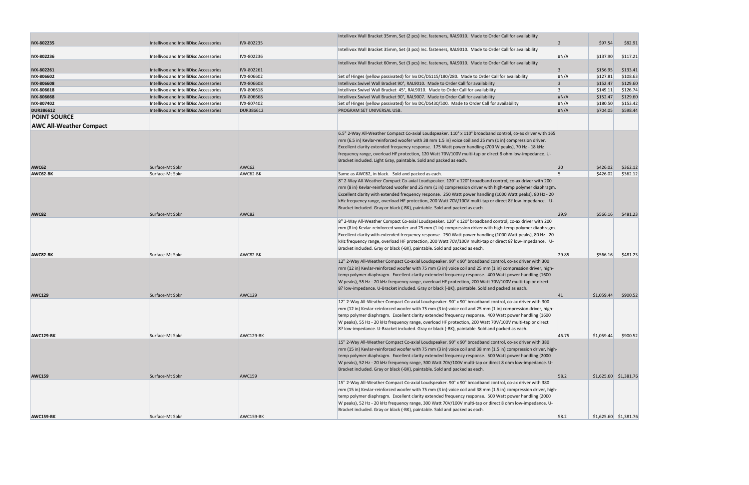| | | | | | | |
|---|---|---|---|---|---|---|
| **IVX-802235** | Intellivox and IntelliDisc Accessories | IVX-802235 | Intellivox Wall Bracket 35mm, Set (2 pcs) Inc. fasteners, RAL9010. Made to Order Call for availability | 2 | $97.54 | $82.91 |
| **IVX-802236** | Intellivox and IntelliDisc Accessories | IVX-802236 | Intellivox Wall Bracket 35mm, Set (3 pcs) Inc. fasteners, RAL9010. Made to Order Call for availability | #N/A | $137.90 | $117.21 |
| **IVX-802261** | Intellivox and IntelliDisc Accessories | IVX-802261 | Intellivox Wall Bracket 60mm, Set (3 pcs) Inc. fasteners, RAL9010. Made to Order Call for availability | 3 | $156.95 | $133.41 |
| **IVX-806602** | Intellivox and IntelliDisc Accessories | IVX-806602 | Set of Hinges (yellow passivated) for Ivx DC/DS115/180/280. Made to Order Call for availability | #N/A | $127.81 | $108.63 |
| **IVX-806608** | Intellivox and IntelliDisc Accessories | IVX-806608 | Intellivox Swivel Wall Bracket 90°, RAL9010. Made to Order Call for availability | 3 | $152.47 | $129.60 |
| **IVX-806618** | Intellivox and IntelliDisc Accessories | IVX-806618 | Intellivox Swivel Wall Bracket 45°, RAL9010. Made to Order Call for availability | 3 | $149.11 | $126.74 |
| **IVX-806668** | Intellivox and IntelliDisc Accessories | IVX-806668 | Intellivox Swivel Wall Bracket 90°, RAL9007. Made to Order Call for availability | #N/A | $152.47 | $129.60 |
| **IVX-807402** | Intellivox and IntelliDisc Accessories | IVX-807402 | Set of Hinges (yellow passivated) for Ivx DC/DS430/500. Made to Order Call for availability | #N/A | $180.50 | $153.42 |
| **DUR386612** | Intellivox and IntelliDisc Accessories | DUR386612 | PROGRAM SET UNIVERSAL USB. | #N/A | $704.05 | $598.44 |
| **POINT SOURCE** | | | | | | |
| **AWC All-Weather Compact** | | | | | | |
| **AWC62** | Surface-Mt Spkr | AWC62 | 6.5" 2-Way All-Weather Compact Co-axial Loudspeaker. 110° x 110° broadband control, co-ax driver with 165 mm (6.5 in) Kevlar-reinforced woofer with 38 mm 1.5 in) voice coil and 25 mm (1 in) compression driver. Excellent clarity extended frequency response. 175 Watt power handling (700 W peaks), 70 Hz - 18 kHz frequency range, overload HF protection, 120 Watt 70V/100V multi-tap or direct 8 ohm low-impedance. U-Bracket included. Light Gray, paintable. Sold and packed as each. | 20 | $426.02 | $362.12 |
| **AWC62-BK** | Surface-Mt Spkr | AWC62-BK | Same as AWC62, in black. Sold and packed as each. | 5 | $426.02 | $362.12 |
| **AWC82** | Surface-Mt Spkr | AWC82 | 8" 2-Way All-Weather Compact Co-axial Loudspeaker. 120° x 120° broadband control, co-ax driver with 200 mm (8 in) Kevlar-reinforced woofer and 25 mm (1 in) compression driver with high-temp polymer diaphragm. Excellent clarity with extended frequency response. 250 Watt power handling (1000 Watt peaks), 80 Hz - 20 kHz frequency range, overload HF protection, 200 Watt 70V/100V multi-tap or direct 8? low-impedance. U-Bracket included. Gray or black (-BK), paintable. Sold and packed as each. | 29.9 | $566.16 | $481.23 |
| **AWC82-BK** | Surface-Mt Spkr | AWC82-BK | 8" 2-Way All-Weather Compact Co-axial Loudspeaker. 120° x 120° broadband control, co-ax driver with 200 mm (8 in) Kevlar-reinforced woofer and 25 mm (1 in) compression driver with high-temp polymer diaphragm. Excellent clarity with extended frequency response. 250 Watt power handling (1000 Watt peaks), 80 Hz - 20 kHz frequency range, overload HF protection, 200 Watt 70V/100V multi-tap or direct 8? low-impedance. U-Bracket included. Gray or black (-BK), paintable. Sold and packed as each. | 29.85 | $566.16 | $481.23 |
| **AWC129** | Surface-Mt Spkr | AWC129 | 12" 2-Way All-Weather Compact Co-axial Loudspeaker. 90° x 90° broadband control, co-ax driver with 300 mm (12 in) Kevlar-reinforced woofer with 75 mm (3 in) voice coil and 25 mm (1 in) compression driver, high-temp polymer diaphragm. Excellent clarity extended frequency response. 400 Watt power handling (1600 W peaks), 55 Hz - 20 kHz frequency range, overload HF protection, 200 Watt 70V/100V multi-tap or direct 8? low-impedance. U-Bracket included. Gray or black (-BK), paintable. Sold and packed as each. | 41 | $1,059.44 | $900.52 |
| **AWC129-BK** | Surface-Mt Spkr | AWC129-BK | 12" 2-Way All-Weather Compact Co-axial Loudspeaker. 90° x 90° broadband control, co-ax driver with 300 mm (12 in) Kevlar-reinforced woofer with 75 mm (3 in) voice coil and 25 mm (1 in) compression driver, high-temp polymer diaphragm. Excellent clarity extended frequency response. 400 Watt power handling (1600 W peaks), 55 Hz - 20 kHz frequency range, overload HF protection, 200 Watt 70V/100V multi-tap or direct 8? low-impedance. U-Bracket included. Gray or black (-BK), paintable. Sold and packed as each. | 46.75 | $1,059.44 | $900.52 |
| **AWC159** | Surface-Mt Spkr | AWC159 | 15" 2-Way All-Weather Compact Co-axial Loudspeaker. 90° x 90° broadband control, co-ax driver with 380 mm (15 in) Kevlar-reinforced woofer with 75 mm (3 in) voice coil and 38 mm (1.5 in) compression driver, high-temp polymer diaphragm. Excellent clarity extended frequency response. 500 Watt power handling (2000 W peaks), 52 Hz - 20 kHz frequency range, 300 Watt 70V/100V multi-tap or direct 8 ohm low-impedance. U-Bracket included. Gray or black (-BK), paintable. Sold and packed as each. | 58.2 | $1,625.60 | $1,381.76 |
| **AWC159-BK** | Surface-Mt Spkr | AWC159-BK | 15" 2-Way All-Weather Compact Co-axial Loudspeaker. 90° x 90° broadband control, co-ax driver with 380 mm (15 in) Kevlar-reinforced woofer with 75 mm (3 in) voice coil and 38 mm (1.5 in) compression driver, high-temp polymer diaphragm. Excellent clarity extended frequency response. 500 Watt power handling (2000 W peaks), 52 Hz - 20 kHz frequency range, 300 Watt 70V/100V multi-tap or direct 8 ohm low-impedance. U-Bracket included. Gray or black (-BK), paintable. Sold and packed as each. | 58.2 | $1,625.60 | $1,381.76 |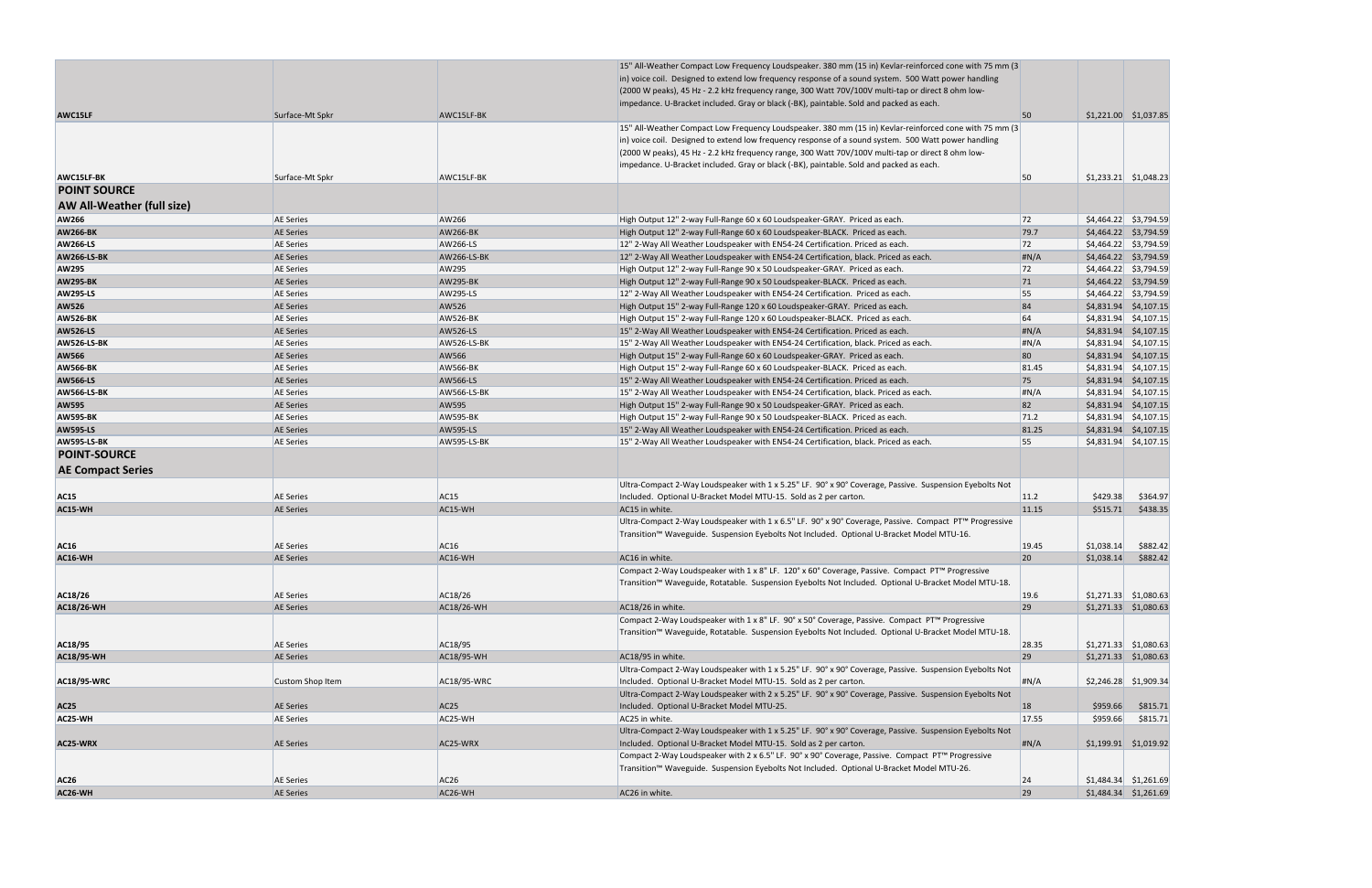| | | | | | | |
|---|---|---|---|---|---|---|
| **AWC15LF** | Surface-Mt Spkr | AWC15LF-BK | 15" All-Weather Compact Low Frequency Loudspeaker. 380 mm (15 in) Kevlar-reinforced cone with 75 mm (3 in) voice coil. Designed to extend low frequency response of a sound system. 500 Watt power handling (2000 W peaks), 45 Hz - 2.2 kHz frequency range, 300 Watt 70V/100V multi-tap or direct 8 ohm low-impedance. U-Bracket included. Gray or black (-BK), paintable. Sold and packed as each. | 50 | $1,221.00 | $1,037.85 |
| **AWC15LF-BK** | Surface-Mt Spkr | AWC15LF-BK | 15" All-Weather Compact Low Frequency Loudspeaker. 380 mm (15 in) Kevlar-reinforced cone with 75 mm (3 in) voice coil. Designed to extend low frequency response of a sound system. 500 Watt power handling (2000 W peaks), 45 Hz - 2.2 kHz frequency range, 300 Watt 70V/100V multi-tap or direct 8 ohm low-impedance. U-Bracket included. Gray or black (-BK), paintable. Sold and packed as each. | 50 | $1,233.21 | $1,048.23 |
| **POINT SOURCE** | | | | | | |
| **AW All-Weather (full size)** | | | | | | |
| **AW266** | AE Series | AW266 | High Output 12" 2-way Full-Range 60 x 60 Loudspeaker-GRAY. Priced as each. | 72 | $4,464.22 | $3,794.59 |
| **AW266-BK** | AE Series | AW266-BK | High Output 12" 2-way Full-Range 60 x 60 Loudspeaker-BLACK. Priced as each. | 79.7 | $4,464.22 | $3,794.59 |
| **AW266-LS** | AE Series | AW266-LS | 12" 2-Way All Weather Loudspeaker with EN54-24 Certification. Priced as each. | 72 | $4,464.22 | $3,794.59 |
| **AW266-LS-BK** | AE Series | AW266-LS-BK | 12" 2-Way All Weather Loudspeaker with EN54-24 Certification, black. Priced as each. | #N/A | $4,464.22 | $3,794.59 |
| **AW295** | AE Series | AW295 | High Output 12" 2-way Full-Range 90 x 50 Loudspeaker-GRAY. Priced as each. | 72 | $4,464.22 | $3,794.59 |
| **AW295-BK** | AE Series | AW295-BK | High Output 12" 2-way Full-Range 90 x 50 Loudspeaker-BLACK. Priced as each. | 71 | $4,464.22 | $3,794.59 |
| **AW295-LS** | AE Series | AW295-LS | 12" 2-Way All Weather Loudspeaker with EN54-24 Certification. Priced as each. | 55 | $4,464.22 | $3,794.59 |
| **AW526** | AE Series | AW526 | High Output 15" 2-way Full-Range 120 x 60 Loudspeaker-GRAY. Priced as each. | 84 | $4,831.94 | $4,107.15 |
| **AW526-BK** | AE Series | AW526-BK | High Output 15" 2-way Full-Range 120 x 60 Loudspeaker-BLACK. Priced as each. | 64 | $4,831.94 | $4,107.15 |
| **AW526-LS** | AE Series | AW526-LS | 15" 2-Way All Weather Loudspeaker with EN54-24 Certification. Priced as each. | #N/A | $4,831.94 | $4,107.15 |
| **AW526-LS-BK** | AE Series | AW526-LS-BK | 15" 2-Way All Weather Loudspeaker with EN54-24 Certification, black. Priced as each. | #N/A | $4,831.94 | $4,107.15 |
| **AW566** | AE Series | AW566 | High Output 15" 2-way Full-Range 60 x 60 Loudspeaker-GRAY. Priced as each. | 80 | $4,831.94 | $4,107.15 |
| **AW566-BK** | AE Series | AW566-BK | High Output 15" 2-way Full-Range 60 x 60 Loudspeaker-BLACK. Priced as each. | 81.45 | $4,831.94 | $4,107.15 |
| **AW566-LS** | AE Series | AW566-LS | 15" 2-Way All Weather Loudspeaker with EN54-24 Certification. Priced as each. | 75 | $4,831.94 | $4,107.15 |
| **AW566-LS-BK** | AE Series | AW566-LS-BK | 15" 2-Way All Weather Loudspeaker with EN54-24 Certification, black. Priced as each. | #N/A | $4,831.94 | $4,107.15 |
| **AW595** | AE Series | AW595 | High Output 15" 2-way Full-Range 90 x 50 Loudspeaker-GRAY. Priced as each. | 82 | $4,831.94 | $4,107.15 |
| **AW595-BK** | AE Series | AW595-BK | High Output 15" 2-way Full-Range 90 x 50 Loudspeaker-BLACK. Priced as each. | 71.2 | $4,831.94 | $4,107.15 |
| **AW595-LS** | AE Series | AW595-LS | 15" 2-Way All Weather Loudspeaker with EN54-24 Certification. Priced as each. | 81.25 | $4,831.94 | $4,107.15 |
| **AW595-LS-BK** | AE Series | AW595-LS-BK | 15" 2-Way All Weather Loudspeaker with EN54-24 Certification, black. Priced as each. | 55 | $4,831.94 | $4,107.15 |
| **POINT-SOURCE** | | | | | | |
| **AE Compact Series** | | | | | | |
| **AC15** | AE Series | AC15 | Ultra-Compact 2-Way Loudspeaker with 1 x 5.25" LF. 90° x 90° Coverage, Passive. Suspension Eyebolts Not Included. Optional U-Bracket Model MTU-15. Sold as 2 per carton. | 11.2 | $429.38 | $364.97 |
| **AC15-WH** | AE Series | AC15-WH | AC15 in white. | 11.15 | $515.71 | $438.35 |
| **AC16** | AE Series | AC16 | Ultra-Compact 2-Way Loudspeaker with 1 x 6.5" LF. 90° x 90° Coverage, Passive. Compact PT™ Progressive Transition™ Waveguide. Suspension Eyebolts Not Included. Optional U-Bracket Model MTU-16. | 19.45 | $1,038.14 | $882.42 |
| **AC16-WH** | AE Series | AC16-WH | AC16 in white. | 20 | $1,038.14 | $882.42 |
| **AC18/26** | AE Series | AC18/26 | Compact 2-Way Loudspeaker with 1 x 8" LF. 120° x 60° Coverage, Passive. Compact PT™ Progressive Transition™ Waveguide, Rotatable. Suspension Eyebolts Not Included. Optional U-Bracket Model MTU-18. | 19.6 | $1,271.33 | $1,080.63 |
| **AC18/26-WH** | AE Series | AC18/26-WH | AC18/26 in white. | 29 | $1,271.33 | $1,080.63 |
| **AC18/95** | AE Series | AC18/95 | Compact 2-Way Loudspeaker with 1 x 8" LF. 90° x 50° Coverage, Passive. Compact PT™ Progressive Transition™ Waveguide, Rotatable. Suspension Eyebolts Not Included. Optional U-Bracket Model MTU-18. | 28.35 | $1,271.33 | $1,080.63 |
| **AC18/95-WH** | AE Series | AC18/95-WH | AC18/95 in white. | 29 | $1,271.33 | $1,080.63 |
| **AC18/95-WRC** | Custom Shop Item | AC18/95-WRC | Ultra-Compact 2-Way Loudspeaker with 1 x 5.25" LF. 90° x 90° Coverage, Passive. Suspension Eyebolts Not Included. Optional U-Bracket Model MTU-15. Sold as 2 per carton. | #N/A | $2,246.28 | $1,909.34 |
| **AC25** | AE Series | AC25 | Ultra-Compact 2-Way Loudspeaker with 2 x 5.25" LF. 90° x 90° Coverage, Passive. Suspension Eyebolts Not Included. Optional U-Bracket Model MTU-25. | 18 | $959.66 | $815.71 |
| **AC25-WH** | AE Series | AC25-WH | AC25 in white. | 17.55 | $959.66 | $815.71 |
| **AC25-WRX** | AE Series | AC25-WRX | Ultra-Compact 2-Way Loudspeaker with 1 x 5.25" LF. 90° x 90° Coverage, Passive. Suspension Eyebolts Not Included. Optional U-Bracket Model MTU-15. Sold as 2 per carton. | #N/A | $1,199.91 | $1,019.92 |
| **AC26** | AE Series | AC26 | Compact 2-Way Loudspeaker with 2 x 6.5" LF. 90° x 90° Coverage, Passive. Compact PT™ Progressive Transition™ Waveguide. Suspension Eyebolts Not Included. Optional U-Bracket Model MTU-26. | 24 | $1,484.34 | $1,261.69 |
| **AC26-WH** | AE Series | AC26-WH | AC26 in white. | 29 | $1,484.34 | $1,261.69 |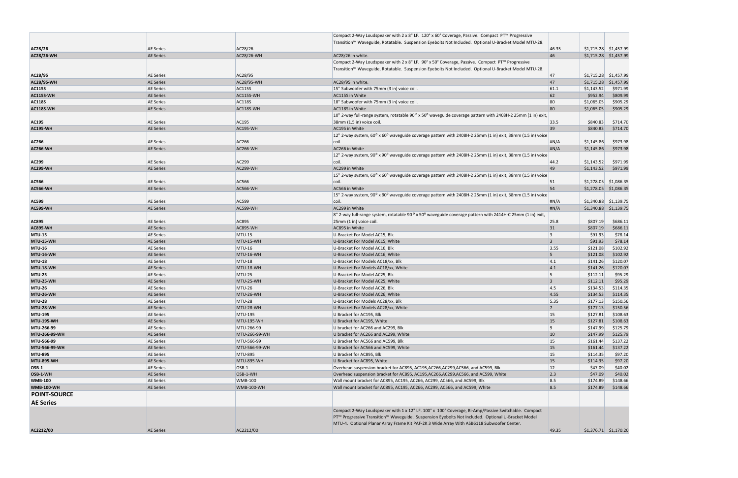| | | | | | | |
|---|---|---|---|---|---|---|
| **AC28/26** | AE Series | AC28/26 | Compact 2-Way Loudspeaker with 2 x 8" LF. 120° x 60° Coverage, Passive. Compact PT™ Progressive Transition™ Waveguide, Rotatable. Suspension Eyebolts Not Included. Optional U-Bracket Model MTU-28. | 46.35 | $1,715.28 | $1,457.99 |
| **AC28/26-WH** | AE Series | AC28/26-WH | AC28/26 in white. | 46 | $1,715.28 | $1,457.99 |
| **AC28/95** | AE Series | AC28/95 | Compact 2-Way Loudspeaker with 2 x 8" LF. 90° x 50° Coverage, Passive. Compact PT™ Progressive Transition™ Waveguide, Rotatable. Suspension Eyebolts Not Included. Optional U-Bracket Model MTU-28. | 47 | $1,715.28 | $1,457.99 |
| **AC28/95-WH** | AE Series | AC28/95-WH | AC28/95 in white. | 47 | $1,715.28 | $1,457.99 |
| **AC115S** | AE Series | AC115S | 15" Subwoofer with 75mm (3 in) voice coil. | 61.1 | $1,143.52 | $971.99 |
| **AC115S-WH** | AE Series | AC115S-WH | AC115S in White | 62 | $952.94 | $809.99 |
| **AC118S** | AE Series | AC118S | 18" Subwoofer with 75mm (3 in) voice coil. | 80 | $1,065.05 | $905.29 |
| **AC118S-WH** | AE Series | AC118S-WH | AC118S in White | 80 | $1,065.05 | $905.29 |
| **AC195** | AE Series | AC195 | 10" 2-way full-range system, rotatable 90 º x 50º waveguide coverage pattern with 2408H-2 25mm (1 in) exit, 38mm (1.5 in) voice coil. | 33.5 | $840.83 | $714.70 |
| **AC195-WH** | AE Series | AC195-WH | AC195 in White | 39 | $840.83 | $714.70 |
| **AC266** | AE Series | AC266 | 12" 2-way system, 60º x 60º waveguide coverage pattern with 2408H-2 25mm (1 in) exit, 38mm (1.5 in) voice coil. | #N/A | $1,145.86 | $973.98 |
| **AC266-WH** | AE Series | AC266-WH | AC266 in White | #N/A | $1,145.86 | $973.98 |
| **AC299** | AE Series | AC299 | 12" 2-way system, 90º x 90º waveguide coverage pattern with 2408H-2 25mm (1 in) exit, 38mm (1.5 in) voice coil. | 44.2 | $1,143.52 | $971.99 |
| **AC299-WH** | AE Series | AC299-WH | AC299 in White | 49 | $1,143.52 | $971.99 |
| **AC566** | AE Series | AC566 | 15" 2-way system, 60º x 60º waveguide coverage pattern with 2408H-2 25mm (1 in) exit, 38mm (1.5 in) voice coil. | 51 | $1,278.05 | $1,086.35 |
| **AC566-WH** | AE Series | AC566-WH | AC566 in White | 54 | $1,278.05 | $1,086.35 |
| **AC599** | AE Series | AC599 | 15" 2-way system, 90º x 90º waveguide coverage pattern with 2408H-2 25mm (1 in) exit, 38mm (1.5 in) voice coil. | #N/A | $1,340.88 | $1,139.75 |
| **AC599-WH** | AE Series | AC599-WH | AC299 in White | #N/A | $1,340.88 | $1,139.75 |
| **AC895** | AE Series | AC895 | 8" 2-way full-range system, rotatable 90 º x 50º waveguide coverage pattern with 2414H-C 25mm (1 in) exit, 25mm (1 in) voice coil. | 25.8 | $807.19 | $686.11 |
| **AC895-WH** | AE Series | AC895-WH | AC895 in White | 31 | $807.19 | $686.11 |
| **MTU-15** | AE Series | MTU-15 | U-Bracket For Model AC15, Blk | 3 | $91.93 | $78.14 |
| **MTU-15-WH** | AE Series | MTU-15-WH | U-Bracket For Model AC15, White | 3 | $91.93 | $78.14 |
| **MTU-16** | AE Series | MTU-16 | U-Bracket For Model AC16, Blk | 3.55 | $121.08 | $102.92 |
| **MTU-16-WH** | AE Series | MTU-16-WH | U-Bracket For Model AC16, White | 5 | $121.08 | $102.92 |
| **MTU-18** | AE Series | MTU-18 | U-Bracket For Models AC18/xx, Blk | 4.1 | $141.26 | $120.07 |
| **MTU-18-WH** | AE Series | MTU-18-WH | U-Bracket For Models AC18/xx, White | 4.1 | $141.26 | $120.07 |
| **MTU-25** | AE Series | MTU-25 | U-Bracket For Model AC25, Blk | 5 | $112.11 | $95.29 |
| **MTU-25-WH** | AE Series | MTU-25-WH | U-Bracket For Model AC25, White | 3 | $112.11 | $95.29 |
| **MTU-26** | AE Series | MTU-26 | U-Bracket For Model AC26, Blk | 4.5 | $134.53 | $114.35 |
| **MTU-26-WH** | AE Series | MTU-26-WH | U-Bracket For Model AC26, White | 4.55 | $134.53 | $114.35 |
| **MTU-28** | AE Series | MTU-28 | U-Bracket For Models AC28/xx, Blk | 5.35 | $177.13 | $150.56 |
| **MTU-28-WH** | AE Series | MTU-28-WH | U-Bracket For Models AC28/xx, White | 7 | $177.13 | $150.56 |
| **MTU-195** | AE Series | MTU-195 | U Bracket for AC195, Blk | 15 | $127.81 | $108.63 |
| **MTU-195-WH** | AE Series | MTU-195-WH | U Bracket for AC195, White | 15 | $127.81 | $108.63 |
| **MTU-266-99** | AE Series | MTU-266-99 | U bracket for AC266 and AC299, Blk | 9 | $147.99 | $125.79 |
| **MTU-266-99-WH** | AE Series | MTU-266-99-WH | U bracket for AC266 and AC299, White | 10 | $147.99 | $125.79 |
| **MTU-566-99** | AE Series | MTU-566-99 | U Bracket for AC566 and AC599, Blk | 15 | $161.44 | $137.22 |
| **MTU-566-99-WH** | AE Series | MTU-566-99-WH | U Bracket for AC566 and AC599, White | 15 | $161.44 | $137.22 |
| **MTU-895** | AE Series | MTU-895 | U Bracket for AC895, Blk | 15 | $114.35 | $97.20 |
| **MTU-895-WH** | AE Series | MTU-895-WH | U Bracket for AC895, White | 15 | $114.35 | $97.20 |
| **OSB-1** | AE Series | OSB-1 | Overhead suspension bracket for AC895, AC195,AC266,AC299,AC566, and AC599, Blk | 12 | $47.09 | $40.02 |
| **OSB-1-WH** | AE Series | OSB-1-WH | Overhead suspension bracket for AC895, AC195,AC266,AC299,AC566, and AC599, White | 2.3 | $47.09 | $40.02 |
| **WMB-100** | AE Series | WMB-100 | Wall mount bracket for AC895, AC195, AC266, AC299, AC566, and AC599, Blk | 8.5 | $174.89 | $148.66 |
| **WMB-100-WH** | AE Series | WMB-100-WH | Wall mount bracket for AC895, AC195, AC266, AC299, AC566, and AC599, White | 8.5 | $174.89 | $148.66 |
| **POINT-SOURCE** | | | | | | |
| **AE Series** | | | | | | |
| **AC2212/00** | AE Series | AC2212/00 | Compact 2-Way Loudspeaker with 1 x 12" LF. 100° x 100° Coverage, Bi-Amp/Passive Switchable. Compact PT™ Progressive Transition™ Waveguide. Suspension Eyebolts Not Included. Optional U-Bracket Model MTU-4. Optional Planar Array Frame Kit PAF-2K 3 Wide Array With ASB6118 Subwoofer Center. | 49.35 | $1,376.71 | $1,170.20 |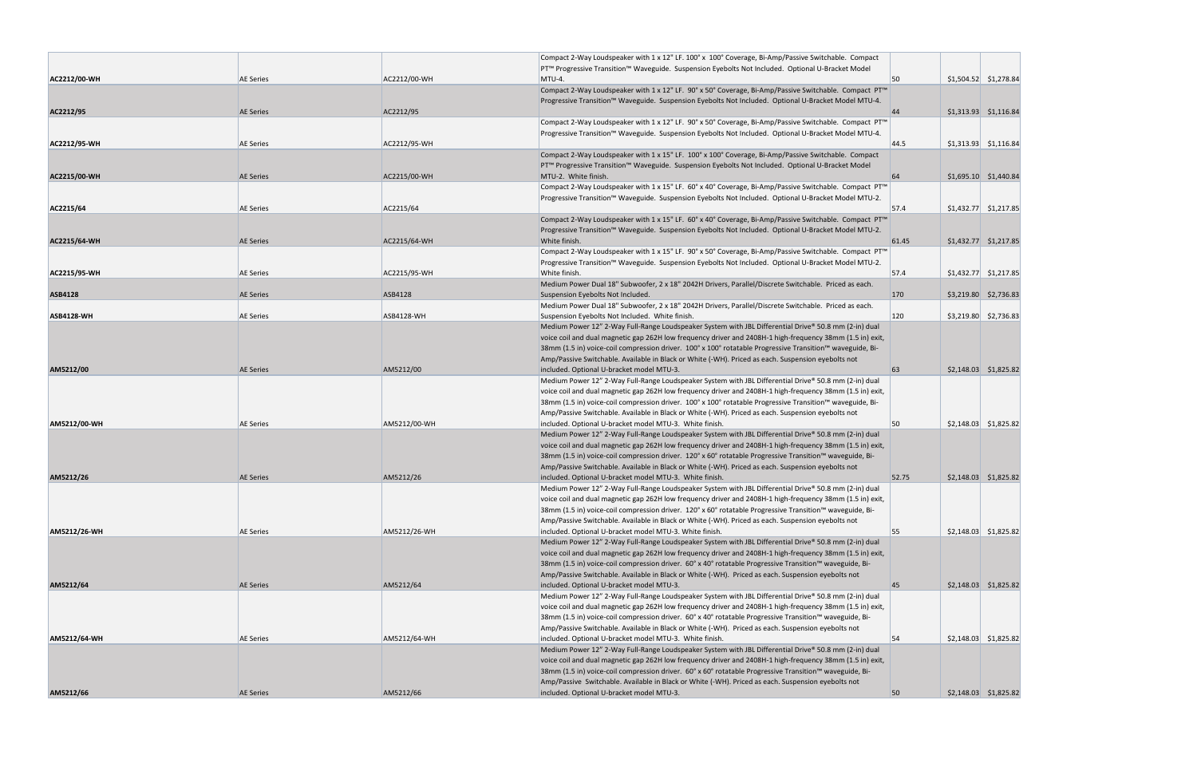| | | | | | | |
|---|---|---|---|---|---|---|
| AC2212/00-WH | AE Series | AC2212/00-WH | Compact 2-Way Loudspeaker with 1 x 12" LF. 100° x 100° Coverage, Bi-Amp/Passive Switchable. Compact PT™ Progressive Transition™ Waveguide. Suspension Eyebolts Not Included. Optional U-Bracket Model MTU-4. | 50 | $1,504.52 | $1,278.84 |
| AC2212/95 | AE Series | AC2212/95 | Compact 2-Way Loudspeaker with 1 x 12" LF. 90° x 50° Coverage, Bi-Amp/Passive Switchable. Compact PT™ Progressive Transition™ Waveguide. Suspension Eyebolts Not Included. Optional U-Bracket Model MTU-4. | 44 | $1,313.93 | $1,116.84 |
| AC2212/95-WH | AE Series | AC2212/95-WH | Compact 2-Way Loudspeaker with 1 x 12" LF. 90° x 50° Coverage, Bi-Amp/Passive Switchable. Compact PT™ Progressive Transition™ Waveguide. Suspension Eyebolts Not Included. Optional U-Bracket Model MTU-4. | 44.5 | $1,313.93 | $1,116.84 |
| AC2215/00-WH | AE Series | AC2215/00-WH | Compact 2-Way Loudspeaker with 1 x 15" LF. 100° x 100° Coverage, Bi-Amp/Passive Switchable. Compact PT™ Progressive Transition™ Waveguide. Suspension Eyebolts Not Included. Optional U-Bracket Model MTU-2. White finish. | 64 | $1,695.10 | $1,440.84 |
| AC2215/64 | AE Series | AC2215/64 | Compact 2-Way Loudspeaker with 1 x 15" LF. 60° x 40° Coverage, Bi-Amp/Passive Switchable. Compact PT™ Progressive Transition™ Waveguide. Suspension Eyebolts Not Included. Optional U-Bracket Model MTU-2. | 57.4 | $1,432.77 | $1,217.85 |
| AC2215/64-WH | AE Series | AC2215/64-WH | Compact 2-Way Loudspeaker with 1 x 15" LF. 60° x 40° Coverage, Bi-Amp/Passive Switchable. Compact PT™ Progressive Transition™ Waveguide. Suspension Eyebolts Not Included. Optional U-Bracket Model MTU-2. White finish. | 61.45 | $1,432.77 | $1,217.85 |
| AC2215/95-WH | AE Series | AC2215/95-WH | Compact 2-Way Loudspeaker with 1 x 15" LF. 90° x 50° Coverage, Bi-Amp/Passive Switchable. Compact PT™ Progressive Transition™ Waveguide. Suspension Eyebolts Not Included. Optional U-Bracket Model MTU-2. White finish. | 57.4 | $1,432.77 | $1,217.85 |
| ASB4128 | AE Series | ASB4128 | Medium Power Dual 18" Subwoofer, 2 x 18" 2042H Drivers, Parallel/Discrete Switchable. Priced as each. Suspension Eyebolts Not Included. | 170 | $3,219.80 | $2,736.83 |
| ASB4128-WH | AE Series | ASB4128-WH | Medium Power Dual 18" Subwoofer, 2 x 18" 2042H Drivers, Parallel/Discrete Switchable. Priced as each. Suspension Eyebolts Not Included. White finish. | 120 | $3,219.80 | $2,736.83 |
| AM5212/00 | AE Series | AM5212/00 | Medium Power 12" 2-Way Full-Range Loudspeaker System with JBL Differential Drive® 50.8 mm (2-in) dual voice coil and dual magnetic gap 262H low frequency driver and 2408H-1 high-frequency 38mm (1.5 in) exit, 38mm (1.5 in) voice-coil compression driver. 100° x 100° rotatable Progressive Transition™ waveguide, Bi-Amp/Passive Switchable. Available in Black or White (-WH). Priced as each. Suspension eyebolts not included. Optional U-bracket model MTU-3. | 63 | $2,148.03 | $1,825.82 |
| AM5212/00-WH | AE Series | AM5212/00-WH | Medium Power 12" 2-Way Full-Range Loudspeaker System with JBL Differential Drive® 50.8 mm (2-in) dual voice coil and dual magnetic gap 262H low frequency driver and 2408H-1 high-frequency 38mm (1.5 in) exit, 38mm (1.5 in) voice-coil compression driver. 100° x 100° rotatable Progressive Transition™ waveguide, Bi-Amp/Passive Switchable. Available in Black or White (-WH). Priced as each. Suspension eyebolts not included. Optional U-bracket model MTU-3. White finish. | 50 | $2,148.03 | $1,825.82 |
| AM5212/26 | AE Series | AM5212/26 | Medium Power 12" 2-Way Full-Range Loudspeaker System with JBL Differential Drive® 50.8 mm (2-in) dual voice coil and dual magnetic gap 262H low frequency driver and 2408H-1 high-frequency 38mm (1.5 in) exit, 38mm (1.5 in) voice-coil compression driver. 120° x 60° rotatable Progressive Transition™ waveguide, Bi-Amp/Passive Switchable. Available in Black or White (-WH). Priced as each. Suspension eyebolts not included. Optional U-bracket model MTU-3. White finish. | 52.75 | $2,148.03 | $1,825.82 |
| AM5212/26-WH | AE Series | AM5212/26-WH | Medium Power 12" 2-Way Full-Range Loudspeaker System with JBL Differential Drive® 50.8 mm (2-in) dual voice coil and dual magnetic gap 262H low frequency driver and 2408H-1 high-frequency 38mm (1.5 in) exit, 38mm (1.5 in) voice-coil compression driver. 120° x 60° rotatable Progressive Transition™ waveguide, Bi-Amp/Passive Switchable. Available in Black or White (-WH). Priced as each. Suspension eyebolts not included. Optional U-bracket model MTU-3. White finish. | 55 | $2,148.03 | $1,825.82 |
| AM5212/64 | AE Series | AM5212/64 | Medium Power 12" 2-Way Full-Range Loudspeaker System with JBL Differential Drive® 50.8 mm (2-in) dual voice coil and dual magnetic gap 262H low frequency driver and 2408H-1 high-frequency 38mm (1.5 in) exit, 38mm (1.5 in) voice-coil compression driver. 60° x 40° rotatable Progressive Transition™ waveguide, Bi-Amp/Passive Switchable. Available in Black or White (-WH). Priced as each. Suspension eyebolts not included. Optional U-bracket model MTU-3. | 45 | $2,148.03 | $1,825.82 |
| AM5212/64-WH | AE Series | AM5212/64-WH | Medium Power 12" 2-Way Full-Range Loudspeaker System with JBL Differential Drive® 50.8 mm (2-in) dual voice coil and dual magnetic gap 262H low frequency driver and 2408H-1 high-frequency 38mm (1.5 in) exit, 38mm (1.5 in) voice-coil compression driver. 60° x 40° rotatable Progressive Transition™ waveguide, Bi-Amp/Passive Switchable. Available in Black or White (-WH). Priced as each. Suspension eyebolts not included. Optional U-bracket model MTU-3. White finish. | 54 | $2,148.03 | $1,825.82 |
| AM5212/66 | AE Series | AM5212/66 | Medium Power 12" 2-Way Full-Range Loudspeaker System with JBL Differential Drive® 50.8 mm (2-in) dual voice coil and dual magnetic gap 262H low frequency driver and 2408H-1 high-frequency 38mm (1.5 in) exit, 38mm (1.5 in) voice-coil compression driver. 60° x 60° rotatable Progressive Transition™ waveguide, Bi-Amp/Passive Switchable. Available in Black or White (-WH). Priced as each. Suspension eyebolts not included. Optional U-bracket model MTU-3. | 50 | $2,148.03 | $1,825.82 |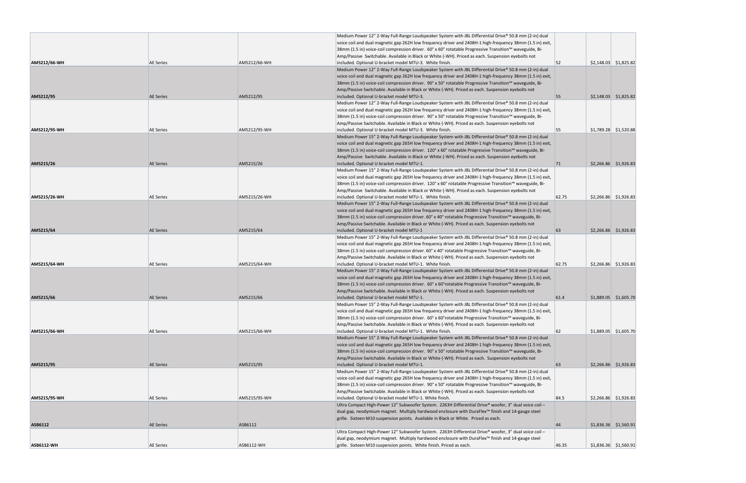| | | | | | | |
|---|---|---|---|---|---|---|
| AM5212/66-WH | AE Series | AM5212/66-WH | Medium Power 12" 2-Way Full-Range Loudspeaker System with JBL Differential Drive® 50.8 mm (2-in) dual voice coil and dual magnetic gap 262H low frequency driver and 2408H-1 high-frequency 38mm (1.5 in) exit, 38mm (1.5 in) voice-coil compression driver. 60° x 60° rotatable Progressive Transition™ waveguide, Bi-Amp/Passive Switchable. Available in Black or White (-WH). Priced as each. Suspension eyebolts not included. Optional U-bracket model MTU-3. White finish. | 52 | $2,148.03 | $1,825.82 |
| AM5212/95 | AE Series | AM5212/95 | Medium Power 12" 2-Way Full-Range Loudspeaker System with JBL Differential Drive® 50.8 mm (2-in) dual voice coil and dual magnetic gap 262H low frequency driver and 2408H-1 high-frequency 38mm (1.5 in) exit, 38mm (1.5 in) voice-coil compression driver. 90° x 50° rotatable Progressive Transition™ waveguide, Bi-Amp/Passive Switchable. Available in Black or White (-WH). Priced as each. Suspension eyebolts not included. Optional U-bracket model MTU-3. | 55 | $2,148.03 | $1,825.82 |
| AM5212/95-WH | AE Series | AM5212/95-WH | Medium Power 12" 2-Way Full-Range Loudspeaker System with JBL Differential Drive® 50.8 mm (2-in) dual voice coil and dual magnetic gap 262H low frequency driver and 2408H-1 high-frequency 38mm (1.5 in) exit, 38mm (1.5 in) voice-coil compression driver. 90° x 50° rotatable Progressive Transition™ waveguide, Bi-Amp/Passive Switchable. Available in Black or White (-WH). Priced as each. Suspension eyebolts not included. Optional U-bracket model MTU-3. White finish. | 55 | $1,789.28 | $1,520.88 |
| AM5215/26 | AE Series | AM5215/26 | Medium Power 15" 2-Way Full-Range Loudspeaker System with JBL Differential Drive® 50.8 mm (2-in) dual voice coil and dual magnetic gap 265H low frequency driver and 2408H-1 high-frequency 38mm (1.5 in) exit, 38mm (1.5 in) voice-coil compression driver. 120° x 60° rotatable Progressive Transition™ waveguide, Bi-Amp/Passive Switchable. Available in Black or White (-WH). Priced as each. Suspension eyebolts not included. Optional U-bracket model MTU-1. | 71 | $2,266.86 | $1,926.83 |
| AM5215/26-WH | AE Series | AM5215/26-WH | Medium Power 15" 2-Way Full-Range Loudspeaker System with JBL Differential Drive® 50.8 mm (2-in) dual voice coil and dual magnetic gap 265H low frequency driver and 2408H-1 high-frequency 38mm (1.5 in) exit, 38mm (1.5 in) voice-coil compression driver. 120° x 60° rotatable Progressive Transition™ waveguide, Bi-Amp/Passive Switchable. Available in Black or White (-WH). Priced as each. Suspension eyebolts not included. Optional U-bracket model MTU-1. White finish. | 62.75 | $2,266.86 | $1,926.83 |
| AM5215/64 | AE Series | AM5215/64 | Medium Power 15" 2-Way Full-Range Loudspeaker System with JBL Differential Drive® 50.8 mm (2-in) dual voice coil and dual magnetic gap 265H low frequency driver and 2408H-1 high-frequency 38mm (1.5 in) exit, 38mm (1.5 in) voice-coil compression driver. 60° x 40° rotatable Progressive Transition™ waveguide, Bi-Amp/Passive Switchable. Available in Black or White (-WH). Priced as each. Suspension eyebolts not included. Optional U-bracket model MTU-1 | 63 | $2,266.86 | $1,926.83 |
| AM5215/64-WH | AE Series | AM5215/64-WH | Medium Power 15" 2-Way Full-Range Loudspeaker System with JBL Differential Drive® 50.8 mm (2-in) dual voice coil and dual magnetic gap 265H low frequency driver and 2408H-1 high-frequency 38mm (1.5 in) exit, 38mm (1.5 in) voice-coil compression driver. 60° x 40° rotatable Progressive Transition™ waveguide, Bi-Amp/Passive Switchable. Available in Black or White (-WH). Priced as each. Suspension eyebolts not included. Optional U-bracket model MTU-1. White finish. | 62.75 | $2,266.86 | $1,926.83 |
| AM5215/66 | AE Series | AM5215/66 | Medium Power 15" 2-Way Full-Range Loudspeaker System with JBL Differential Drive® 50.8 mm (2-in) dual voice coil and dual magnetic gap 265H low frequency driver and 2408H-1 high-frequency 38mm (1.5 in) exit, 38mm (1.5 in) voice-coil compression driver. 60° x 60°rotatable Progressive Transition™ waveguide, Bi-Amp/Passive Switchable. Available in Black or White (-WH). Priced as each. Suspension eyebolts not included. Optional U-bracket model MTU-1. | 61.4 | $1,889.05 | $1,605.70 |
| AM5215/66-WH | AE Series | AM5215/66-WH | Medium Power 15" 2-Way Full-Range Loudspeaker System with JBL Differential Drive® 50.8 mm (2-in) dual voice coil and dual magnetic gap 265H low frequency driver and 2408H-1 high-frequency 38mm (1.5 in) exit, 38mm (1.5 in) voice-coil compression driver. 60° x 60°rotatable Progressive Transition™ waveguide, Bi-Amp/Passive Switchable. Available in Black or White (-WH). Priced as each. Suspension eyebolts not included. Optional U-bracket model MTU-1. White finish. | 62 | $1,889.05 | $1,605.70 |
| AM5215/95 | AE Series | AM5215/95 | Medium Power 15" 2-Way Full-Range Loudspeaker System with JBL Differential Drive® 50.8 mm (2-in) dual voice coil and dual magnetic gap 265H low frequency driver and 2408H-1 high-frequency 38mm (1.5 in) exit, 38mm (1.5 in) voice-coil compression driver. 90° x 50° rotatable Progressive Transition™ waveguide, Bi-Amp/Passive Switchable. Available in Black or White (-WH). Priced as each. Suspension eyebolts not included. Optional U-bracket model MTU-1. | 63 | $2,266.86 | $1,926.83 |
| AM5215/95-WH | AE Series | AM5215/95-WH | Medium Power 15" 2-Way Full-Range Loudspeaker System with JBL Differential Drive® 50.8 mm (2-in) dual voice coil and dual magnetic gap 265H low frequency driver and 2408H-1 high-frequency 38mm (1.5 in) exit, 38mm (1.5 in) voice-coil compression driver. 90° x 50° rotatable Progressive Transition™ waveguide, Bi-Amp/Passive Switchable. Available in Black or White (-WH). Priced as each. Suspension eyebolts not included. Optional U-bracket model MTU-1. White finish. | 84.5 | $2,266.86 | $1,926.83 |
| ASB6112 | AE Series | ASB6112 | Ultra Compact High-Power 12" Subwoofer System. 2263H Differential Drive® woofer, 3" dual voice coil – dual gap, neodymium magnet. Multiply hardwood enclosure with DuraFlex™ finish and 14-gauge steel grille. Sixteen M10 suspension points. Available in Black or White. Priced as each. | 44 | $1,836.36 | $1,560.91 |
| ASB6112-WH | AE Series | ASB6112-WH | Ultra Compact High-Power 12" Subwoofer System. 2263H Differential Drive® woofer, 3" dual voice coil – dual gap, neodymium magnet. Multiply hardwood enclosure with DuraFlex™ finish and 14-gauge steel grille. Sixteen M10 suspension points. White finish. Priced as each. | 46.35 | $1,836.36 | $1,560.91 |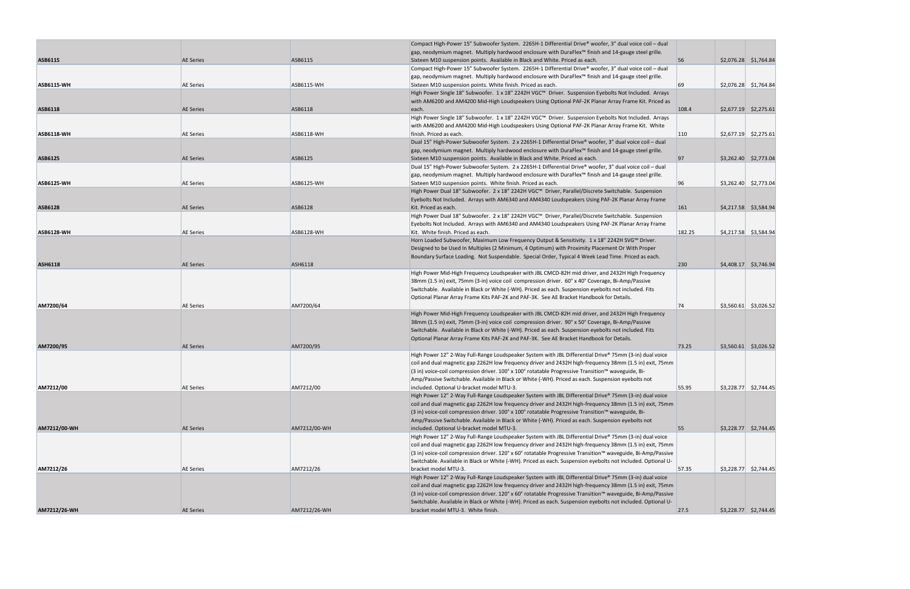| | | | | | | |
|---|---|---|---|---|---|---|
| **ASB6115** | AE Series | ASB6115 | Compact High-Power 15" Subwoofer System. 2265H-1 Differential Drive® woofer, 3" dual voice coil – dual gap, neodymium magnet. Multiply hardwood enclosure with DuraFlex™ finish and 14-gauge steel grille. Sixteen M10 suspension points. Available in Black and White. Priced as each. | 56 | $2,076.28 | $1,764.84 |
| **ASB6115-WH** | AE Series | ASB6115-WH | Compact High-Power 15" Subwoofer System. 2265H-1 Differential Drive® woofer, 3" dual voice coil – dual gap, neodymium magnet. Multiply hardwood enclosure with DuraFlex™ finish and 14-gauge steel grille. Sixteen M10 suspension points. White finish. Priced as each. | 69 | $2,076.28 | $1,764.84 |
| **ASB6118** | AE Series | ASB6118 | High Power Single 18" Subwoofer. 1 x 18" 2242H VGC™ Driver. Suspension Eyebolts Not Included. Arrays with AM6200 and AM4200 Mid-High Loudspeakers Using Optional PAF-2K Planar Array Frame Kit. Priced as each. | 108.4 | $2,677.19 | $2,275.61 |
| **ASB6118-WH** | AE Series | ASB6118-WH | High Power Single 18" Subwoofer. 1 x 18" 2242H VGC™ Driver. Suspension Eyebolts Not Included. Arrays with AM6200 and AM4200 Mid-High Loudspeakers Using Optional PAF-2K Planar Array Frame Kit. White finish. Priced as each. | 110 | $2,677.19 | $2,275.61 |
| **ASB6125** | AE Series | ASB6125 | Dual 15" High-Power Subwoofer System. 2 x 2265H-1 Differential Drive® woofer, 3" dual voice coil – dual gap, neodymium magnet. Multiply hardwood enclosure with DuraFlex™ finish and 14-gauge steel grille. Sixteen M10 suspension points. Available in Black and White. Priced as each. | 97 | $3,262.40 | $2,773.04 |
| **ASB6125-WH** | AE Series | ASB6125-WH | Dual 15" High-Power Subwoofer System. 2 x 2265H-1 Differential Drive® woofer, 3" dual voice coil – dual gap, neodymium magnet. Multiply hardwood enclosure with DuraFlex™ finish and 14-gauge steel grille. Sixteen M10 suspension points. White finish. Priced as each. | 96 | $3,262.40 | $2,773.04 |
| **ASB6128** | AE Series | ASB6128 | High Power Dual 18" Subwoofer. 2 x 18" 2242H VGC™ Driver, Parallel/Discrete Switchable. Suspension Eyebolts Not Included. Arrays with AM6340 and AM4340 Loudspeakers Using PAF-2K Planar Array Frame Kit. Priced as each. | 161 | $4,217.58 | $3,584.94 |
| **ASB6128-WH** | AE Series | ASB6128-WH | High Power Dual 18" Subwoofer. 2 x 18" 2242H VGC™ Driver, Parallel/Discrete Switchable. Suspension Eyebolts Not Included. Arrays with AM6340 and AM4340 Loudspeakers Using PAF-2K Planar Array Frame Kit. White finish. Priced as each. | 182.25 | $4,217.58 | $3,584.94 |
| **ASH6118** | AE Series | ASH6118 | Horn Loaded Subwoofer, Maximum Low Frequency Output & Sensitivity. 1 x 18" 2242H SVG™ Driver. Designed to be Used In Multiples (2 Minimum, 4 Optimum) with Proximity Placement Or With Proper Boundary Surface Loading. Not Suspendable. Special Order, Typical 4 Week Lead Time. Priced as each. | 230 | $4,408.17 | $3,746.94 |
| **AM7200/64** | AE Series | AM7200/64 | High Power Mid-High Frequency Loudspeaker with JBL CMCD-82H mid driver, and 2432H High Frequency 38mm (1.5 in) exit, 75mm (3-in) voice coil compression driver. 60° x 40° Coverage, Bi-Amp/Passive Switchable. Available in Black or White (-WH). Priced as each. Suspension eyebolts not included. Fits Optional Planar Array Frame Kits PAF-2K and PAF-3K. See AE Bracket Handbook for Details. | 74 | $3,560.61 | $3,026.52 |
| **AM7200/95** | AE Series | AM7200/95 | High Power Mid-High Frequency Loudspeaker with JBL CMCD-82H mid driver, and 2432H High Frequency 38mm (1.5 in) exit, 75mm (3-in) voice coil compression driver. 90° x 50° Coverage, Bi-Amp/Passive Switchable. Available in Black or White (-WH). Priced as each. Suspension eyebolts not included. Fits Optional Planar Array Frame Kits PAF-2K and PAF-3K. See AE Bracket Handbook for Details. | 73.25 | $3,560.61 | $3,026.52 |
| **AM7212/00** | AE Series | AM7212/00 | High Power 12" 2-Way Full-Range Loudspeaker System with JBL Differential Drive® 75mm (3-in) dual voice coil and dual magnetic gap 2262H low frequency driver and 2432H high-frequency 38mm (1.5 in) exit, 75mm (3 in) voice-coil compression driver. 100° x 100° rotatable Progressive Transition™ waveguide, Bi-Amp/Passive Switchable. Available in Black or White (-WH). Priced as each. Suspension eyebolts not included. Optional U-bracket model MTU-3. | 55.95 | $3,228.77 | $2,744.45 |
| **AM7212/00-WH** | AE Series | AM7212/00-WH | High Power 12" 2-Way Full-Range Loudspeaker System with JBL Differential Drive® 75mm (3-in) dual voice coil and dual magnetic gap 2262H low frequency driver and 2432H high-frequency 38mm (1.5 in) exit, 75mm (3 in) voice-coil compression driver. 100° x 100° rotatable Progressive Transition™ waveguide, Bi-Amp/Passive Switchable. Available in Black or White (-WH). Priced as each. Suspension eyebolts not included. Optional U-bracket model MTU-3. | 55 | $3,228.77 | $2,744.45 |
| **AM7212/26** | AE Series | AM7212/26 | High Power 12" 2-Way Full-Range Loudspeaker System with JBL Differential Drive® 75mm (3-in) dual voice coil and dual magnetic gap 2262H low frequency driver and 2432H high-frequency 38mm (1.5 in) exit, 75mm (3 in) voice-coil compression driver. 120° x 60° rotatable Progressive Transition™ waveguide, Bi-Amp/Passive Switchable. Available in Black or White (-WH). Priced as each. Suspension eyebolts not included. Optional U-bracket model MTU-3. | 57.35 | $3,228.77 | $2,744.45 |
| **AM7212/26-WH** | AE Series | AM7212/26-WH | High Power 12" 2-Way Full-Range Loudspeaker System with JBL Differential Drive® 75mm (3-in) dual voice coil and dual magnetic gap 2262H low frequency driver and 2432H high-frequency 38mm (1.5 in) exit, 75mm (3 in) voice-coil compression driver. 120° x 60° rotatable Progressive Transition™ waveguide, Bi-Amp/Passive Switchable. Available in Black or White (-WH). Priced as each. Suspension eyebolts not included. Optional U-bracket model MTU-3. White finish. | 27.5 | $3,228.77 | $2,744.45 |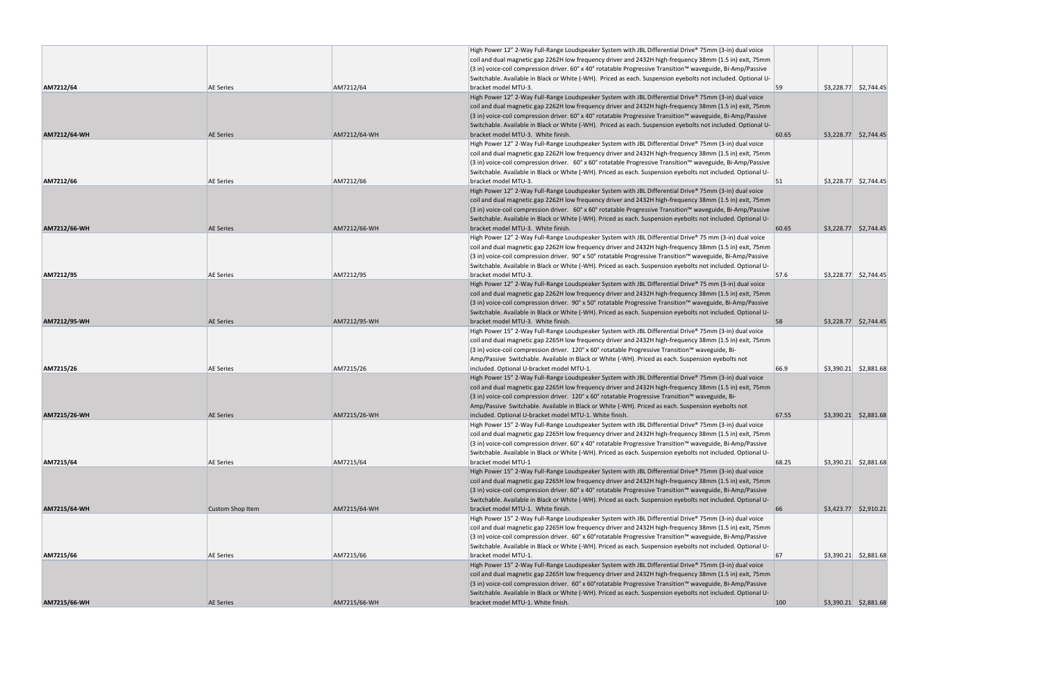| | | | | | | |
|---|---|---|---|---|---|---|
| AM7212/64 | AE Series | AM7212/64 | High Power 12" 2-Way Full-Range Loudspeaker System with JBL Differential Drive® 75mm (3-in) dual voice coil and dual magnetic gap 2262H low frequency driver and 2432H high-frequency 38mm (1.5 in) exit, 75mm (3 in) voice-coil compression driver. 60° x 40° rotatable Progressive Transition™ waveguide, Bi-Amp/Passive Switchable. Available in Black or White (-WH). Priced as each. Suspension eyebolts not included. Optional U-bracket model MTU-3. | 59 | $3,228.77 | $2,744.45 |
| AM7212/64-WH | AE Series | AM7212/64-WH | High Power 12" 2-Way Full-Range Loudspeaker System with JBL Differential Drive® 75mm (3-in) dual voice coil and dual magnetic gap 2262H low frequency driver and 2432H high-frequency 38mm (1.5 in) exit, 75mm (3 in) voice-coil compression driver. 60° x 40° rotatable Progressive Transition™ waveguide, Bi-Amp/Passive Switchable. Available in Black or White (-WH). Priced as each. Suspension eyebolts not included. Optional U-bracket model MTU-3. White finish. | 60.65 | $3,228.77 | $2,744.45 |
| AM7212/66 | AE Series | AM7212/66 | High Power 12" 2-Way Full-Range Loudspeaker System with JBL Differential Drive® 75mm (3-in) dual voice coil and dual magnetic gap 2262H low frequency driver and 2432H high-frequency 38mm (1.5 in) exit, 75mm (3 in) voice-coil compression driver. 60° x 60° rotatable Progressive Transition™ waveguide, Bi-Amp/Passive Switchable. Available in Black or White (-WH). Priced as each. Suspension eyebolts not included. Optional U-bracket model MTU-3. | 51 | $3,228.77 | $2,744.45 |
| AM7212/66-WH | AE Series | AM7212/66-WH | High Power 12" 2-Way Full-Range Loudspeaker System with JBL Differential Drive® 75mm (3-in) dual voice coil and dual magnetic gap 2262H low frequency driver and 2432H high-frequency 38mm (1.5 in) exit, 75mm (3 in) voice-coil compression driver. 60° x 60° rotatable Progressive Transition™ waveguide, Bi-Amp/Passive Switchable. Available in Black or White (-WH). Priced as each. Suspension eyebolts not included. Optional U-bracket model MTU-3. White finish. | 60.65 | $3,228.77 | $2,744.45 |
| AM7212/95 | AE Series | AM7212/95 | High Power 12" 2-Way Full-Range Loudspeaker System with JBL Differential Drive® 75 mm (3-in) dual voice coil and dual magnetic gap 2262H low frequency driver and 2432H high-frequency 38mm (1.5 in) exit, 75mm (3 in) voice-coil compression driver. 90° x 50° rotatable Progressive Transition™ waveguide, Bi-Amp/Passive Switchable. Available in Black or White (-WH). Priced as each. Suspension eyebolts not included. Optional U-bracket model MTU-3. | 57.6 | $3,228.77 | $2,744.45 |
| AM7212/95-WH | AE Series | AM7212/95-WH | High Power 12" 2-Way Full-Range Loudspeaker System with JBL Differential Drive® 75 mm (3-in) dual voice coil and dual magnetic gap 2262H low frequency driver and 2432H high-frequency 38mm (1.5 in) exit, 75mm (3 in) voice-coil compression driver. 90° x 50° rotatable Progressive Transition™ waveguide, Bi-Amp/Passive Switchable. Available in Black or White (-WH). Priced as each. Suspension eyebolts not included. Optional U-bracket model MTU-3. White finish. | 58 | $3,228.77 | $2,744.45 |
| AM7215/26 | AE Series | AM7215/26 | High Power 15" 2-Way Full-Range Loudspeaker System with JBL Differential Drive® 75mm (3-in) dual voice coil and dual magnetic gap 2265H low frequency driver and 2432H high-frequency 38mm (1.5 in) exit, 75mm (3 in) voice-coil compression driver. 120° x 60° rotatable Progressive Transition™ waveguide, Bi-Amp/Passive Switchable. Available in Black or White (-WH). Priced as each. Suspension eyebolts not included. Optional U-bracket model MTU-1. | 66.9 | $3,390.21 | $2,881.68 |
| AM7215/26-WH | AE Series | AM7215/26-WH | High Power 15" 2-Way Full-Range Loudspeaker System with JBL Differential Drive® 75mm (3-in) dual voice coil and dual magnetic gap 2265H low frequency driver and 2432H high-frequency 38mm (1.5 in) exit, 75mm (3 in) voice-coil compression driver. 120° x 60° rotatable Progressive Transition™ waveguide, Bi-Amp/Passive Switchable. Available in Black or White (-WH). Priced as each. Suspension eyebolts not included. Optional U-bracket model MTU-1. White finish. | 67.55 | $3,390.21 | $2,881.68 |
| AM7215/64 | AE Series | AM7215/64 | High Power 15" 2-Way Full-Range Loudspeaker System with JBL Differential Drive® 75mm (3-in) dual voice coil and dual magnetic gap 2265H low frequency driver and 2432H high-frequency 38mm (1.5 in) exit, 75mm (3 in) voice-coil compression driver. 60° x 40° rotatable Progressive Transition™ waveguide, Bi-Amp/Passive Switchable. Available in Black or White (-WH). Priced as each. Suspension eyebolts not included. Optional U-bracket model MTU-1 | 68.25 | $3,390.21 | $2,881.68 |
| AM7215/64-WH | Custom Shop Item | AM7215/64-WH | High Power 15" 2-Way Full-Range Loudspeaker System with JBL Differential Drive® 75mm (3-in) dual voice coil and dual magnetic gap 2265H low frequency driver and 2432H high-frequency 38mm (1.5 in) exit, 75mm (3 in) voice-coil compression driver. 60° x 40° rotatable Progressive Transition™ waveguide, Bi-Amp/Passive Switchable. Available in Black or White (-WH). Priced as each. Suspension eyebolts not included. Optional U-bracket model MTU-1. White finish. | 66 | $3,423.77 | $2,910.21 |
| AM7215/66 | AE Series | AM7215/66 | High Power 15" 2-Way Full-Range Loudspeaker System with JBL Differential Drive® 75mm (3-in) dual voice coil and dual magnetic gap 2265H low frequency driver and 2432H high-frequency 38mm (1.5 in) exit, 75mm (3 in) voice-coil compression driver. 60° x 60°rotatable Progressive Transition™ waveguide, Bi-Amp/Passive Switchable. Available in Black or White (-WH). Priced as each. Suspension eyebolts not included. Optional U-bracket model MTU-1. | 67 | $3,390.21 | $2,881.68 |
| AM7215/66-WH | AE Series | AM7215/66-WH | High Power 15" 2-Way Full-Range Loudspeaker System with JBL Differential Drive® 75mm (3-in) dual voice coil and dual magnetic gap 2265H low frequency driver and 2432H high-frequency 38mm (1.5 in) exit, 75mm (3 in) voice-coil compression driver. 60° x 60°rotatable Progressive Transition™ waveguide, Bi-Amp/Passive Switchable. Available in Black or White (-WH). Priced as each. Suspension eyebolts not included. Optional U-bracket model MTU-1. White finish. | 100 | $3,390.21 | $2,881.68 |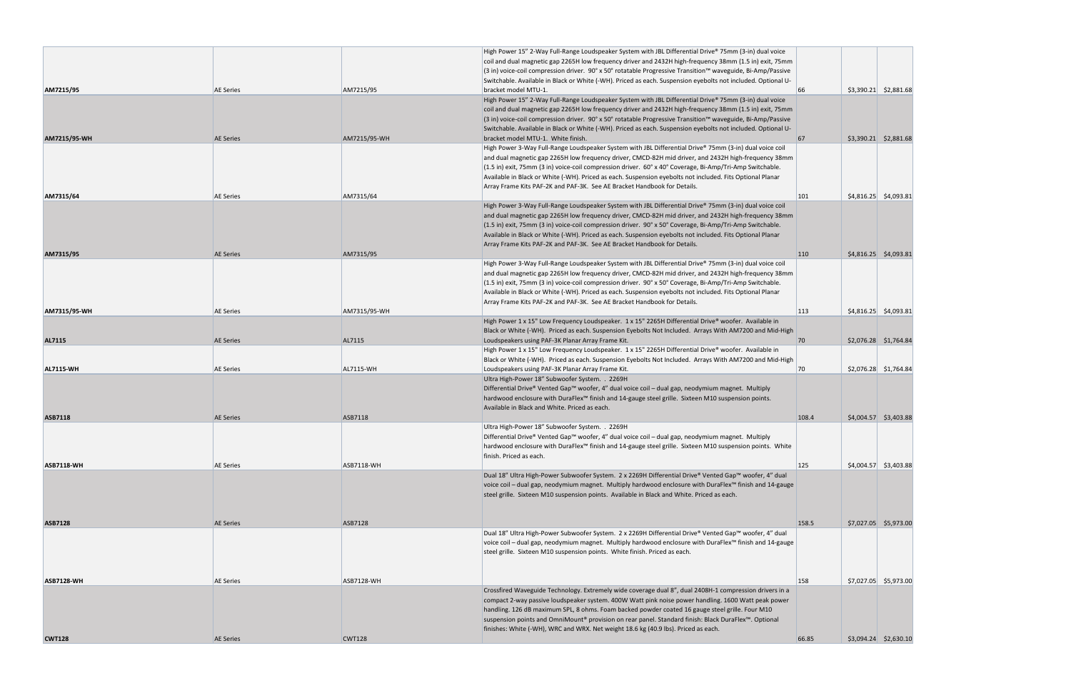| | | | | | | |
|---|---|---|---|---|---|---|
| **AM7215/95** | AE Series | AM7215/95 | High Power 15" 2-Way Full-Range Loudspeaker System with JBL Differential Drive® 75mm (3-in) dual voice coil and dual magnetic gap 2265H low frequency driver and 2432H high-frequency 38mm (1.5 in) exit, 75mm (3 in) voice-coil compression driver. 90° x 50° rotatable Progressive Transition™ waveguide, Bi-Amp/Passive Switchable. Available in Black or White (-WH). Priced as each. Suspension eyebolts not included. Optional U-bracket model MTU-1. | 66 | $3,390.21 | $2,881.68 |
| **AM7215/95-WH** | AE Series | AM7215/95-WH | High Power 15" 2-Way Full-Range Loudspeaker System with JBL Differential Drive® 75mm (3-in) dual voice coil and dual magnetic gap 2265H low frequency driver and 2432H high-frequency 38mm (1.5 in) exit, 75mm (3 in) voice-coil compression driver. 90° x 50° rotatable Progressive Transition™ waveguide, Bi-Amp/Passive Switchable. Available in Black or White (-WH). Priced as each. Suspension eyebolts not included. Optional U-bracket model MTU-1. White finish. | 67 | $3,390.21 | $2,881.68 |
| **AM7315/64** | AE Series | AM7315/64 | High Power 3-Way Full-Range Loudspeaker System with JBL Differential Drive® 75mm (3-in) dual voice coil and dual magnetic gap 2265H low frequency driver, CMCD-82H mid driver, and 2432H high-frequency 38mm (1.5 in) exit, 75mm (3 in) voice-coil compression driver. 60° x 40° Coverage, Bi-Amp/Tri-Amp Switchable. Available in Black or White (-WH). Priced as each. Suspension eyebolts not included. Fits Optional Planar Array Frame Kits PAF-2K and PAF-3K. See AE Bracket Handbook for Details. | 101 | $4,816.25 | $4,093.81 |
| **AM7315/95** | AE Series | AM7315/95 | High Power 3-Way Full-Range Loudspeaker System with JBL Differential Drive® 75mm (3-in) dual voice coil and dual magnetic gap 2265H low frequency driver, CMCD-82H mid driver, and 2432H high-frequency 38mm (1.5 in) exit, 75mm (3 in) voice-coil compression driver. 90° x 50° Coverage, Bi-Amp/Tri-Amp Switchable. Available in Black or White (-WH). Priced as each. Suspension eyebolts not included. Fits Optional Planar Array Frame Kits PAF-2K and PAF-3K. See AE Bracket Handbook for Details. | 110 | $4,816.25 | $4,093.81 |
| **AM7315/95-WH** | AE Series | AM7315/95-WH | High Power 3-Way Full-Range Loudspeaker System with JBL Differential Drive® 75mm (3-in) dual voice coil and dual magnetic gap 2265H low frequency driver, CMCD-82H mid driver, and 2432H high-frequency 38mm (1.5 in) exit, 75mm (3 in) voice-coil compression driver. 90° x 50° Coverage, Bi-Amp/Tri-Amp Switchable. Available in Black or White (-WH). Priced as each. Suspension eyebolts not included. Fits Optional Planar Array Frame Kits PAF-2K and PAF-3K. See AE Bracket Handbook for Details. | 113 | $4,816.25 | $4,093.81 |
| **AL7115** | AE Series | AL7115 | High Power 1 x 15" Low Frequency Loudspeaker. 1 x 15" 2265H Differential Drive® woofer. Available in Black or White (-WH). Priced as each. Suspension Eyebolts Not Included. Arrays With AM7200 and Mid-High Loudspeakers using PAF-3K Planar Array Frame Kit. | 70 | $2,076.28 | $1,764.84 |
| **AL7115-WH** | AE Series | AL7115-WH | High Power 1 x 15" Low Frequency Loudspeaker. 1 x 15" 2265H Differential Drive® woofer. Available in Black or White (-WH). Priced as each. Suspension Eyebolts Not Included. Arrays With AM7200 and Mid-High Loudspeakers using PAF-3K Planar Array Frame Kit. | 70 | $2,076.28 | $1,764.84 |
| **ASB7118** | AE Series | ASB7118 | Ultra High-Power 18" Subwoofer System. . 2269H Differential Drive® Vented Gap™ woofer, 4" dual voice coil – dual gap, neodymium magnet. Multiply hardwood enclosure with DuraFlex™ finish and 14-gauge steel grille. Sixteen M10 suspension points. Available in Black and White. Priced as each. | 108.4 | $4,004.57 | $3,403.88 |
| **ASB7118-WH** | AE Series | ASB7118-WH | Ultra High-Power 18" Subwoofer System. . 2269H Differential Drive® Vented Gap™ woofer, 4" dual voice coil – dual gap, neodymium magnet. Multiply hardwood enclosure with DuraFlex™ finish and 14-gauge steel grille. Sixteen M10 suspension points. White finish. Priced as each. | 125 | $4,004.57 | $3,403.88 |
| **ASB7128** | AE Series | ASB7128 | Dual 18" Ultra High-Power Subwoofer System. 2 x 2269H Differential Drive® Vented Gap™ woofer, 4" dual voice coil – dual gap, neodymium magnet. Multiply hardwood enclosure with DuraFlex™ finish and 14-gauge steel grille. Sixteen M10 suspension points. Available in Black and White. Priced as each. | 158.5 | $7,027.05 | $5,973.00 |
| **ASB7128-WH** | AE Series | ASB7128-WH | Dual 18" Ultra High-Power Subwoofer System. 2 x 2269H Differential Drive® Vented Gap™ woofer, 4" dual voice coil – dual gap, neodymium magnet. Multiply hardwood enclosure with DuraFlex™ finish and 14-gauge steel grille. Sixteen M10 suspension points. White finish. Priced as each. | 158 | $7,027.05 | $5,973.00 |
| **CWT128** | AE Series | CWT128 | Crossfired Waveguide Technology. Extremely wide coverage dual 8", dual 2408H-1 compression drivers in a compact 2-way passive loudspeaker system. 400W Watt pink noise power handling. 1600 Watt peak power handling. 126 dB maximum SPL, 8 ohms. Foam backed powder coated 16 gauge steel grille. Four M10 suspension points and OmniMount® provision on rear panel. Standard finish: Black DuraFlex™. Optional finishes: White (-WH), WRC and WRX. Net weight 18.6 kg (40.9 lbs). Priced as each. | 66.85 | $3,094.24 | $2,630.10 |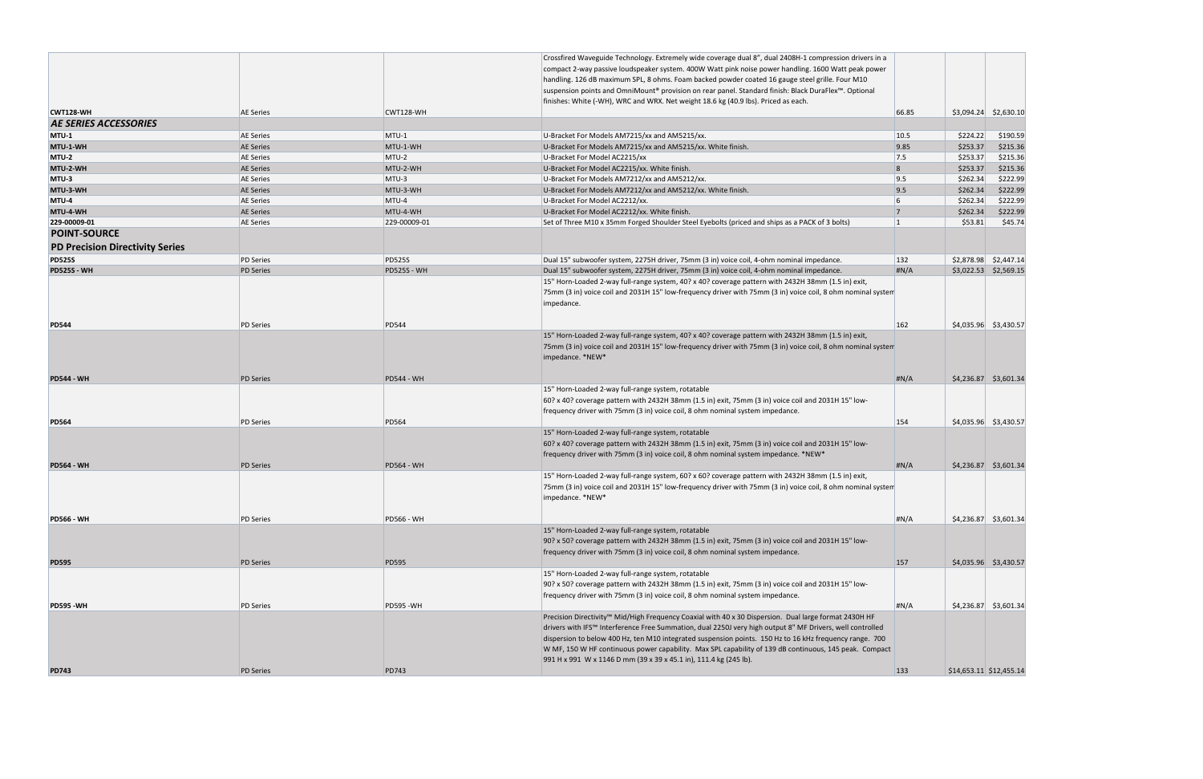| | | | | | | |
|---|---|---|---|---|---|---|
| **CWT128-WH** | AE Series | CWT128-WH | Crossfired Waveguide Technology. Extremely wide coverage dual 8", dual 2408H-1 compression drivers in a compact 2-way passive loudspeaker system. 400W Watt pink noise power handling. 1600 Watt peak power handling. 126 dB maximum SPL, 8 ohms. Foam backed powder coated 16 gauge steel grille. Four M10 suspension points and OmniMount® provision on rear panel. Standard finish: Black DuraFlex™. Optional finishes: White (-WH), WRC and WRX. Net weight 18.6 kg (40.9 lbs). Priced as each. | 66.85 | $3,094.24 | $2,630.10 |
| ***AE SERIES ACCESSORIES*** | | | | | | |
| **MTU-1** | AE Series | MTU-1 | U-Bracket For Models AM7215/xx and AM5215/xx. | 10.5 | $224.22 | $190.59 |
| **MTU-1-WH** | AE Series | MTU-1-WH | U-Bracket For Models AM7215/xx and AM5215/xx. White finish. | 9.85 | $253.37 | $215.36 |
| **MTU-2** | AE Series | MTU-2 | U-Bracket For Model AC2215/xx | 7.5 | $253.37 | $215.36 |
| **MTU-2-WH** | AE Series | MTU-2-WH | U-Bracket For Model AC2215/xx. White finish. | 8 | $253.37 | $215.36 |
| **MTU-3** | AE Series | MTU-3 | U-Bracket For Models AM7212/xx and AM5212/xx. | 9.5 | $262.34 | $222.99 |
| **MTU-3-WH** | AE Series | MTU-3-WH | U-Bracket For Models AM7212/xx and AM5212/xx. White finish. | 9.5 | $262.34 | $222.99 |
| **MTU-4** | AE Series | MTU-4 | U-Bracket For Model AC2212/xx. | 6 | $262.34 | $222.99 |
| **MTU-4-WH** | AE Series | MTU-4-WH | U-Bracket For Model AC2212/xx. White finish. | 7 | $262.34 | $222.99 |
| **229-00009-01** | AE Series | 229-00009-01 | Set of Three M10 x 35mm Forged Shoulder Steel Eyebolts (priced and ships as a PACK of 3 bolts) | 1 | $53.81 | $45.74 |
| **POINT-SOURCE** | | | | | | |
| **PD Precision Directivity Series** | | | | | | |
| **PD525S** | PD Series | PD525S | Dual 15" subwoofer system, 2275H driver, 75mm (3 in) voice coil, 4-ohm nominal impedance. | 132 | $2,878.98 | $2,447.14 |
| **PD525S - WH** | PD Series | PD525S - WH | Dual 15" subwoofer system, 2275H driver, 75mm (3 in) voice coil, 4-ohm nominal impedance. | #N/A | $3,022.53 | $2,569.15 |
| **PD544** | PD Series | PD544 | 15" Horn-Loaded 2-way full-range system, 40? x 40? coverage pattern with 2432H 38mm (1.5 in) exit, 75mm (3 in) voice coil and 2031H 15" low-frequency driver with 75mm (3 in) voice coil, 8 ohm nominal system impedance. | 162 | $4,035.96 | $3,430.57 |
| **PD544 - WH** | PD Series | PD544 - WH | 15" Horn-Loaded 2-way full-range system, 40? x 40? coverage pattern with 2432H 38mm (1.5 in) exit, 75mm (3 in) voice coil and 2031H 15" low-frequency driver with 75mm (3 in) voice coil, 8 ohm nominal system impedance. *NEW* | #N/A | $4,236.87 | $3,601.34 |
| **PD564** | PD Series | PD564 | 15" Horn-Loaded 2-way full-range system, rotatable 60? x 40? coverage pattern with 2432H 38mm (1.5 in) exit, 75mm (3 in) voice coil and 2031H 15" low-frequency driver with 75mm (3 in) voice coil, 8 ohm nominal system impedance. | 154 | $4,035.96 | $3,430.57 |
| **PD564 - WH** | PD Series | PD564 - WH | 15" Horn-Loaded 2-way full-range system, rotatable 60? x 40? coverage pattern with 2432H 38mm (1.5 in) exit, 75mm (3 in) voice coil and 2031H 15" low-frequency driver with 75mm (3 in) voice coil, 8 ohm nominal system impedance. *NEW* | #N/A | $4,236.87 | $3,601.34 |
| **PD566 - WH** | PD Series | PD566 - WH | 15" Horn-Loaded 2-way full-range system, 60? x 60? coverage pattern with 2432H 38mm (1.5 in) exit, 75mm (3 in) voice coil and 2031H 15" low-frequency driver with 75mm (3 in) voice coil, 8 ohm nominal system impedance. *NEW* | #N/A | $4,236.87 | $3,601.34 |
| **PD595** | PD Series | PD595 | 15" Horn-Loaded 2-way full-range system, rotatable 90? x 50? coverage pattern with 2432H 38mm (1.5 in) exit, 75mm (3 in) voice coil and 2031H 15" low-frequency driver with 75mm (3 in) voice coil, 8 ohm nominal system impedance. | 157 | $4,035.96 | $3,430.57 |
| **PD595 -WH** | PD Series | PD595 -WH | 15" Horn-Loaded 2-way full-range system, rotatable 90? x 50? coverage pattern with 2432H 38mm (1.5 in) exit, 75mm (3 in) voice coil and 2031H 15" low-frequency driver with 75mm (3 in) voice coil, 8 ohm nominal system impedance. | #N/A | $4,236.87 | $3,601.34 |
| **PD743** | PD Series | PD743 | Precision Directivity™ Mid/High Frequency Coaxial with 40 x 30 Dispersion. Dual large format 2430H HF drivers with IFS™ Interference Free Summation, dual 2250J very high output 8" MF Drivers, well controlled dispersion to below 400 Hz, ten M10 integrated suspension points. 150 Hz to 16 kHz frequency range. 700 W MF, 150 W HF continuous power capability. Max SPL capability of 139 dB continuous, 145 peak. Compact 991 H x 991 W x 1146 D mm (39 x 39 x 45.1 in), 111.4 kg (245 lb). | 133 | $14,653.11 | $12,455.14 |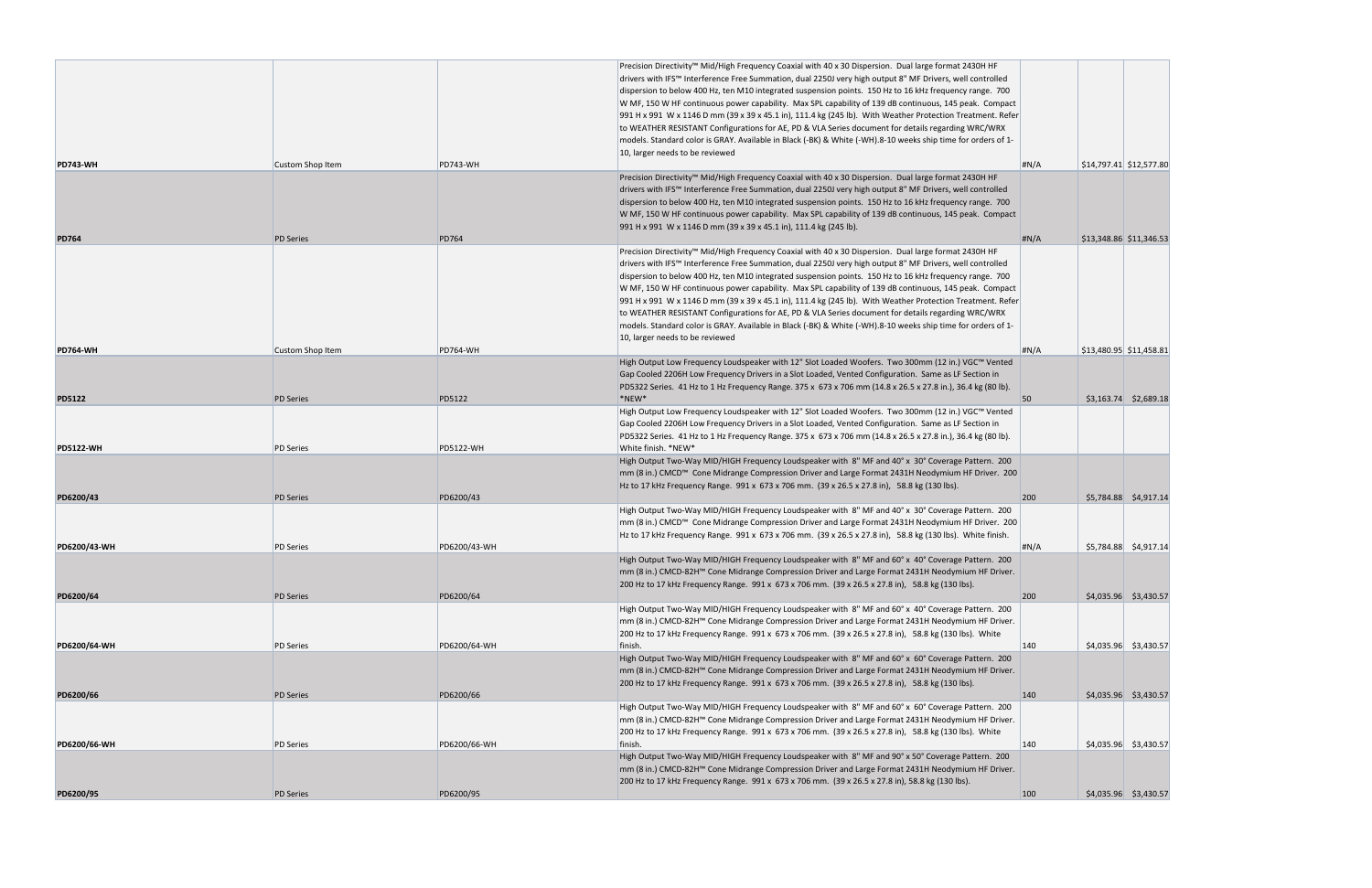| | | | | | | |
|---|---|---|---|---|---|---|
| **PD743-WH** | Custom Shop Item | PD743-WH | Precision Directivity™ Mid/High Frequency Coaxial with 40 x 30 Dispersion. Dual large format 2430H HF drivers with IFS™ Interference Free Summation, dual 2250J very high output 8" MF Drivers, well controlled dispersion to below 400 Hz, ten M10 integrated suspension points. 150 Hz to 16 kHz frequency range. 700 W MF, 150 W HF continuous power capability. Max SPL capability of 139 dB continuous, 145 peak. Compact 991 H x 991 W x 1146 D mm (39 x 39 x 45.1 in), 111.4 kg (245 lb). With Weather Protection Treatment. Refer to WEATHER RESISTANT Configurations for AE, PD & VLA Series document for details regarding WRC/WRX models. Standard color is GRAY. Available in Black (-BK) & White (-WH).8-10 weeks ship time for orders of 1-10, larger needs to be reviewed | #N/A | $14,797.41 | $12,577.80 |
| **PD764** | PD Series | PD764 | Precision Directivity™ Mid/High Frequency Coaxial with 40 x 30 Dispersion. Dual large format 2430H HF drivers with IFS™ Interference Free Summation, dual 2250J very high output 8" MF Drivers, well controlled dispersion to below 400 Hz, ten M10 integrated suspension points. 150 Hz to 16 kHz frequency range. 700 W MF, 150 W HF continuous power capability. Max SPL capability of 139 dB continuous, 145 peak. Compact 991 H x 991 W x 1146 D mm (39 x 39 x 45.1 in), 111.4 kg (245 lb). | #N/A | $13,348.86 | $11,346.53 |
| **PD764-WH** | Custom Shop Item | PD764-WH | Precision Directivity™ Mid/High Frequency Coaxial with 40 x 30 Dispersion. Dual large format 2430H HF drivers with IFS™ Interference Free Summation, dual 2250J very high output 8" MF Drivers, well controlled dispersion to below 400 Hz, ten M10 integrated suspension points. 150 Hz to 16 kHz frequency range. 700 W MF, 150 W HF continuous power capability. Max SPL capability of 139 dB continuous, 145 peak. Compact 991 H x 991 W x 1146 D mm (39 x 39 x 45.1 in), 111.4 kg (245 lb). With Weather Protection Treatment. Refer to WEATHER RESISTANT Configurations for AE, PD & VLA Series document for details regarding WRC/WRX models. Standard color is GRAY. Available in Black (-BK) & White (-WH).8-10 weeks ship time for orders of 1-10, larger needs to be reviewed | #N/A | $13,480.95 | $11,458.81 |
| **PD5122** | PD Series | PD5122 | High Output Low Frequency Loudspeaker with 12" Slot Loaded Woofers. Two 300mm (12 in.) VGC™ Vented Gap Cooled 2206H Low Frequency Drivers in a Slot Loaded, Vented Configuration. Same as LF Section in PD5322 Series. 41 Hz to 1 Hz Frequency Range. 375 x 673 x 706 mm (14.8 x 26.5 x 27.8 in.), 36.4 kg (80 lb). *NEW* | 50 | $3,163.74 | $2,689.18 |
| **PD5122-WH** | PD Series | PD5122-WH | High Output Low Frequency Loudspeaker with 12" Slot Loaded Woofers. Two 300mm (12 in.) VGC™ Vented Gap Cooled 2206H Low Frequency Drivers in a Slot Loaded, Vented Configuration. Same as LF Section in PD5322 Series. 41 Hz to 1 Hz Frequency Range. 375 x 673 x 706 mm (14.8 x 26.5 x 27.8 in.), 36.4 kg (80 lb). White finish. *NEW* | | | |
| **PD6200/43** | PD Series | PD6200/43 | High Output Two-Way MID/HIGH Frequency Loudspeaker with 8" MF and 40° x 30° Coverage Pattern. 200 mm (8 in.) CMCD™ Cone Midrange Compression Driver and Large Format 2431H Neodymium HF Driver. 200 Hz to 17 kHz Frequency Range. 991 x 673 x 706 mm. (39 x 26.5 x 27.8 in), 58.8 kg (130 lbs). | 200 | $5,784.88 | $4,917.14 |
| **PD6200/43-WH** | PD Series | PD6200/43-WH | High Output Two-Way MID/HIGH Frequency Loudspeaker with 8" MF and 40° x 30° Coverage Pattern. 200 mm (8 in.) CMCD™ Cone Midrange Compression Driver and Large Format 2431H Neodymium HF Driver. 200 Hz to 17 kHz Frequency Range. 991 x 673 x 706 mm. (39 x 26.5 x 27.8 in), 58.8 kg (130 lbs). White finish. | #N/A | $5,784.88 | $4,917.14 |
| **PD6200/64** | PD Series | PD6200/64 | High Output Two-Way MID/HIGH Frequency Loudspeaker with 8" MF and 60° x 40° Coverage Pattern. 200 mm (8 in.) CMCD-82H™ Cone Midrange Compression Driver and Large Format 2431H Neodymium HF Driver. 200 Hz to 17 kHz Frequency Range. 991 x 673 x 706 mm. (39 x 26.5 x 27.8 in), 58.8 kg (130 lbs). | 200 | $4,035.96 | $3,430.57 |
| **PD6200/64-WH** | PD Series | PD6200/64-WH | High Output Two-Way MID/HIGH Frequency Loudspeaker with 8" MF and 60° x 40° Coverage Pattern. 200 mm (8 in.) CMCD-82H™ Cone Midrange Compression Driver and Large Format 2431H Neodymium HF Driver. 200 Hz to 17 kHz Frequency Range. 991 x 673 x 706 mm. (39 x 26.5 x 27.8 in), 58.8 kg (130 lbs). White finish. | 140 | $4,035.96 | $3,430.57 |
| **PD6200/66** | PD Series | PD6200/66 | High Output Two-Way MID/HIGH Frequency Loudspeaker with 8" MF and 60° x 60° Coverage Pattern. 200 mm (8 in.) CMCD-82H™ Cone Midrange Compression Driver and Large Format 2431H Neodymium HF Driver. 200 Hz to 17 kHz Frequency Range. 991 x 673 x 706 mm. (39 x 26.5 x 27.8 in), 58.8 kg (130 lbs). | 140 | $4,035.96 | $3,430.57 |
| **PD6200/66-WH** | PD Series | PD6200/66-WH | High Output Two-Way MID/HIGH Frequency Loudspeaker with 8" MF and 60° x 60° Coverage Pattern. 200 mm (8 in.) CMCD-82H™ Cone Midrange Compression Driver and Large Format 2431H Neodymium HF Driver. 200 Hz to 17 kHz Frequency Range. 991 x 673 x 706 mm. (39 x 26.5 x 27.8 in), 58.8 kg (130 lbs). White finish. | 140 | $4,035.96 | $3,430.57 |
| **PD6200/95** | PD Series | PD6200/95 | High Output Two-Way MID/HIGH Frequency Loudspeaker with 8" MF and 90° x 50° Coverage Pattern. 200 mm (8 in.) CMCD-82H™ Cone Midrange Compression Driver and Large Format 2431H Neodymium HF Driver. 200 Hz to 17 kHz Frequency Range. 991 x 673 x 706 mm. (39 x 26.5 x 27.8 in), 58.8 kg (130 lbs). | 100 | $4,035.96 | $3,430.57 |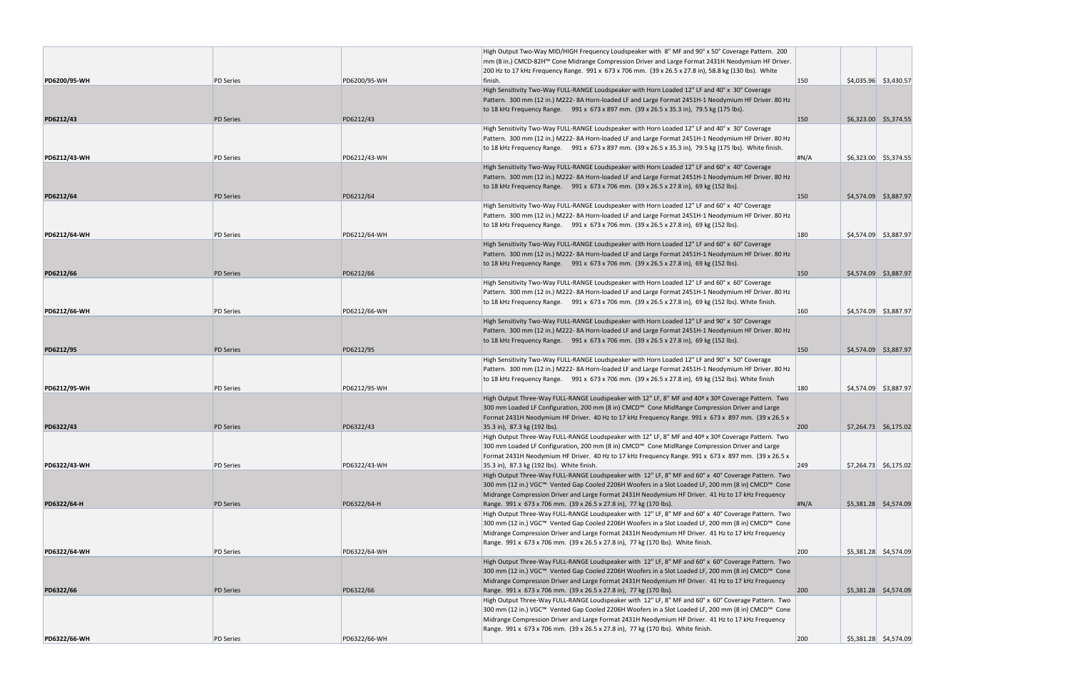| | | | | | | |
|---|---|---|---|---|---|---|
| **PD6200/95-WH** | PD Series | PD6200/95-WH | High Output Two-Way MID/HIGH Frequency Loudspeaker with 8" MF and 90° x 50° Coverage Pattern. 200 mm (8 in.) CMCD-82H™ Cone Midrange Compression Driver and Large Format 2431H Neodymium HF Driver. 200 Hz to 17 kHz Frequency Range. 991 x 673 x 706 mm. (39 x 26.5 x 27.8 in), 58.8 kg (130 lbs). White finish. | 150 | $4,035.96 | $3,430.57 |
| **PD6212/43** | PD Series | PD6212/43 | High Sensitivity Two-Way FULL-RANGE Loudspeaker with Horn Loaded 12" LF and 40° x 30° Coverage Pattern. 300 mm (12 in.) M222- 8A Horn-loaded LF and Large Format 2451H-1 Neodymium HF Driver. 80 Hz to 18 kHz Frequency Range. 991 x 673 x 897 mm. (39 x 26.5 x 35.3 in), 79.5 kg (175 lbs). | 150 | $6,323.00 | $5,374.55 |
| **PD6212/43-WH** | PD Series | PD6212/43-WH | High Sensitivity Two-Way FULL-RANGE Loudspeaker with Horn Loaded 12" LF and 40° x 30° Coverage Pattern. 300 mm (12 in.) M222- 8A Horn-loaded LF and Large Format 2451H-1 Neodymium HF Driver. 80 Hz to 18 kHz Frequency Range. 991 x 673 x 897 mm. (39 x 26.5 x 35.3 in), 79.5 kg (175 lbs). White finish. | #N/A | $6,323.00 | $5,374.55 |
| **PD6212/64** | PD Series | PD6212/64 | High Sensitivity Two-Way FULL-RANGE Loudspeaker with Horn Loaded 12" LF and 60° x 40° Coverage Pattern. 300 mm (12 in.) M222- 8A Horn-loaded LF and Large Format 2451H-1 Neodymium HF Driver. 80 Hz to 18 kHz Frequency Range. 991 x 673 x 706 mm. (39 x 26.5 x 27.8 in), 69 kg (152 lbs). | 150 | $4,574.09 | $3,887.97 |
| **PD6212/64-WH** | PD Series | PD6212/64-WH | High Sensitivity Two-Way FULL-RANGE Loudspeaker with Horn Loaded 12" LF and 60° x 40° Coverage Pattern. 300 mm (12 in.) M222- 8A Horn-loaded LF and Large Format 2451H-1 Neodymium HF Driver. 80 Hz to 18 kHz Frequency Range. 991 x 673 x 706 mm. (39 x 26.5 x 27.8 in), 69 kg (152 lbs). | 180 | $4,574.09 | $3,887.97 |
| **PD6212/66** | PD Series | PD6212/66 | High Sensitivity Two-Way FULL-RANGE Loudspeaker with Horn Loaded 12" LF and 60° x 60° Coverage Pattern. 300 mm (12 in.) M222- 8A Horn-loaded LF and Large Format 2451H-1 Neodymium HF Driver. 80 Hz to 18 kHz Frequency Range. 991 x 673 x 706 mm. (39 x 26.5 x 27.8 in), 69 kg (152 lbs). | 150 | $4,574.09 | $3,887.97 |
| **PD6212/66-WH** | PD Series | PD6212/66-WH | High Sensitivity Two-Way FULL-RANGE Loudspeaker with Horn Loaded 12" LF and 60° x 60° Coverage Pattern. 300 mm (12 in.) M222- 8A Horn-loaded LF and Large Format 2451H-1 Neodymium HF Driver. 80 Hz to 18 kHz Frequency Range. 991 x 673 x 706 mm. (39 x 26.5 x 27.8 in), 69 kg (152 lbs). White finish. | 160 | $4,574.09 | $3,887.97 |
| **PD6212/95** | PD Series | PD6212/95 | High Sensitivity Two-Way FULL-RANGE Loudspeaker with Horn Loaded 12" LF and 90° x 50° Coverage Pattern. 300 mm (12 in.) M222- 8A Horn-loaded LF and Large Format 2451H-1 Neodymium HF Driver. 80 Hz to 18 kHz Frequency Range. 991 x 673 x 706 mm. (39 x 26.5 x 27.8 in), 69 kg (152 lbs). | 150 | $4,574.09 | $3,887.97 |
| **PD6212/95-WH** | PD Series | PD6212/95-WH | High Sensitivity Two-Way FULL-RANGE Loudspeaker with Horn Loaded 12" LF and 90° x 50° Coverage Pattern. 300 mm (12 in.) M222- 8A Horn-loaded LF and Large Format 2451H-1 Neodymium HF Driver. 80 Hz to 18 kHz Frequency Range. 991 x 673 x 706 mm. (39 x 26.5 x 27.8 in), 69 kg (152 lbs). White finish | 180 | $4,574.09 | $3,887.97 |
| **PD6322/43** | PD Series | PD6322/43 | High Output Three-Way FULL-RANGE Loudspeaker with 12" LF, 8" and 40º x 30º Coverage Pattern. Two 300 mm Loaded LF Configuration, 200 mm (8 in) CMCD™ Cone MidRange Compression Driver and Large Format 2431H Neodymium HF Driver. 40 Hz to 17 kHz Frequency Range. 991 x 673 x 897 mm. (39 x 26.5 x 35.3 in), 87.3 kg (192 lbs). | 200 | $7,264.73 | $6,175.02 |
| **PD6322/43-WH** | PD Series | PD6322/43-WH | High Output Three-Way FULL-RANGE Loudspeaker with 12" LF, 8" and 40º x 30º Coverage Pattern. Two 300 mm Loaded LF Configuration, 200 mm (8 in) CMCD™ Cone MidRange Compression Driver and Large Format 2431H Neodymium HF Driver. 40 Hz to 17 kHz Frequency Range. 991 x 673 x 897 mm. (39 x 26.5 x 35.3 in), 87.3 kg (192 lbs). White finish. | 249 | $7,264.73 | $6,175.02 |
| **PD6322/64-H** | PD Series | PD6322/64-H | High Output Three-Way FULL-RANGE Loudspeaker with 12" LF, 8" MF and 60° x 40° Coverage Pattern. Two 300 mm (12 in.) VGC™ Vented Gap Cooled 2206H Woofers in a Slot Loaded LF, 200 mm (8 in) CMCD™ Cone Midrange Compression Driver and Large Format 2431H Neodymium HF Driver. 41 Hz to 17 kHz Frequency Range. 991 x 673 x 706 mm. (39 x 26.5 x 27.8 in), 77 kg (170 lbs). | #N/A | $5,381.28 | $4,574.09 |
| **PD6322/64-WH** | PD Series | PD6322/64-WH | High Output Three-Way FULL-RANGE Loudspeaker with 12" LF, 8" MF and 60° x 40° Coverage Pattern. Two 300 mm (12 in.) VGC™ Vented Gap Cooled 2206H Woofers in a Slot Loaded LF, 200 mm (8 in) CMCD™ Cone Midrange Compression Driver and Large Format 2431H Neodymium HF Driver. 41 Hz to 17 kHz Frequency Range. 991 x 673 x 706 mm. (39 x 26.5 x 27.8 in), 77 kg (170 lbs). White finish. | 200 | $5,381.28 | $4,574.09 |
| **PD6322/66** | PD Series | PD6322/66 | High Output Three-Way FULL-RANGE Loudspeaker with 12" LF, 8" MF and 60° x 60° Coverage Pattern. Two 300 mm (12 in.) VGC™ Vented Gap Cooled 2206H Woofers in a Slot Loaded LF, 200 mm (8 in) CMCD™ Cone Midrange Compression Driver and Large Format 2431H Neodymium HF Driver. 41 Hz to 17 kHz Frequency Range. 991 x 673 x 706 mm. (39 x 26.5 x 27.8 in), 77 kg (170 lbs). | 200 | $5,381.28 | $4,574.09 |
| **PD6322/66-WH** | PD Series | PD6322/66-WH | High Output Three-Way FULL-RANGE Loudspeaker with 12" LF, 8" MF and 60° x 60° Coverage Pattern. Two 300 mm (12 in.) VGC™ Vented Gap Cooled 2206H Woofers in a Slot Loaded LF, 200 mm (8 in) CMCD™ Cone Midrange Compression Driver and Large Format 2431H Neodymium HF Driver. 41 Hz to 17 kHz Frequency Range. 991 x 673 x 706 mm. (39 x 26.5 x 27.8 in), 77 kg (170 lbs). White finish. | 200 | $5,381.28 | $4,574.09 |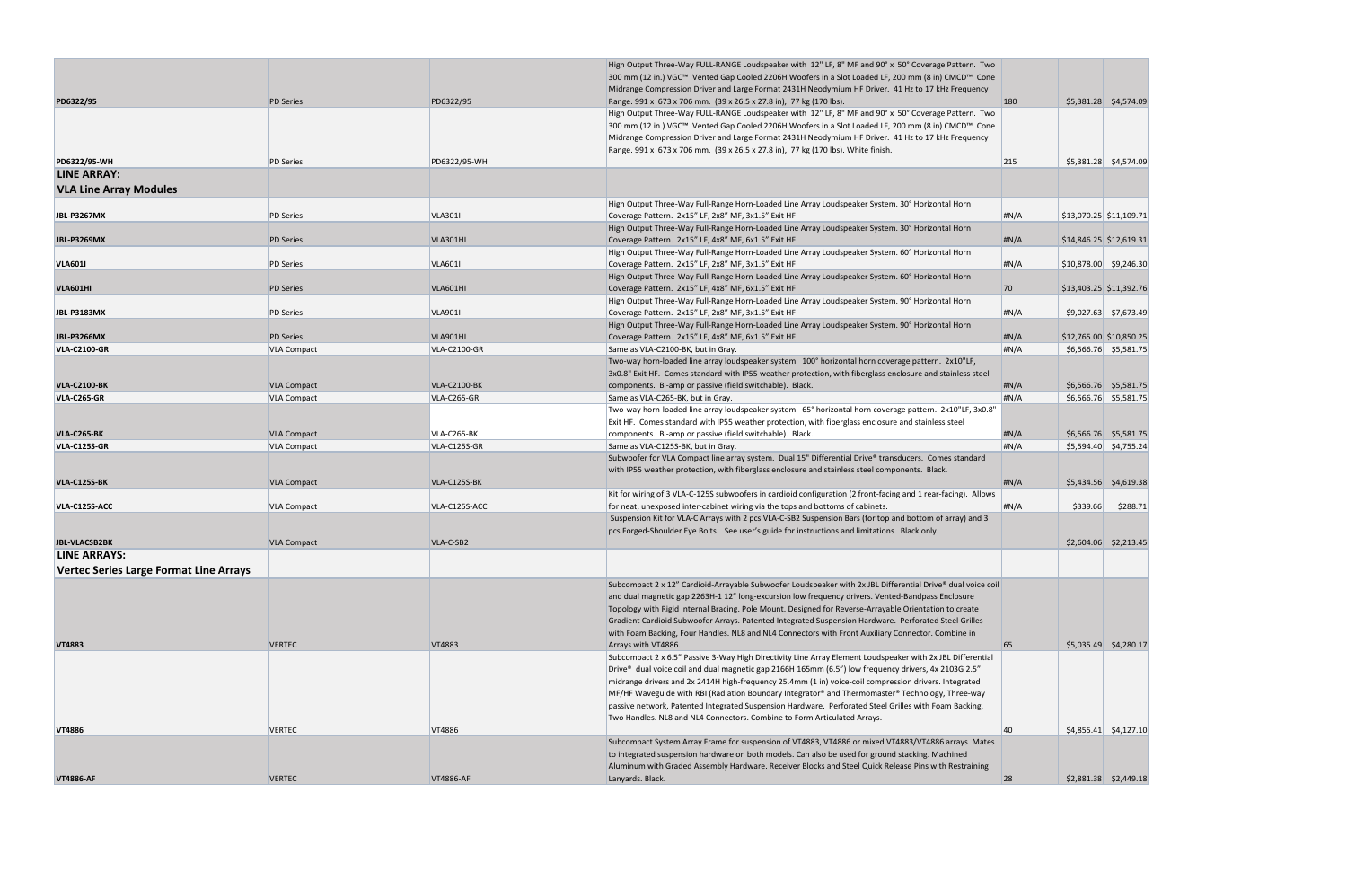| | | | | | | |
|---|---|---|---|---|---|---|
| **PD6322/95** | PD Series | PD6322/95 | High Output Three-Way FULL-RANGE Loudspeaker with 12" LF, 8" MF and 90° x 50° Coverage Pattern. Two 300 mm (12 in.) VGC™ Vented Gap Cooled 2206H Woofers in a Slot Loaded LF, 200 mm (8 in) CMCD™ Cone Midrange Compression Driver and Large Format 2431H Neodymium HF Driver. 41 Hz to 17 kHz Frequency Range. 991 x 673 x 706 mm. (39 x 26.5 x 27.8 in), 77 kg (170 lbs). | 180 | $5,381.28 | $4,574.09 |
| **PD6322/95-WH** | PD Series | PD6322/95-WH | High Output Three-Way FULL-RANGE Loudspeaker with 12" LF, 8" MF and 90° x 50° Coverage Pattern. Two 300 mm (12 in.) VGC™ Vented Gap Cooled 2206H Woofers in a Slot Loaded LF, 200 mm (8 in) CMCD™ Cone Midrange Compression Driver and Large Format 2431H Neodymium HF Driver. 41 Hz to 17 kHz Frequency Range. 991 x 673 x 706 mm. (39 x 26.5 x 27.8 in), 77 kg (170 lbs). White finish. | 215 | $5,381.28 | $4,574.09 |
| **LINE ARRAY:** | | | | | | |
| **VLA Line Array Modules** | | | | | | |
| **JBL-P3267MX** | PD Series | VLA301I | High Output Three-Way Full-Range Horn-Loaded Line Array Loudspeaker System. 30° Horizontal Horn Coverage Pattern. 2x15" LF, 2x8" MF, 3x1.5" Exit HF | #N/A | $13,070.25 | $11,109.71 |
| **JBL-P3269MX** | PD Series | VLA301HI | High Output Three-Way Full-Range Horn-Loaded Line Array Loudspeaker System. 30° Horizontal Horn Coverage Pattern. 2x15" LF, 4x8" MF, 6x1.5" Exit HF | #N/A | $14,846.25 | $12,619.31 |
| **VLA601I** | PD Series | VLA601I | High Output Three-Way Full-Range Horn-Loaded Line Array Loudspeaker System. 60° Horizontal Horn Coverage Pattern. 2x15" LF, 2x8" MF, 3x1.5" Exit HF | #N/A | $10,878.00 | $9,246.30 |
| **VLA601HI** | PD Series | VLA601HI | High Output Three-Way Full-Range Horn-Loaded Line Array Loudspeaker System. 60° Horizontal Horn Coverage Pattern. 2x15" LF, 4x8" MF, 6x1.5" Exit HF | 70 | $13,403.25 | $11,392.76 |
| **JBL-P3183MX** | PD Series | VLA901I | High Output Three-Way Full-Range Horn-Loaded Line Array Loudspeaker System. 90° Horizontal Horn Coverage Pattern. 2x15" LF, 2x8" MF, 3x1.5" Exit HF | #N/A | $9,027.63 | $7,673.49 |
| **JBL-P3266MX** | PD Series | VLA901HI | High Output Three-Way Full-Range Horn-Loaded Line Array Loudspeaker System. 90° Horizontal Horn Coverage Pattern. 2x15" LF, 4x8" MF, 6x1.5" Exit HF | #N/A | $12,765.00 | $10,850.25 |
| **VLA-C2100-GR** | VLA Compact | VLA-C2100-GR | Same as VLA-C2100-BK, but in Gray. | #N/A | $6,566.76 | $5,581.75 |
| **VLA-C2100-BK** | VLA Compact | VLA-C2100-BK | Two-way horn-loaded line array loudspeaker system. 100° horizontal horn coverage pattern. 2x10"LF, 3x0.8" Exit HF. Comes standard with IP55 weather protection, with fiberglass enclosure and stainless steel components. Bi-amp or passive (field switchable). Black. | #N/A | $6,566.76 | $5,581.75 |
| **VLA-C265-GR** | VLA Compact | VLA-C265-GR | Same as VLA-C265-BK, but in Gray. | #N/A | $6,566.76 | $5,581.75 |
| **VLA-C265-BK** | VLA Compact | VLA-C265-BK | Two-way horn-loaded line array loudspeaker system. 65° horizontal horn coverage pattern. 2x10"LF, 3x0.8" Exit HF. Comes standard with IP55 weather protection, with fiberglass enclosure and stainless steel components. Bi-amp or passive (field switchable). Black. | #N/A | $6,566.76 | $5,581.75 |
| **VLA-C125S-GR** | VLA Compact | VLA-C125S-GR | Same as VLA-C125S-BK, but in Gray. | #N/A | $5,594.40 | $4,755.24 |
| **VLA-C125S-BK** | VLA Compact | VLA-C125S-BK | Subwoofer for VLA Compact line array system. Dual 15" Differential Drive® transducers. Comes standard with IP55 weather protection, with fiberglass enclosure and stainless steel components. Black. | #N/A | $5,434.56 | $4,619.38 |
| **VLA-C125S-ACC** | VLA Compact | VLA-C125S-ACC | Kit for wiring of 3 VLA-C-125S subwoofers in cardioid configuration (2 front-facing and 1 rear-facing). Allows for neat, unexposed inter-cabinet wiring via the tops and bottoms of cabinets. | #N/A | $339.66 | $288.71 |
| **JBL-VLACSB2BK** | VLA Compact | VLA-C-SB2 | Suspension Kit for VLA-C Arrays with 2 pcs VLA-C-SB2 Suspension Bars (for top and bottom of array) and 3 pcs Forged-Shoulder Eye Bolts. See user's guide for instructions and limitations. Black only. | | $2,604.06 | $2,213.45 |
| **LINE ARRAYS:** | | | | | | |
| **Vertec Series Large Format Line Arrays** | | | | | | |
| **VT4883** | VERTEC | VT4883 | Subcompact 2 x 12" Cardioid-Arrayable Subwoofer Loudspeaker with 2x JBL Differential Drive® dual voice coil and dual magnetic gap 2263H-1 12" long-excursion low frequency drivers. Vented-Bandpass Enclosure Topology with Rigid Internal Bracing. Pole Mount. Designed for Reverse-Arrayable Orientation to create Gradient Cardioid Subwoofer Arrays. Patented Integrated Suspension Hardware. Perforated Steel Grilles with Foam Backing, Four Handles. NL8 and NL4 Connectors with Front Auxiliary Connector. Combine in Arrays with VT4886. | 65 | $5,035.49 | $4,280.17 |
| **VT4886** | VERTEC | VT4886 | Subcompact 2 x 6.5" Passive 3-Way High Directivity Line Array Element Loudspeaker with 2x JBL Differential Drive® dual voice coil and dual magnetic gap 2166H 165mm (6.5") low frequency drivers, 4x 2103G 2.5" midrange drivers and 2x 2414H high-frequency 25.4mm (1 in) voice-coil compression drivers. Integrated MF/HF Waveguide with RBI (Radiation Boundary Integrator® and Thermomaster® Technology, Three-way passive network, Patented Integrated Suspension Hardware. Perforated Steel Grilles with Foam Backing, Two Handles. NL8 and NL4 Connectors. Combine to Form Articulated Arrays. | 40 | $4,855.41 | $4,127.10 |
| **VT4886-AF** | VERTEC | VT4886-AF | Subcompact System Array Frame for suspension of VT4883, VT4886 or mixed VT4883/VT4886 arrays. Mates to integrated suspension hardware on both models. Can also be used for ground stacking. Machined Aluminum with Graded Assembly Hardware. Receiver Blocks and Steel Quick Release Pins with Restraining Lanyards. Black. | 28 | $2,881.38 | $2,449.18 |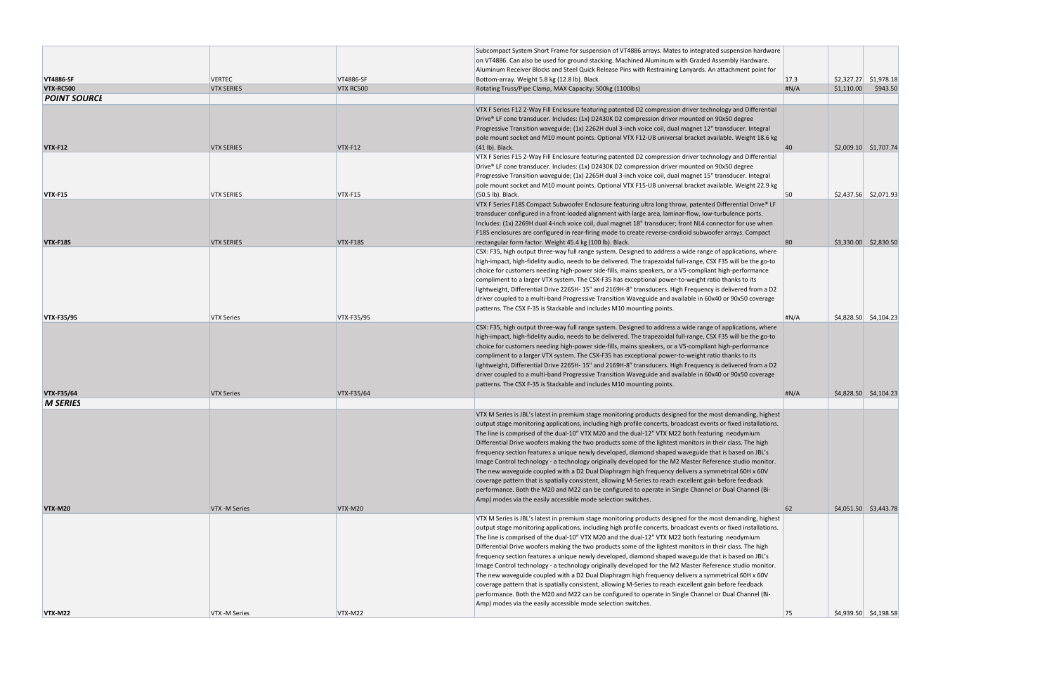| | | | | | | |
|---|---|---|---|---|---|---|
| **VT4886-SF** | VERTEC | VT4886-SF | Subcompact System Short Frame for suspension of VT4886 arrays. Mates to integrated suspension hardware on VT4886. Can also be used for ground stacking. Machined Aluminum with Graded Assembly Hardware. Aluminum Receiver Blocks and Steel Quick Release Pins with Restraining Lanyards. An attachment point for Bottom-array. Weight 5.8 kg (12.8 lb). Black. | 17.3 | $2,327.27 | $1,978.18 |
| **VTX-RC500** | VTX SERIES | VTX RC500 | Rotating Truss/Pipe Clamp, MAX Capacity: 500kg (1100lbs) | #N/A | $1,110.00 | $943.50 |
| ***POINT SOURCE*** | | | | | | |
| **VTX-F12** | VTX SERIES | VTX-F12 | VTX F Series F12 2-Way Fill Enclosure featuring patented D2 compression driver technology and Differential Drive® LF cone transducer. Includes: (1x) D2430K D2 compression driver mounted on 90x50 degree Progressive Transition waveguide; (1x) 2262H dual 3-inch voice coil, dual magnet 12" transducer. Integral pole mount socket and M10 mount points. Optional VTX F12-UB universal bracket available. Weight 18.6 kg (41 lb). Black. | 40 | $2,009.10 | $1,707.74 |
| **VTX-F15** | VTX SERIES | VTX-F15 | VTX F Series F15 2-Way Fill Enclosure featuring patented D2 compression driver technology and Differential Drive® LF cone transducer. Includes: (1x) D2430K D2 compression driver mounted on 90x50 degree Progressive Transition waveguide; (1x) 2265H dual 3-inch voice coil, dual magnet 15" transducer. Integral pole mount socket and M10 mount points. Optional VTX F15-UB universal bracket available. Weight 22.9 kg (50.5 lb). Black. | 50 | $2,437.56 | $2,071.93 |
| **VTX-F18S** | VTX SERIES | VTX-F18S | VTX F Series F18S Compact Subwoofer Enclosure featuring ultra long throw, patented Differential Drive® LF transducer configured in a front-loaded alignment with large area, laminar-flow, low-turbulence ports. Includes: (1x) 2269H dual 4-inch voice coil, dual magnet 18" transducer; front NL4 connector for use when F18S enclosures are configured in rear-firing mode to create reverse-cardioid subwoofer arrays. Compact rectangular form factor. Weight 45.4 kg (100 lb). Black. | 80 | $3,330.00 | $2,830.50 |
| **VTX-F35/95** | VTX Series | VTX-F35/95 | CSX: F35, high output three-way full range system. Designed to address a wide range of applications, where high-impact, high-fidelity audio, needs to be delivered. The trapezoidal full-range, CSX F35 will be the go-to choice for customers needing high-power side-fills, mains speakers, or a V5-compliant high-performance compliment to a larger VTX system. The CSX-F35 has exceptional power-to-weight ratio thanks to its lightweight, Differential Drive 2265H- 15" and 2169H-8" transducers. High Frequency is delivered from a D2 driver coupled to a multi-band Progressive Transition Waveguide and available in 60x40 or 90x50 coverage patterns. The CSX F-35 is Stackable and includes M10 mounting points. | #N/A | $4,828.50 | $4,104.23 |
| **VTX-F35/64** | VTX Series | VTX-F35/64 | CSX: F35, high output three-way full range system. Designed to address a wide range of applications, where high-impact, high-fidelity audio, needs to be delivered. The trapezoidal full-range, CSX F35 will be the go-to choice for customers needing high-power side-fills, mains speakers, or a V5-compliant high-performance compliment to a larger VTX system. The CSX-F35 has exceptional power-to-weight ratio thanks to its lightweight, Differential Drive 2265H- 15" and 2169H-8" transducers. High Frequency is delivered from a D2 driver coupled to a multi-band Progressive Transition Waveguide and available in 60x40 or 90x50 coverage patterns. The CSX F-35 is Stackable and includes M10 mounting points. | #N/A | $4,828.50 | $4,104.23 |
| ***M SERIES*** | | | | | | |
| **VTX-M20** | VTX -M Series | VTX-M20 | VTX M Series is JBL's latest in premium stage monitoring products designed for the most demanding, highest output stage monitoring applications, including high profile concerts, broadcast events or fixed installations. The line is comprised of the dual-10" VTX M20 and the dual-12" VTX M22 both featuring neodymium Differential Drive woofers making the two products some of the lightest monitors in their class. The high frequency section features a unique newly developed, diamond shaped waveguide that is based on JBL's Image Control technology - a technology originally developed for the M2 Master Reference studio monitor. The new waveguide coupled with a D2 Dual Diaphragm high frequency delivers a symmetrical 60H x 60V coverage pattern that is spatially consistent, allowing M-Series to reach excellent gain before feedback performance. Both the M20 and M22 can be configured to operate in Single Channel or Dual Channel (Bi-Amp) modes via the easily accessible mode selection switches. | 62 | $4,051.50 | $3,443.78 |
| **VTX-M22** | VTX -M Series | VTX-M22 | VTX M Series is JBL's latest in premium stage monitoring products designed for the most demanding, highest output stage monitoring applications, including high profile concerts, broadcast events or fixed installations. The line is comprised of the dual-10" VTX M20 and the dual-12" VTX M22 both featuring neodymium Differential Drive woofers making the two products some of the lightest monitors in their class. The high frequency section features a unique newly developed, diamond shaped waveguide that is based on JBL's Image Control technology - a technology originally developed for the M2 Master Reference studio monitor. The new waveguide coupled with a D2 Dual Diaphragm high frequency delivers a symmetrical 60H x 60V coverage pattern that is spatially consistent, allowing M-Series to reach excellent gain before feedback performance. Both the M20 and M22 can be configured to operate in Single Channel or Dual Channel (Bi-Amp) modes via the easily accessible mode selection switches. | 75 | $4,939.50 | $4,198.58 |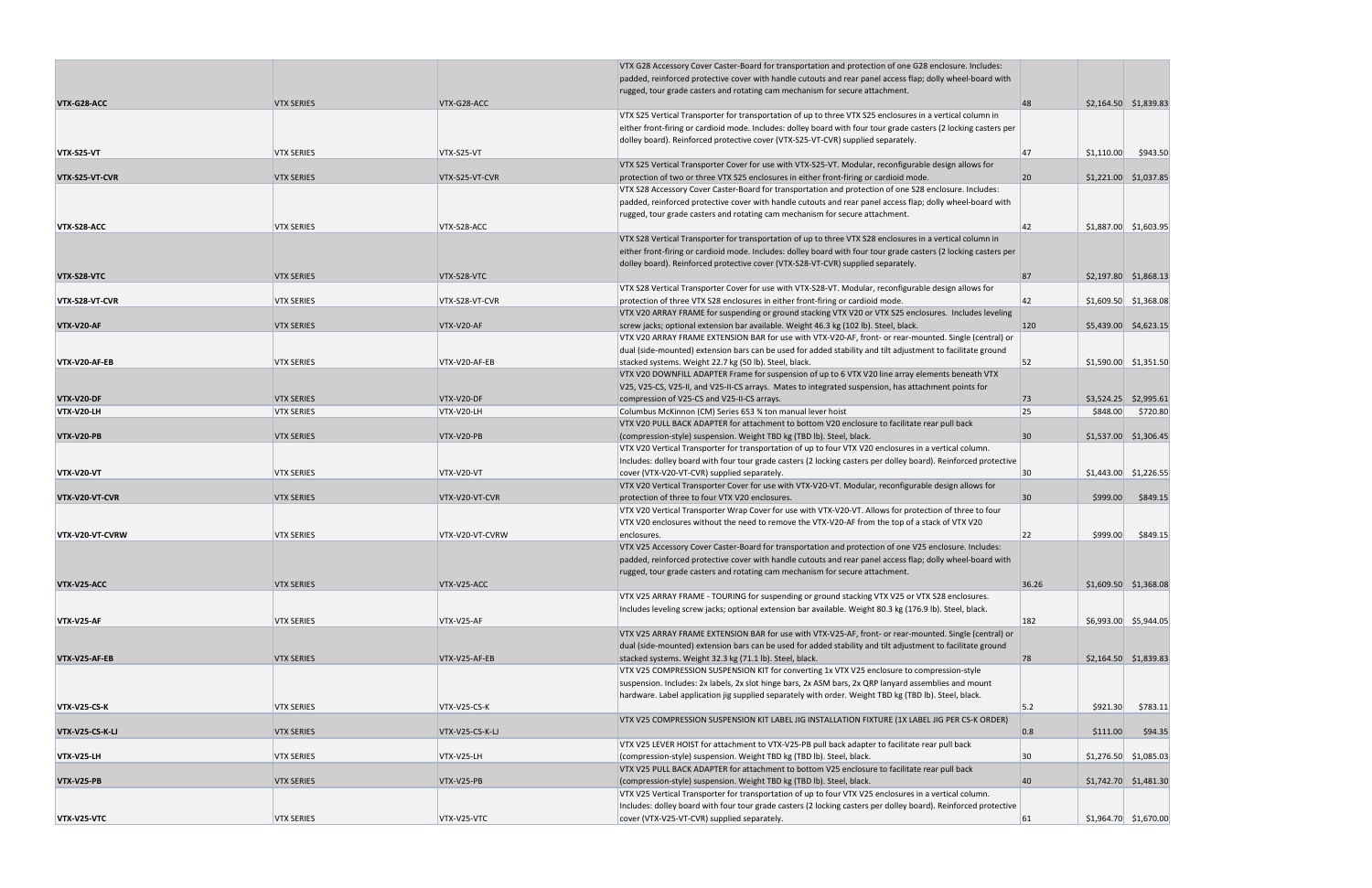| | | | | | | |
|---|---|---|---|---|---|---|
| **VTX-G28-ACC** | VTX SERIES | VTX-G28-ACC | VTX G28 Accessory Cover Caster-Board for transportation and protection of one G28 enclosure. Includes: padded, reinforced protective cover with handle cutouts and rear panel access flap; dolly wheel-board with rugged, tour grade casters and rotating cam mechanism for secure attachment. | 48 | $2,164.50 | $1,839.83 |
| **VTX-S25-VT** | VTX SERIES | VTX-S25-VT | VTX S25 Vertical Transporter for transportation of up to three VTX S25 enclosures in a vertical column in either front-firing or cardioid mode. Includes: dolley board with four tour grade casters (2 locking casters per dolley board). Reinforced protective cover (VTX-S25-VT-CVR) supplied separately. | 47 | $1,110.00 | $943.50 |
| **VTX-S25-VT-CVR** | VTX SERIES | VTX-S25-VT-CVR | VTX S25 Vertical Transporter Cover for use with VTX-S25-VT. Modular, reconfigurable design allows for protection of two or three VTX S25 enclosures in either front-firing or cardioid mode. | 20 | $1,221.00 | $1,037.85 |
| **VTX-S28-ACC** | VTX SERIES | VTX-S28-ACC | VTX S28 Accessory Cover Caster-Board for transportation and protection of one S28 enclosure. Includes: padded, reinforced protective cover with handle cutouts and rear panel access flap; dolly wheel-board with rugged, tour grade casters and rotating cam mechanism for secure attachment. | 42 | $1,887.00 | $1,603.95 |
| **VTX-S28-VTC** | VTX SERIES | VTX-S28-VTC | VTX S28 Vertical Transporter for transportation of up to three VTX S28 enclosures in a vertical column in either front-firing or cardioid mode. Includes: dolley board with four tour grade casters (2 locking casters per dolley board). Reinforced protective cover (VTX-S28-VT-CVR) supplied separately. | 87 | $2,197.80 | $1,868.13 |
| **VTX-S28-VT-CVR** | VTX SERIES | VTX-S28-VT-CVR | VTX S28 Vertical Transporter Cover for use with VTX-S28-VT. Modular, reconfigurable design allows for protection of three VTX S28 enclosures in either front-firing or cardioid mode. | 42 | $1,609.50 | $1,368.08 |
| **VTX-V20-AF** | VTX SERIES | VTX-V20-AF | VTX V20 ARRAY FRAME for suspending or ground stacking VTX V20 or VTX S25 enclosures. Includes leveling screw jacks; optional extension bar available. Weight 46.3 kg (102 lb). Steel, black. | 120 | $5,439.00 | $4,623.15 |
| **VTX-V20-AF-EB** | VTX SERIES | VTX-V20-AF-EB | VTX V20 ARRAY FRAME EXTENSION BAR for use with VTX-V20-AF, front- or rear-mounted. Single (central) or dual (side-mounted) extension bars can be used for added stability and tilt adjustment to facilitate ground stacked systems. Weight 22.7 kg (50 lb). Steel, black. | 52 | $1,590.00 | $1,351.50 |
| **VTX-V20-DF** | VTX SERIES | VTX-V20-DF | VTX V20 DOWNFILL ADAPTER Frame for suspension of up to 6 VTX V20 line array elements beneath VTX V25, V25-CS, V25-II, and V25-II-CS arrays. Mates to integrated suspension, has attachment points for compression of V25-CS and V25-II-CS arrays. | 73 | $3,524.25 | $2,995.61 |
| **VTX-V20-LH** | VTX SERIES | VTX-V20-LH | Columbus McKinnon (CM) Series 653 ¾ ton manual lever hoist | 25 | $848.00 | $720.80 |
| **VTX-V20-PB** | VTX SERIES | VTX-V20-PB | VTX V20 PULL BACK ADAPTER for attachment to bottom V20 enclosure to facilitate rear pull back (compression-style) suspension. Weight TBD kg (TBD lb). Steel, black. | 30 | $1,537.00 | $1,306.45 |
| **VTX-V20-VT** | VTX SERIES | VTX-V20-VT | VTX V20 Vertical Transporter for transportation of up to four VTX V20 enclosures in a vertical column. Includes: dolley board with four tour grade casters (2 locking casters per dolley board). Reinforced protective cover (VTX-V20-VT-CVR) supplied separately. | 30 | $1,443.00 | $1,226.55 |
| **VTX-V20-VT-CVR** | VTX SERIES | VTX-V20-VT-CVR | VTX V20 Vertical Transporter Cover for use with VTX-V20-VT. Modular, reconfigurable design allows for protection of three to four VTX V20 enclosures. | 30 | $999.00 | $849.15 |
| **VTX-V20-VT-CVRW** | VTX SERIES | VTX-V20-VT-CVRW | VTX V20 Vertical Transporter Wrap Cover for use with VTX-V20-VT. Allows for protection of three to four VTX V20 enclosures without the need to remove the VTX-V20-AF from the top of a stack of VTX V20 enclosures. | 22 | $999.00 | $849.15 |
| **VTX-V25-ACC** | VTX SERIES | VTX-V25-ACC | VTX V25 Accessory Cover Caster-Board for transportation and protection of one V25 enclosure. Includes: padded, reinforced protective cover with handle cutouts and rear panel access flap; dolly wheel-board with rugged, tour grade casters and rotating cam mechanism for secure attachment. | 36.26 | $1,609.50 | $1,368.08 |
| **VTX-V25-AF** | VTX SERIES | VTX-V25-AF | VTX V25 ARRAY FRAME - TOURING for suspending or ground stacking VTX V25 or VTX S28 enclosures. Includes leveling screw jacks; optional extension bar available. Weight 80.3 kg (176.9 lb). Steel, black. | 182 | $6,993.00 | $5,944.05 |
| **VTX-V25-AF-EB** | VTX SERIES | VTX-V25-AF-EB | VTX V25 ARRAY FRAME EXTENSION BAR for use with VTX-V25-AF, front- or rear-mounted. Single (central) or dual (side-mounted) extension bars can be used for added stability and tilt adjustment to facilitate ground stacked systems. Weight 32.3 kg (71.1 lb). Steel, black. | 78 | $2,164.50 | $1,839.83 |
| **VTX-V25-CS-K** | VTX SERIES | VTX-V25-CS-K | VTX V25 COMPRESSION SUSPENSION KIT for converting 1x VTX V25 enclosure to compression-style suspension. Includes: 2x labels, 2x slot hinge bars, 2x ASM bars, 2x QRP lanyard assemblies and mount hardware. Label application jig supplied separately with order. Weight TBD kg (TBD lb). Steel, black. | 5.2 | $921.30 | $783.11 |
| **VTX-V25-CS-K-LJ** | VTX SERIES | VTX-V25-CS-K-LJ | VTX V25 COMPRESSION SUSPENSION KIT LABEL JIG INSTALLATION FIXTURE (1X LABEL JIG PER CS-K ORDER) | 0.8 | $111.00 | $94.35 |
| **VTX-V25-LH** | VTX SERIES | VTX-V25-LH | VTX V25 LEVER HOIST for attachment to VTX-V25-PB pull back adapter to facilitate rear pull back (compression-style) suspension. Weight TBD kg (TBD lb). Steel, black. | 30 | $1,276.50 | $1,085.03 |
| **VTX-V25-PB** | VTX SERIES | VTX-V25-PB | VTX V25 PULL BACK ADAPTER for attachment to bottom V25 enclosure to facilitate rear pull back (compression-style) suspension. Weight TBD kg (TBD lb). Steel, black. | 40 | $1,742.70 | $1,481.30 |
| **VTX-V25-VTC** | VTX SERIES | VTX-V25-VTC | VTX V25 Vertical Transporter for transportation of up to four VTX V25 enclosures in a vertical column. Includes: dolley board with four tour grade casters (2 locking casters per dolley board). Reinforced protective cover (VTX-V25-VT-CVR) supplied separately. | 61 | $1,964.70 | $1,670.00 |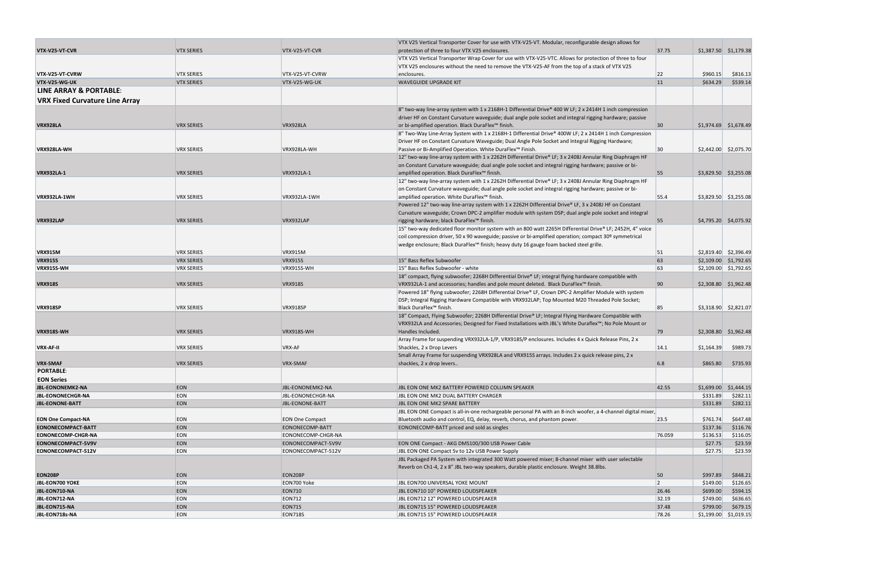| | | | | | | |
|---|---|---|---|---|---|---|
| **VTX-V25-VT-CVR** | VTX SERIES | VTX-V25-VT-CVR | VTX V25 Vertical Transporter Cover for use with VTX-V25-VT. Modular, reconfigurable design allows for protection of three to four VTX V25 enclosures. | 37.75 | $1,387.50 | $1,179.38 |
| **VTX-V25-VT-CVRW** | VTX SERIES | VTX-V25-VT-CVRW | VTX V25 Vertical Transporter Wrap Cover for use with VTX-V25-VTC. Allows for protection of three to four VTX V25 enclosures without the need to remove the VTX-V25-AF from the top of a stack of VTX V25 enclosures. | 22 | $960.15 | $816.13 |
| **VTX-V25-WG-UK** | VTX SERIES | VTX-V25-WG-UK | WAVEGUIDE UPGRADE KIT | 11 | $634.29 | $539.14 |
| **LINE ARRAY & PORTABLE:** | | | | | | |
| **VRX Fixed Curvature Line Array** | | | | | | |
| **VRX928LA** | VRX SERIES | VRX928LA | 8" two-way line-array system with 1 x 2168H-1 Differential Drive® 400 W LF; 2 x 2414H 1 inch compression driver HF on Constant Curvature waveguide; dual angle pole socket and integral rigging hardware; passive or bi-amplified operation. Black DuraFlex™ finish. | 30 | $1,974.69 | $1,678.49 |
| **VRX928LA-WH** | VRX SERIES | VRX928LA-WH | 8" Two-Way Line-Array System with 1 x 2168H-1 Differential Drive® 400W LF; 2 x 2414H 1 inch Compression Driver HF on Constant Curvature Waveguide; Dual Angle Pole Socket and Integral Rigging Hardware; Passive or Bi-Amplified Operation. White DuraFlex™ Finish. | 30 | $2,442.00 | $2,075.70 |
| **VRX932LA-1** | VRX SERIES | VRX932LA-1 | 12" two-way line-array system with 1 x 2262H Differential Drive® LF; 3 x 2408J Annular Ring Diaphragm HF on Constant Curvature waveguide; dual angle pole socket and integral rigging hardware; passive or bi-amplified operation. Black DuraFlex™ finish. | 55 | $3,829.50 | $3,255.08 |
| **VRX932LA-1WH** | VRX SERIES | VRX932LA-1WH | 12" two-way line-array system with 1 x 2262H Differential Drive® LF; 3 x 2408J Annular Ring Diaphragm HF on Constant Curvature waveguide; dual angle pole socket and integral rigging hardware; passive or bi-amplified operation. White DuraFlex™ finish. | 55.4 | $3,829.50 | $3,255.08 |
| **VRX932LAP** | VRX SERIES | VRX932LAP | Powered 12" two-way line-array system with 1 x 2262H Differential Drive® LF, 3 x 2408J HF on Constant Curvature waveguide; Crown DPC-2 amplifier module with system DSP; dual angle pole socket and integral rigging hardware; black DuraFlex™ finish. | 55 | $4,795.20 | $4,075.92 |
| **VRX915M** | VRX SERIES | VRX915M | 15" two-way dedicated floor monitor system with an 800 watt 2265H Differential Drive® LF; 2452H, 4" voice coil compression driver, 50 x 90 waveguide; passive or bi-amplified operation; compact 30º symmetrical wedge enclosure; Black DuraFlex™ finish; heavy duty 16 gauge foam backed steel grille. | 51 | $2,819.40 | $2,396.49 |
| **VRX915S** | VRX SERIES | VRX915S | 15" Bass Reflex Subwoofer | 63 | $2,109.00 | $1,792.65 |
| **VRX915S-WH** | VRX SERIES | VRX915S-WH | 15" Bass Reflex Subwoofer - white | 63 | $2,109.00 | $1,792.65 |
| **VRX918S** | VRX SERIES | VRX918S | 18" compact, flying subwoofer; 2268H Differential Drive® LF; integral flying hardware compatible with VRX932LA-1 and accessories; handles and pole mount deleted. Black DuraFlex™ finish. | 90 | $2,308.80 | $1,962.48 |
| **VRX918SP** | VRX SERIES | VRX918SP | Powered 18" flying subwoofer; 2268H Differential Drive® LF, Crown DPC-2 Amplifier Module with system DSP; Integral Rigging Hardware Compatible with VRX932LAP; Top Mounted M20 Threaded Pole Socket; Black DuraFlex™ finish. | 85 | $3,318.90 | $2,821.07 |
| **VRX918S-WH** | VRX SERIES | VRX918S-WH | 18" Compact, Flying Subwoofer; 2268H Differential Drive® LF; Integral Flying Hardware Compatible with VRX932LA and Accessories; Designed for Fixed Installations with JBL's White Duraflex™; No Pole Mount or Handles Included. | 79 | $2,308.80 | $1,962.48 |
| **VRX-AF-II** | VRX SERIES | VRX-AF | Array Frame for suspending VRX932LA-1/P, VRX918S/P enclosures. Includes 4 x Quick Release Pins, 2 x Shackles, 2 x Drop Levers | 14.1 | $1,164.39 | $989.73 |
| **VRX-SMAF** | VRX SERIES | VRX-SMAF | Small Array Frame for suspending VRX928LA and VRX915S arrays. Includes 2 x quick release pins, 2 x shackles, 2 x drop levers.. | 6.8 | $865.80 | $735.93 |
| **PORTABLE:** | | | | | | |
| **EON Series** | | | | | | |
| **JBL-EONONEMK2-NA** | EON | JBL-EONONEMK2-NA | JBL EON ONE MK2 BATTERY POWERED COLUMN SPEAKER | 42.55 | $1,699.00 | $1,444.15 |
| **JBL-EONONECHGR-NA** | EON | JBL-EONONECHGR-NA | JBL EON ONE MK2 DUAL BATTERY CHARGER | | $331.89 | $282.11 |
| **JBL-EONONE-BATT** | EON | JBL-EONONE-BATT | JBL EON ONE MK2 SPARE BATTERY | | $331.89 | $282.11 |
| **EON One Compact-NA** | EON | EON One Compact | JBL EON ONE Compact is all-in-one rechargeable personal PA with an 8-inch woofer, a 4-channel digital mixer, Bluetooth audio and control, EQ, delay, reverb, chorus, and phantom power. | 23.5 | $761.74 | $647.48 |
| **EONONECOMPACT-BATT** | EON | EONONECOMP-BATT | EONONECOMP-BATT priced and sold as singles | | $137.36 | $116.76 |
| **EONONECOMP-CHGR-NA** | EON | EONONECOMP-CHGR-NA | | 76.059 | $136.53 | $116.05 |
| **EONONECOMPACT-5V9V** | EON | EONONECOMPACT-5V9V | EON ONE Compact - AKG DMS100/300 USB Power Cable | | $27.75 | $23.59 |
| **EONONECOMPACT-512V** | EON | EONONECOMPACT-512V | JBL EON ONE Compact 5v to 12v USB Power Supply | | $27.75 | $23.59 |
| **EON208P** | EON | EON208P | JBL Packaged PA System with integrated 300 Watt powered mixer; 8-channel mixer with user selectable Reverb on Ch1-4, 2 x 8" JBL two-way speakers, durable plastic enclosure. Weight 38.8lbs. | 50 | $997.89 | $848.21 |
| **JBL-EON700 YOKE** | EON | EON700 Yoke | JBL EON700 UNIVERSAL YOKE MOUNT | 2 | $149.00 | $126.65 |
| **JBL-EON710-NA** | EON | EON710 | JBL EON710 10" POWERED LOUDSPEAKER | 26.46 | $699.00 | $594.15 |
| **JBL-EON712-NA** | EON | EON712 | JBL EON712 12" POWERED LOUDSPEAKER | 32.19 | $749.00 | $636.65 |
| **JBL-EON715-NA** | EON | EON715 | JBL EON715 15" POWERED LOUDSPEAKER | 37.48 | $799.00 | $679.15 |
| **JBL-EON718s-NA** | EON | EON718S | JBL EON715 15" POWERED LOUDSPEAKER | 78.26 | $1,199.00 | $1,019.15 |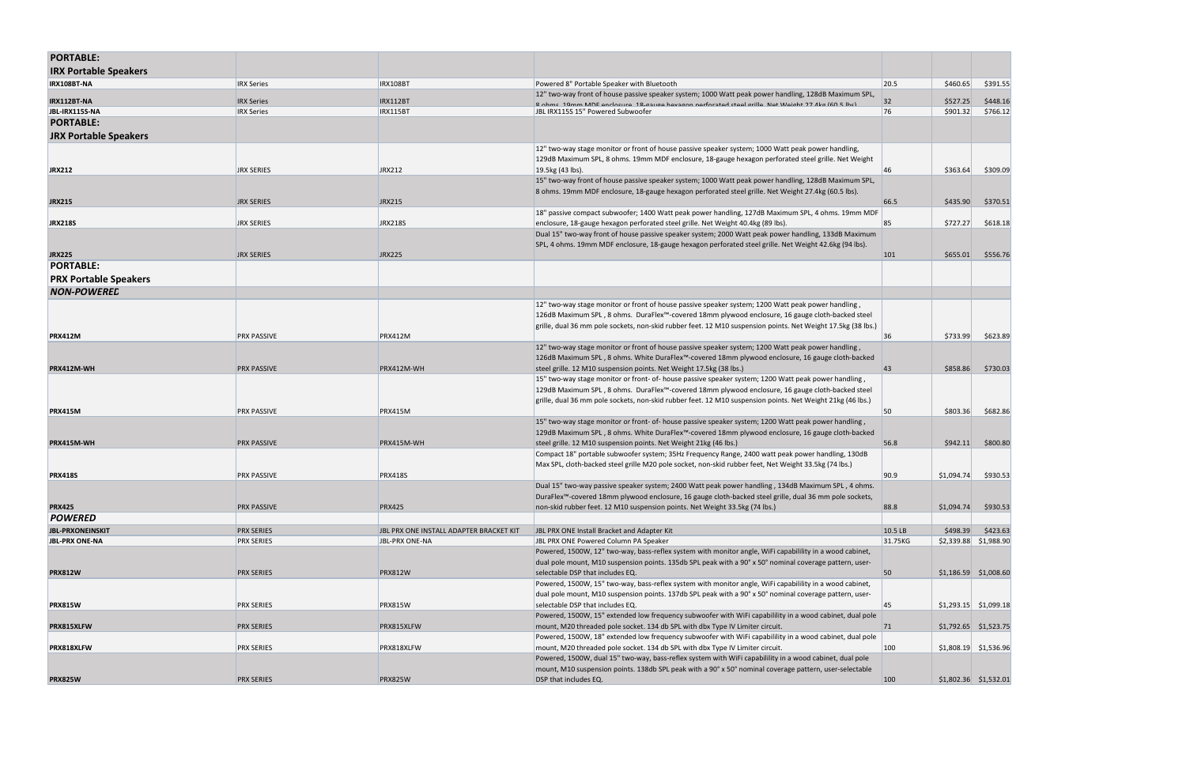| PORTABLE: | | | | | | |
|---|---|---|---|---|---|---|
| **IRX Portable Speakers** | | | | | | |
| **IRX108BT-NA** | IRX Series | IRX108BT | Powered 8" Portable Speaker with Bluetooth | 20.5 | $460.65 | $391.55 |
| **IRX112BT-NA** | IRX Series | IRX112BT | 12" two-way front of house passive speaker system; 1000 Watt peak power handling, 128dB Maximum SPL, 8 ohms. 19mm MDF enclosure, 18-gauge hexagon perforated steel grille. Net Weight 27.4kg (60.5 lbs) | 32 | $527.25 | $448.16 |
| **JBL-IRX115S-NA** | IRX Series | IRX115BT | JBL IRX115S 15" Powered Subwoofer | 76 | $901.32 | $766.12 |
| **PORTABLE:** | | | | | | |
| **JRX Portable Speakers** | | | | | | |
| **JRX212** | JRX SERIES | JRX212 | 12" two-way stage monitor or front of house passive speaker system; 1000 Watt peak power handling, 129dB Maximum SPL, 8 ohms. 19mm MDF enclosure, 18-gauge hexagon perforated steel grille. Net Weight 19.5kg (43 lbs). | 46 | $363.64 | $309.09 |
| **JRX215** | JRX SERIES | JRX215 | 15" two-way front of house passive speaker system; 1000 Watt peak power handling, 128dB Maximum SPL, 8 ohms. 19mm MDF enclosure, 18-gauge hexagon perforated steel grille. Net Weight 27.4kg (60.5 lbs). | 66.5 | $435.90 | $370.51 |
| **JRX218S** | JRX SERIES | JRX218S | 18" passive compact subwoofer; 1400 Watt peak power handling, 127dB Maximum SPL, 4 ohms. 19mm MDF enclosure, 18-gauge hexagon perforated steel grille. Net Weight 40.4kg (89 lbs). | 85 | $727.27 | $618.18 |
| **JRX225** | JRX SERIES | JRX225 | Dual 15" two-way front of house passive speaker system; 2000 Watt peak power handling, 133dB Maximum SPL, 4 ohms. 19mm MDF enclosure, 18-gauge hexagon perforated steel grille. Net Weight 42.6kg (94 lbs). | 101 | $655.01 | $556.76 |
| **PORTABLE:** | | | | | | |
| **PRX Portable Speakers** | | | | | | |
| ***NON-POWERED*** | | | | | | |
| **PRX412M** | PRX PASSIVE | PRX412M | 12" two-way stage monitor or front of house passive speaker system; 1200 Watt peak power handling , 126dB Maximum SPL , 8 ohms. DuraFlex™-covered 18mm plywood enclosure, 16 gauge cloth-backed steel grille, dual 36 mm pole sockets, non-skid rubber feet. 12 M10 suspension points. Net Weight 17.5kg (38 lbs.) | 36 | $733.99 | $623.89 |
| **PRX412M-WH** | PRX PASSIVE | PRX412M-WH | 12" two-way stage monitor or front of house passive speaker system; 1200 Watt peak power handling , 126dB Maximum SPL , 8 ohms. White DuraFlex™-covered 18mm plywood enclosure, 16 gauge cloth-backed steel grille. 12 M10 suspension points. Net Weight 17.5kg (38 lbs.) | 43 | $858.86 | $730.03 |
| **PRX415M** | PRX PASSIVE | PRX415M | 15" two-way stage monitor or front- of- house passive speaker system; 1200 Watt peak power handling , 129dB Maximum SPL , 8 ohms. DuraFlex™-covered 18mm plywood enclosure, 16 gauge cloth-backed steel grille, dual 36 mm pole sockets, non-skid rubber feet. 12 M10 suspension points. Net Weight 21kg (46 lbs.) | 50 | $803.36 | $682.86 |
| **PRX415M-WH** | PRX PASSIVE | PRX415M-WH | 15" two-way stage monitor or front- of- house passive speaker system; 1200 Watt peak power handling , 129dB Maximum SPL , 8 ohms. White DuraFlex™-covered 18mm plywood enclosure, 16 gauge cloth-backed steel grille. 12 M10 suspension points. Net Weight 21kg (46 lbs.) | 56.8 | $942.11 | $800.80 |
| **PRX418S** | PRX PASSIVE | PRX418S | Compact 18" portable subwoofer system; 35Hz Frequency Range, 2400 watt peak power handling, 130dB Max SPL, cloth-backed steel grille M20 pole socket, non-skid rubber feet. Net Weight 33.5kg (74 lbs.) | 90.9 | $1,094.74 | $930.53 |
| **PRX425** | PRX PASSIVE | PRX425 | Dual 15" two-way passive speaker system; 2400 Watt peak power handling , 134dB Maximum SPL , 4 ohms. DuraFlex™-covered 18mm plywood enclosure, 16 gauge cloth-backed steel grille, dual 36 mm pole sockets, non-skid rubber feet. 12 M10 suspension points. Net Weight 33.5kg (74 lbs.) | 88.8 | $1,094.74 | $930.53 |
| ***POWERED*** | | | | | | |
| **JBL-PRXONEINSKIT** | PRX SERIES | JBL PRX ONE INSTALL ADAPTER BRACKET KIT | JBL PRX ONE Install Bracket and Adapter Kit | 10.5 LB | $498.39 | $423.63 |
| **JBL-PRX ONE-NA** | PRX SERIES | JBL-PRX ONE-NA | JBL PRX ONE Powered Column PA Speaker | 31.75KG | $2,339.88 | $1,988.90 |
| **PRX812W** | PRX SERIES | PRX812W | Powered, 1500W, 12" two-way, bass-reflex system with monitor angle, WiFi capabilility in a wood cabinet, dual pole mount, M10 suspension points. 135db SPL peak with a 90° x 50° nominal coverage pattern, user-selectable DSP that includes EQ. | 50 | $1,186.59 | $1,008.60 |
| **PRX815W** | PRX SERIES | PRX815W | Powered, 1500W, 15" two-way, bass-reflex system with monitor angle, WiFi capabilility in a wood cabinet, dual pole mount, M10 suspension points. 137db SPL peak with a 90° x 50° nominal coverage pattern, user-selectable DSP that includes EQ. | 45 | $1,293.15 | $1,099.18 |
| **PRX815XLFW** | PRX SERIES | PRX815XLFW | Powered, 1500W, 15" extended low frequency subwoofer with WiFi capabillity in a wood cabinet, dual pole mount, M20 threaded pole socket. 134 db SPL with dbx Type IV Limiter circuit. | 71 | $1,792.65 | $1,523.75 |
| **PRX818XLFW** | PRX SERIES | PRX818XLFW | Powered, 1500W, 18" extended low frequency subwoofer with WiFi capabillity in a wood cabinet, dual pole mount, M20 threaded pole socket. 134 db SPL with dbx Type IV Limiter circuit. | 100 | $1,808.19 | $1,536.96 |
| **PRX825W** | PRX SERIES | PRX825W | Powered, 1500W, dual 15" two-way, bass-reflex system with WiFi capabillity in a wood cabinet, dual pole mount, M10 suspension points. 138db SPL peak with a 90° x 50° nominal coverage pattern, user-selectable DSP that includes EQ. | 100 | $1,802.36 | $1,532.01 |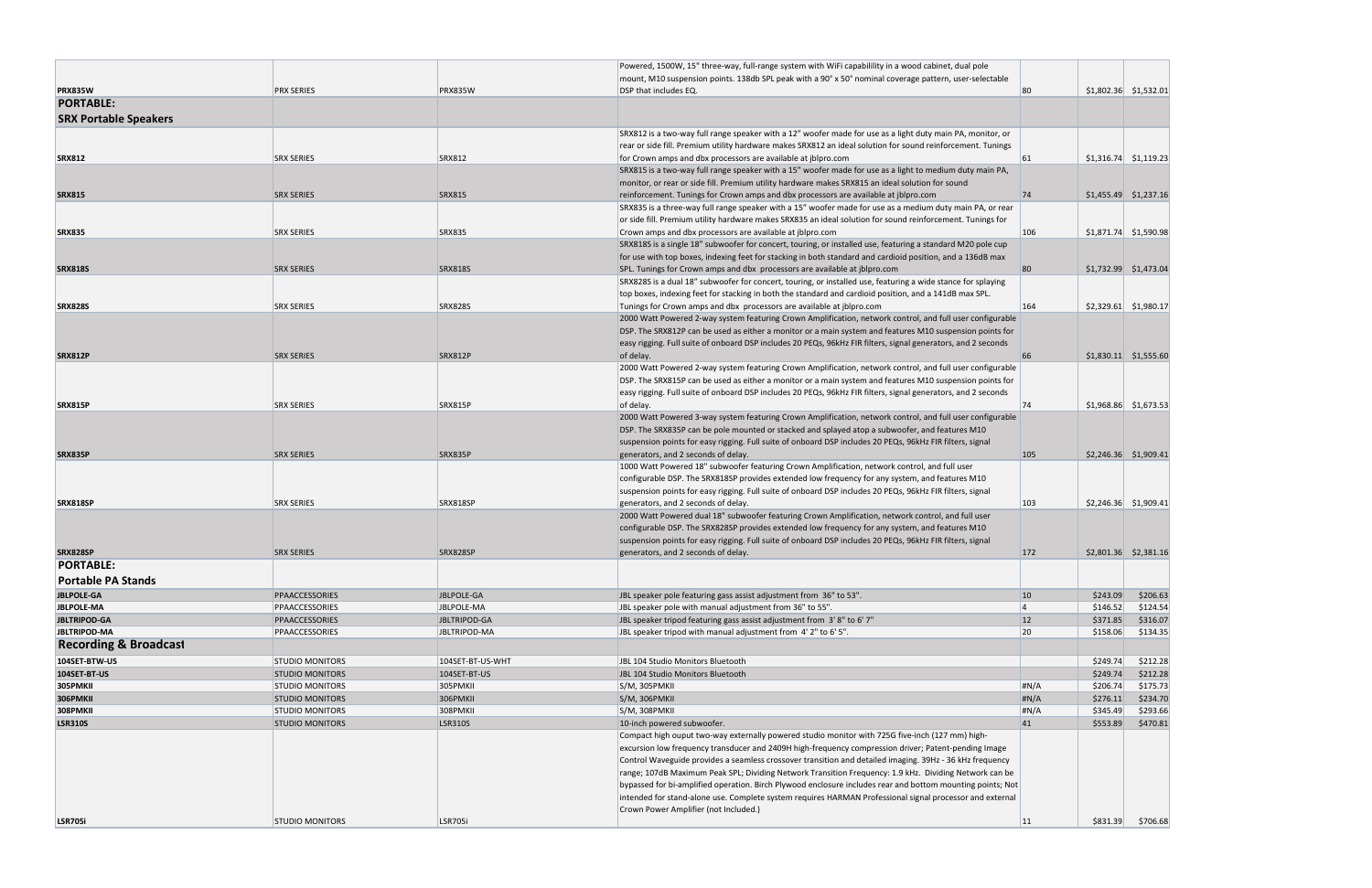| | | | | | | |
|---|---|---|---|---|---|---|
| **PRX835W** | PRX SERIES | PRX835W | Powered, 1500W, 15" three-way, full-range system with WiFi capabilility in a wood cabinet, dual pole mount, M10 suspension points. 138db SPL peak with a 90° x 50° nominal coverage pattern, user-selectable DSP that includes EQ. | 80 | $1,802.36 | $1,532.01 |
| **PORTABLE: SRX Portable Speakers** | | | | | | |
| **SRX812** | SRX SERIES | SRX812 | SRX812 is a two-way full range speaker with a 12" woofer made for use as a light duty main PA, monitor, or rear or side fill. Premium utility hardware makes SRX812 an ideal solution for sound reinforcement. Tunings for Crown amps and dbx processors are available at jblpro.com | 61 | $1,316.74 | $1,119.23 |
| **SRX815** | SRX SERIES | SRX815 | SRX815 is a two-way full range speaker with a 15" woofer made for use as a light to medium duty main PA, monitor, or rear or side fill. Premium utility hardware makes SRX815 an ideal solution for sound reinforcement. Tunings for Crown amps and dbx processors are available at jblpro.com | 74 | $1,455.49 | $1,237.16 |
| **SRX835** | SRX SERIES | SRX835 | SRX835 is a three-way full range speaker with a 15" woofer made for use as a medium duty main PA, or rear or side fill. Premium utility hardware makes SRX835 an ideal solution for sound reinforcement. Tunings for Crown amps and dbx processors are available at jblpro.com | 106 | $1,871.74 | $1,590.98 |
| **SRX818S** | SRX SERIES | SRX818S | SRX818S is a single 18" subwoofer for concert, touring, or installed use, featuring a standard M20 pole cup for use with top boxes, indexing feet for stacking in both standard and cardioid position, and a 136dB max SPL. Tunings for Crown amps and dbx processors are available at jblpro.com | 80 | $1,732.99 | $1,473.04 |
| **SRX828S** | SRX SERIES | SRX828S | SRX828S is a dual 18" subwoofer for concert, touring, or installed use, featuring a wide stance for splaying top boxes, indexing feet for stacking in both the standard and cardioid position, and a 141dB max SPL. Tunings for Crown amps and dbx processors are available at jblpro.com | 164 | $2,329.61 | $1,980.17 |
| **SRX812P** | SRX SERIES | SRX812P | 2000 Watt Powered 2-way system featuring Crown Amplification, network control, and full user configurable DSP. The SRX812P can be used as either a monitor or a main system and features M10 suspension points for easy rigging. Full suite of onboard DSP includes 20 PEQs, 96kHz FIR filters, signal generators, and 2 seconds of delay. | 66 | $1,830.11 | $1,555.60 |
| **SRX815P** | SRX SERIES | SRX815P | 2000 Watt Powered 2-way system featuring Crown Amplification, network control, and full user configurable DSP. The SRX815P can be used as either a monitor or a main system and features M10 suspension points for easy rigging. Full suite of onboard DSP includes 20 PEQs, 96kHz FIR filters, signal generators, and 2 seconds of delay. | 74 | $1,968.86 | $1,673.53 |
| **SRX835P** | SRX SERIES | SRX835P | 2000 Watt Powered 3-way system featuring Crown Amplification, network control, and full user configurable DSP. The SRX835P can be pole mounted or stacked and splayed atop a subwoofer, and features M10 suspension points for easy rigging. Full suite of onboard DSP includes 20 PEQs, 96kHz FIR filters, signal generators, and 2 seconds of delay. | 105 | $2,246.36 | $1,909.41 |
| **SRX818SP** | SRX SERIES | SRX818SP | 1000 Watt Powered 18" subwoofer featuring Crown Amplification, network control, and full user configurable DSP. The SRX818SP provides extended low frequency for any system, and features M10 suspension points for easy rigging. Full suite of onboard DSP includes 20 PEQs, 96kHz FIR filters, signal generators, and 2 seconds of delay. | 103 | $2,246.36 | $1,909.41 |
| **SRX828SP** | SRX SERIES | SRX828SP | 2000 Watt Powered dual 18" subwoofer featuring Crown Amplification, network control, and full user configurable DSP. The SRX828SP provides extended low frequency for any system, and features M10 suspension points for easy rigging. Full suite of onboard DSP includes 20 PEQs, 96kHz FIR filters, signal generators, and 2 seconds of delay. | 172 | $2,801.36 | $2,381.16 |
| **PORTABLE: Portable PA Stands** | | | | | | |
| **JBLPOLE-GA** | PPAACCESSORIES | JBLPOLE-GA | JBL speaker pole featuring gass assist adjustment from 36" to 53". | 10 | $243.09 | $206.63 |
| **JBLPOLE-MA** | PPAACCESSORIES | JBLPOLE-MA | JBL speaker pole with manual adjustment from 36" to 55". | 4 | $146.52 | $124.54 |
| **JBLTRIPOD-GA** | PPAACCESSORIES | JBLTRIPOD-GA | JBL speaker tripod featuring gass assist adjustment from 3' 8" to 6' 7" | 12 | $371.85 | $316.07 |
| **JBLTRIPOD-MA** | PPAACCESSORIES | JBLTRIPOD-MA | JBL speaker tripod with manual adjustment from 4' 2" to 6' 5". | 20 | $158.06 | $134.35 |
| **Recording & Broadcast** | | | | | | |
| **104SET-BTW-US** | STUDIO MONITORS | 104SET-BT-US-WHT | JBL 104 Studio Monitors Bluetooth | | $249.74 | $212.28 |
| **104SET-BT-US** | STUDIO MONITORS | 104SET-BT-US | JBL 104 Studio Monitors Bluetooth | | $249.74 | $212.28 |
| **305PMKII** | STUDIO MONITORS | 305PMKII | S/M, 305PMKII | #N/A | $206.74 | $175.73 |
| **306PMKII** | STUDIO MONITORS | 306PMKII | S/M, 306PMKII | #N/A | $276.11 | $234.70 |
| **308PMKII** | STUDIO MONITORS | 308PMKII | S/M, 308PMKII | #N/A | $345.49 | $293.66 |
| **LSR310S** | STUDIO MONITORS | LSR310S | 10-inch powered subwoofer. | 41 | $553.89 | $470.81 |
| **LSR705i** | STUDIO MONITORS | LSR705i | Compact high ouput two-way externally powered studio monitor with 725G five-inch (127 mm) high-excursion low frequency transducer and 2409H high-frequency compression driver; Patent-pending Image Control Waveguide provides a seamless crossover transition and detailed imaging. 39Hz - 36 kHz frequency range; 107dB Maximum Peak SPL; Dividing Network Transition Frequency: 1.9 kHz. Dividing Network can be bypassed for bi-amplified operation. Birch Plywood enclosure includes rear and bottom mounting points; Not intended for stand-alone use. Complete system requires HARMAN Professional signal processor and external Crown Power Amplifier (not Included.) | 11 | $831.39 | $706.68 |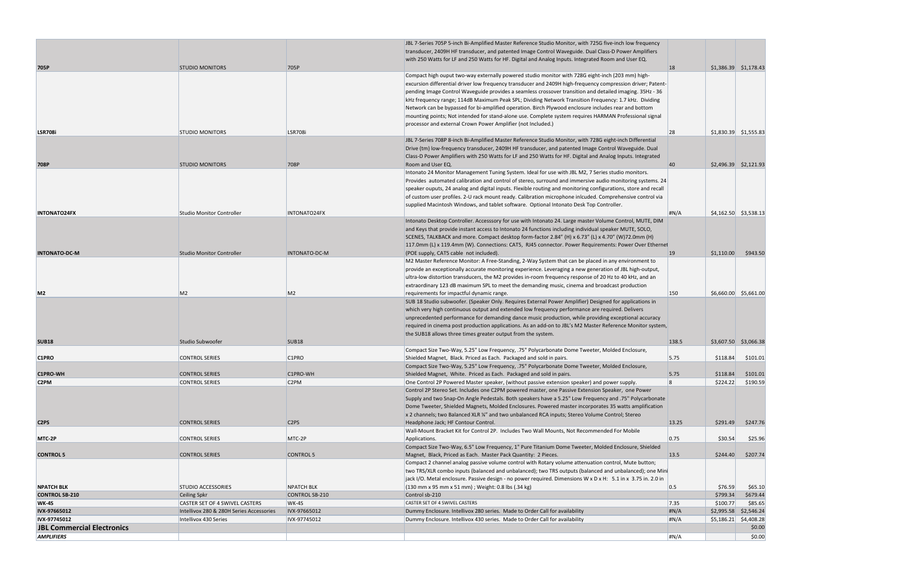| | | | | | | |
|---|---|---|---|---|---|---|
| **705P** | STUDIO MONITORS | 705P | JBL 7-Series 705P 5-inch Bi-Amplified Master Reference Studio Monitor, with 725G five-inch low frequency transducer, 2409H HF transducer, and patented Image Control Waveguide. Dual Class-D Power Amplifiers with 250 Watts for LF and 250 Watts for HF. Digital and Analog Inputs. Integrated Room and User EQ. | 18 | $1,386.39 | $1,178.43 |
| **LSR708i** | STUDIO MONITORS | LSR708i | Compact high ouput two-way externally powered studio monitor with 728G eight-inch (203 mm) high-excursion differential driver low frequency transducer and 2409H high-frequency compression driver; Patent-pending Image Control Waveguide provides a seamless crossover transition and detailed imaging. 35Hz - 36 kHz frequency range; 114dB Maximum Peak SPL; Dividing Network Transition Frequency: 1.7 kHz. Dividing Network can be bypassed for bi-amplified operation. Birch Plywood enclosure includes rear and bottom mounting points; Not intended for stand-alone use. Complete system requires HARMAN Professional signal processor and external Crown Power Amplifier (not Included.) | 28 | $1,830.39 | $1,555.83 |
| **708P** | STUDIO MONITORS | 708P | JBL 7-Series 708P 8-inch Bi-Amplified Master Reference Studio Monitor, with 728G eight-inch Differential Drive (tm) low-frequency transducer, 2409H HF transducer, and patented Image Control Waveguide. Dual Class-D Power Amplifiers with 250 Watts for LF and 250 Watts for HF. Digital and Analog Inputs. Integrated Room and User EQ. | 40 | $2,496.39 | $2,121.93 |
| **INTONATO24FX** | Studio Monitor Controller | INTONATO24FX | Intonato 24 Monitor Management Tuning System. Ideal for use with JBL M2, 7 Series studio monitors. Provides automated calibration and control of stereo, surround and immersive audio monitoring systems. 24 speaker ouputs, 24 analog and digital inputs. Flexible routing and monitoring configurations, store and recall of custom user profiles. 2-U rack mount ready. Calibration microphone inlcuded. Comprehensive control via supplied Macintosh Windows, and tablet software. Optional Intonato Desk Top Controller. | #N/A | $4,162.50 | $3,538.13 |
| **INTONATO-DC-M** | Studio Monitor Controller | INTONATO-DC-M | Intonato Desktop Controller. Accesssory for use with Intonato 24. Large master Volume Control, MUTE, DIM and Keys that provide instant access to Intonato 24 functions including individual speaker MUTE, SOLO, SCENES, TALKBACK and more. Compact desktop form-factor 2.84" (H) x 6.73" (L) x 4.70" (W)72.0mm (H) 117.0mm (L) x 119.4mm (W). Connections: CAT5, RJ45 connector. Power Requirements: Power Over Ethernet (POE supply, CAT5 cable not included). | 19 | $1,110.00 | $943.50 |
| **M2** | M2 | M2 | M2 Master Reference Monitor: A Free-Standing, 2-Way System that can be placed in any environment to provide an exceptionally accurate monitoring experience. Leveraging a new generation of JBL high-output, ultra-low distortion transducers, the M2 provides in-room frequency response of 20 Hz to 40 kHz, and an extraordinary 123 dB maximum SPL to meet the demanding music, cinema and broadcast production requirements for impactful dynamic range. | 150 | $6,660.00 | $5,661.00 |
| **SUB18** | Studio Subwoofer | SUB18 | SUB 18 Studio subwoofer. (Speaker Only. Requires External Power Amplifier) Designed for applications in which very high continuous output and extended low frequency performance are required. Delivers unprecedented performance for demanding dance music production, while providing exceptional accuracy required in cinema post production applications. As an add-on to JBL's M2 Master Reference Monitor system, the SUB18 allows three times greater output from the system. | 138.5 | $3,607.50 | $3,066.38 |
| **C1PRO** | CONTROL SERIES | C1PRO | Compact Size Two-Way, 5.25" Low Frequency, .75" Polycarbonate Dome Tweeter, Molded Enclosure, Shielded Magnet, Black. Priced as Each. Packaged and sold in pairs. | 5.75 | $118.84 | $101.01 |
| **C1PRO-WH** | CONTROL SERIES | C1PRO-WH | Compact Size Two-Way, 5.25" Low Frequency, .75" Polycarbonate Dome Tweeter, Molded Enclosure, Shielded Magnet, White. Priced as Each. Packaged and sold in pairs. | 5.75 | $118.84 | $101.01 |
| **C2PM** | CONTROL SERIES | C2PM | One Control 2P Powered Master speaker, (without passive extension speaker) and power supply. | 8 | $224.22 | $190.59 |
| **C2PS** | CONTROL SERIES | C2PS | Control 2P Stereo Set. Includes one C2PM powered master, one Passive Extension Speaker, one Power Supply and two Snap-On Angle Pedestals. Both speakers have a 5.25" Low Frequency and .75" Polycarbonate Dome Tweeter, Shielded Magnets, Molded Enclosures. Powered master incorporates 35 watts amplification x 2 channels; two Balanced XLR ¼" and two unbalanced RCA inputs; Stereo Volume Control; Stereo Headphone Jack; HF Contour Control. | 13.25 | $291.49 | $247.76 |
| **MTC-2P** | CONTROL SERIES | MTC-2P | Wall-Mount Bracket Kit for Control 2P. Includes Two Wall Mounts, Not Recommended For Mobile Applications. | 0.75 | $30.54 | $25.96 |
| **CONTROL 5** | CONTROL SERIES | CONTROL 5 | Compact Size Two-Way, 6.5" Low Frequency, 1" Pure Titanium Dome Tweeter, Molded Enclosure, Shielded Magnet, Black, Priced as Each. Master Pack Quantity: 2 Pieces. | 13.5 | $244.40 | $207.74 |
| **NPATCH BLK** | STUDIO ACCESSORIES | NPATCH BLK | Compact 2 channel analog passive volume control with Rotary volume attenuation control, Mute button; two TRS/XLR combo inputs (balanced and unbalanced); two TRS outputs (balanced and unbalanced); one Mini jack I/O. Metal enclosure. Passive design - no power required. Dimensions W x D x H: 5.1 in x 3.75 in. 2.0 in (130 mm x 95 mm x 51 mm) ; Weight: 0.8 lbs (.34 kg) | 0.5 | $76.59 | $65.10 |
| **CONTROL SB-210** | Ceiling Spkr | CONTROL SB-210 | Control sb-210 | | $799.34 | $679.44 |
| **WK-4S** | CASTER SET OF 4 SWIVEL CASTERS | WK-4S | CASTER SET OF 4 SWIVEL CASTERS | 7.35 | $100.77 | $85.65 |
| **IVX-97665012** | Intellivox 280 & 280H Series Accessories | IVX-97665012 | Dummy Enclosure. Intellivox 280 series. Made to Order Call for availability | #N/A | $2,995.58 | $2,546.24 |
| **IVX-97745012** | Intellivox 430 Series | IVX-97745012 | Dummy Enclosure. Intellivox 430 series. Made to Order Call for availability | #N/A | $5,186.21 | $4,408.28 |
| **JBL Commercial Electronics** | | | | | | $0.00 |
| ***AMPLIFIERS*** | | | | #N/A | | $0.00 |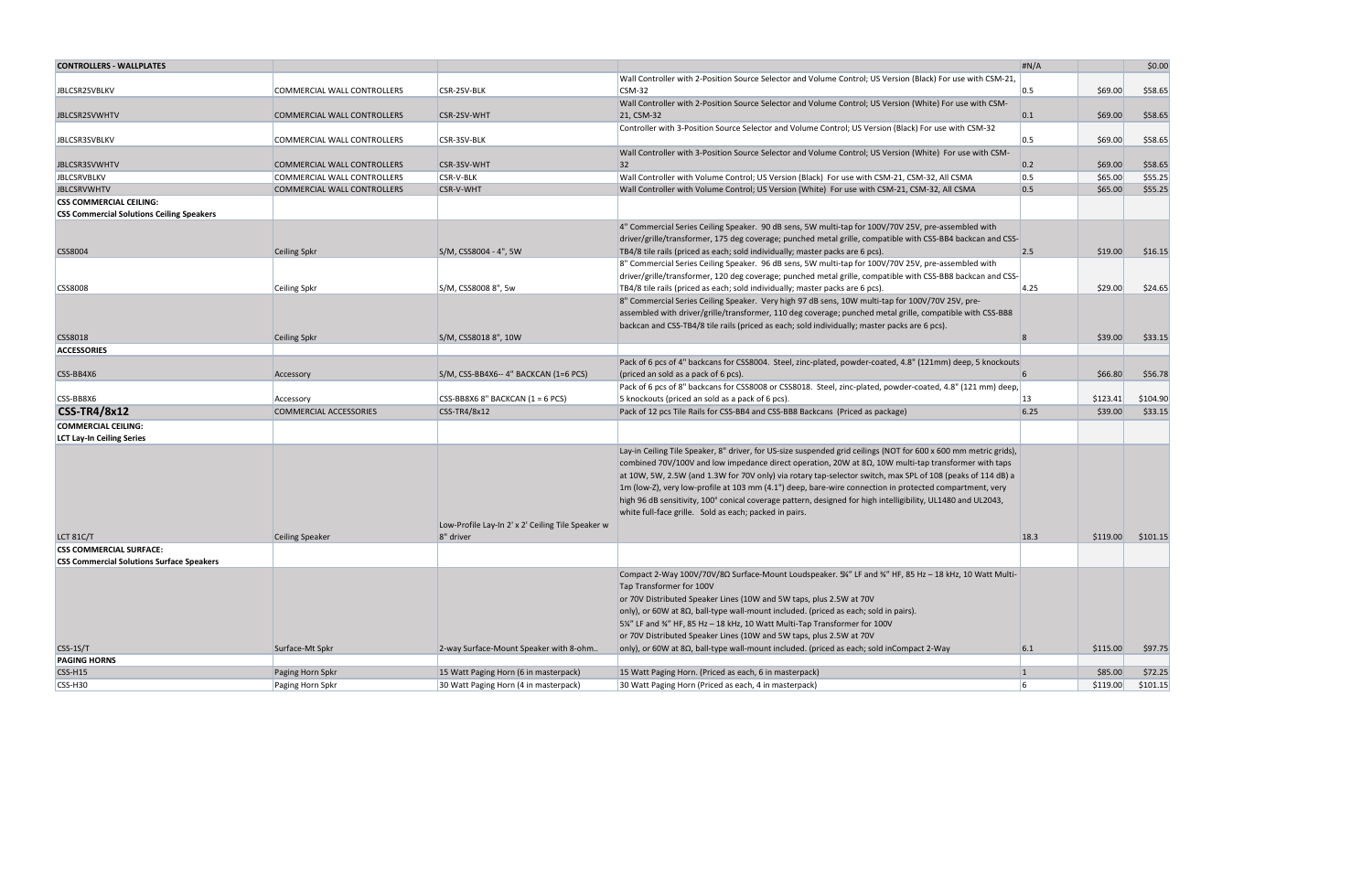| | | | | | | |
|---|---|---|---|---|---|---|
| **CONTROLLERS - WALLPLATES** | | | | #N/A | | $0.00 |
| JBLCSR2SVBLKV | COMMERCIAL WALL CONTROLLERS | CSR-2SV-BLK | Wall Controller with 2-Position Source Selector and Volume Control; US Version (Black) For use with CSM-21, CSM-32 | 0.5 | $69.00 | $58.65 |
| JBLCSR2SVWHTV | COMMERCIAL WALL CONTROLLERS | CSR-2SV-WHT | Wall Controller with 2-Position Source Selector and Volume Control; US Version (White) For use with CSM-21, CSM-32 | 0.1 | $69.00 | $58.65 |
| JBLCSR3SVBLKV | COMMERCIAL WALL CONTROLLERS | CSR-3SV-BLK | Controller with 3-Position Source Selector and Volume Control; US Version (Black) For use with CSM-32 | 0.5 | $69.00 | $58.65 |
| JBLCSR3SVWHTV | COMMERCIAL WALL CONTROLLERS | CSR-3SV-WHT | Wall Controller with 3-Position Source Selector and Volume Control; US Version (White) For use with CSM-32 | 0.2 | $69.00 | $58.65 |
| JBLCSRVBLKV | COMMERCIAL WALL CONTROLLERS | CSR-V-BLK | Wall Controller with Volume Control; US Version (Black) For use with CSM-21, CSM-32, All CSMA | 0.5 | $65.00 | $55.25 |
| JBLCSRVWHTV | COMMERCIAL WALL CONTROLLERS | CSR-V-WHT | Wall Controller with Volume Control; US Version (White) For use with CSM-21, CSM-32, All CSMA | 0.5 | $65.00 | $55.25 |
| **CSS COMMERCIAL CEILING:** **CSS Commercial Solutions Ceiling Speakers** | | | | | | |
| CSS8004 | Ceiling Spkr | S/M, CSS8004 - 4", 5W | 4" Commercial Series Ceiling Speaker. 90 dB sens, 5W multi-tap for 100V/70V 25V, pre-assembled with driver/grille/transformer, 175 deg coverage; punched metal grille, compatible with CSS-BB4 backcan and CSS-TB4/8 tile rails (priced as each; sold individually; master packs are 6 pcs). | 2.5 | $19.00 | $16.15 |
| CSS8008 | Ceiling Spkr | S/M, CSS8008 8", 5w | 8" Commercial Series Ceiling Speaker. 96 dB sens, 5W multi-tap for 100V/70V 25V, pre-assembled with driver/grille/transformer, 120 deg coverage; punched metal grille, compatible with CSS-BB8 backcan and CSS-TB4/8 tile rails (priced as each; sold individually; master packs are 6 pcs). | 4.25 | $29.00 | $24.65 |
| CSS8018 | Ceiling Spkr | S/M, CSS8018 8", 10W | 8" Commercial Series Ceiling Speaker. Very high 97 dB sens, 10W multi-tap for 100V/70V 25V, pre-assembled with driver/grille/transformer, 110 deg coverage; punched metal grille, compatible with CSS-BB8 backcan and CSS-TB4/8 tile rails (priced as each; sold individually; master packs are 6 pcs). | 8 | $39.00 | $33.15 |
| **ACCESSORIES** | | | | | | |
| CSS-BB4X6 | Accessory | S/M, CSS-BB4X6-- 4" BACKCAN (1=6 PCS) | Pack of 6 pcs of 4" backcans for CSS8004. Steel, zinc-plated, powder-coated, 4.8" (121mm) deep, 5 knockouts (priced an sold as a pack of 6 pcs). | 6 | $66.80 | $56.78 |
| CSS-BB8X6 | Accessory | CSS-BB8X6 8" BACKCAN (1 = 6 PCS) | Pack of 6 pcs of 8" backcans for CSS8008 or CSS8018. Steel, zinc-plated, powder-coated, 4.8" (121 mm) deep, 5 knockouts (priced an sold as a pack of 6 pcs). | 13 | $123.41 | $104.90 |
| **CSS-TR4/8x12** | COMMERCIAL ACCESSORIES | CSS-TR4/8x12 | Pack of 12 pcs Tile Rails for CSS-BB4 and CSS-BB8 Backcans (Priced as package) | 6.25 | $39.00 | $33.15 |
| **COMMERCIAL CEILING:** **LCT Lay-In Ceiling Series** | | | | | | |
| LCT 81C/T | Ceiling Speaker | Low-Profile Lay-In 2' x 2' Ceiling Tile Speaker w 8" driver | Lay-in Ceiling Tile Speaker, 8" driver, for US-size suspended grid ceilings (NOT for 600 x 600 mm metric grids), combined 70V/100V and low impedance direct operation, 20W at 8Ω, 10W multi-tap transformer with taps at 10W, 5W, 2.5W (and 1.3W for 70V only) via rotary tap-selector switch, max SPL of 108 (peaks of 114 dB) a 1m (low-Z), very low-profile at 103 mm (4.1") deep, bare-wire connection in protected compartment, very high 96 dB sensitivity, 100° conical coverage pattern, designed for high intelligibility, UL1480 and UL2043, white full-face grille. Sold as each; packed in pairs. | 18.3 | $119.00 | $101.15 |
| **CSS COMMERCIAL SURFACE:** **CSS Commercial Solutions Surface Speakers** | | | | | | |
| CSS-1S/T | Surface-Mt Spkr | 2-way Surface-Mount Speaker with 8-ohm.. | Compact 2-Way 100V/70V/8Ω Surface-Mount Loudspeaker. 5¼" LF and ¾" HF, 85 Hz – 18 kHz, 10 Watt Multi-Tap Transformer for 100V or 70V Distributed Speaker Lines (10W and 5W taps, plus 2.5W at 70V only), or 60W at 8Ω, ball-type wall-mount included. (priced as each; sold in pairs). 5¼" LF and ¾" HF, 85 Hz – 18 kHz, 10 Watt Multi-Tap Transformer for 100V or 70V Distributed Speaker Lines (10W and 5W taps, plus 2.5W at 70V only), or 60W at 8Ω, ball-type wall-mount included. (priced as each; sold inCompact 2-Way | 6.1 | $115.00 | $97.75 |
| **PAGING HORNS** | | | | | | |
| CSS-H15 | Paging Horn Spkr | 15 Watt Paging Horn (6 in masterpack) | 15 Watt Paging Horn. (Priced as each, 6 in masterpack) | 1 | $85.00 | $72.25 |
| CSS-H30 | Paging Horn Spkr | 30 Watt Paging Horn (4 in masterpack) | 30 Watt Paging Horn (Priced as each, 4 in masterpack) | 6 | $119.00 | $101.15 |